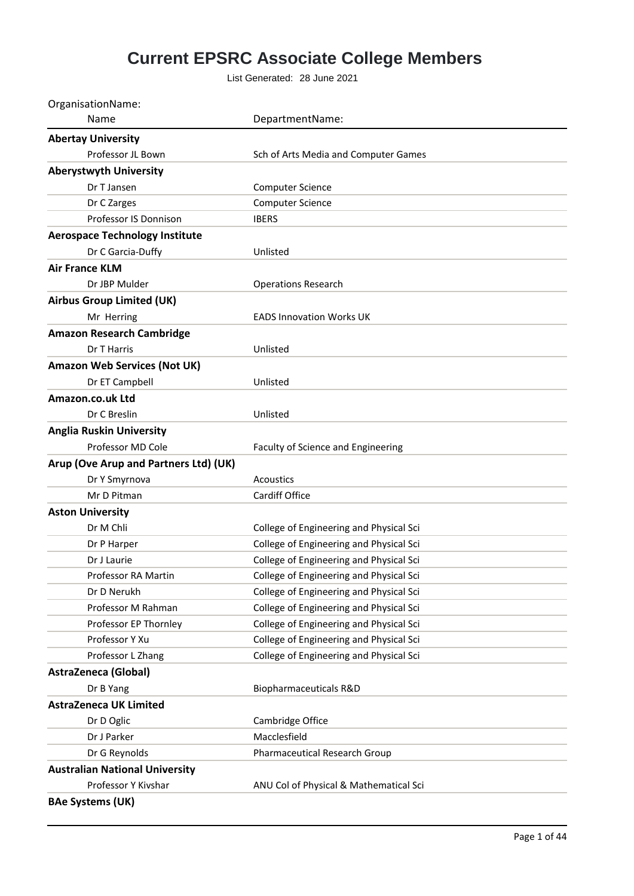# Current EPSRC Associate College Members

List Generated: 28 June 2021

| OrganisationName: Name | DepartmentName: |
|---|---|
| **Abertay University** | |
| Professor JL Bown | Sch of Arts Media and Computer Games |
| **Aberystwyth University** | |
| Dr T Jansen | Computer Science |
| Dr C Zarges | Computer Science |
| Professor IS Donnison | IBERS |
| **Aerospace Technology Institute** | |
| Dr C Garcia-Duffy | Unlisted |
| **Air France KLM** | |
| Dr JBP Mulder | Operations Research |
| **Airbus Group Limited (UK)** | |
| Mr Herring | EADS Innovation Works UK |
| **Amazon Research Cambridge** | |
| Dr T Harris | Unlisted |
| **Amazon Web Services (Not UK)** | |
| Dr ET Campbell | Unlisted |
| **Amazon.co.uk Ltd** | |
| Dr C Breslin | Unlisted |
| **Anglia Ruskin University** | |
| Professor MD Cole | Faculty of Science and Engineering |
| **Arup (Ove Arup and Partners Ltd) (UK)** | |
| Dr Y Smyrnova | Acoustics |
| Mr D Pitman | Cardiff Office |
| **Aston University** | |
| Dr M Chli | College of Engineering and Physical Sci |
| Dr P Harper | College of Engineering and Physical Sci |
| Dr J Laurie | College of Engineering and Physical Sci |
| Professor RA Martin | College of Engineering and Physical Sci |
| Dr D Nerukh | College of Engineering and Physical Sci |
| Professor M Rahman | College of Engineering and Physical Sci |
| Professor EP Thornley | College of Engineering and Physical Sci |
| Professor Y Xu | College of Engineering and Physical Sci |
| Professor L Zhang | College of Engineering and Physical Sci |
| **AstraZeneca (Global)** | |
| Dr B Yang | Biopharmaceuticals R&D |
| **AstraZeneca UK Limited** | |
| Dr D Oglic | Cambridge Office |
| Dr J Parker | Macclesfield |
| Dr G Reynolds | Pharmaceutical Research Group |
| **Australian National University** | |
| Professor Y Kivshar | ANU Col of Physical & Mathematical Sci |
| **BAe Systems (UK)** | |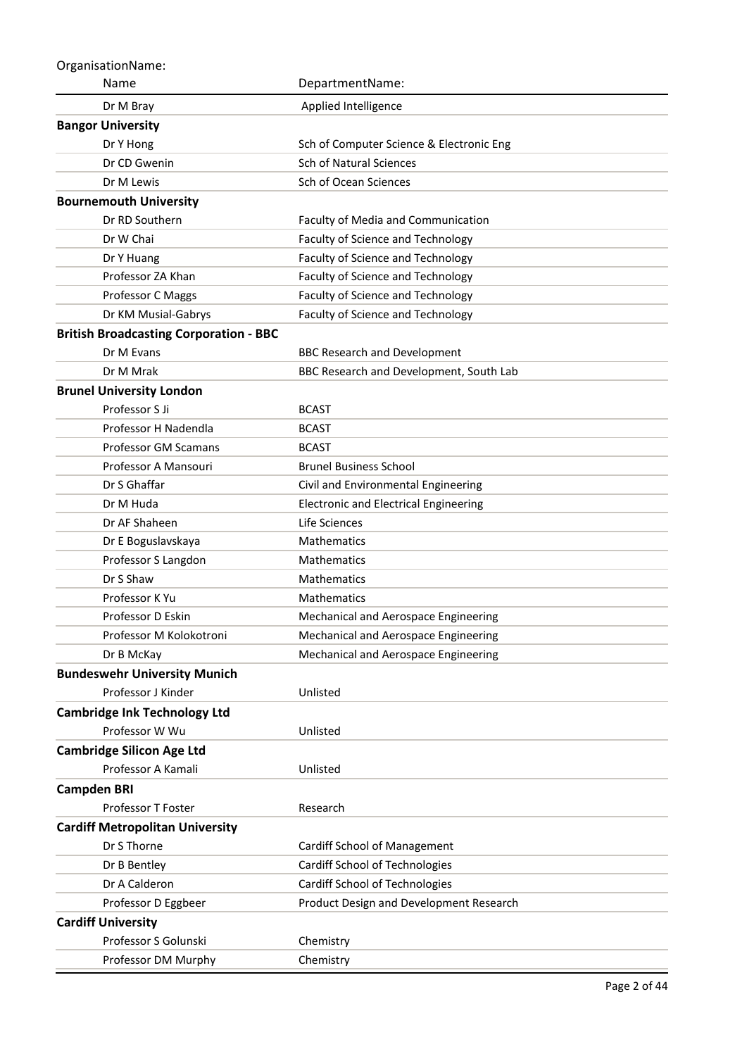| OrganisationName: | |
|---|---|
| Name | DepartmentName: |
| Dr M Bray | Applied Intelligence |
| **Bangor University** | |
| Dr Y Hong | Sch of Computer Science & Electronic Eng |
| Dr CD Gwenin | Sch of Natural Sciences |
| Dr M Lewis | Sch of Ocean Sciences |
| **Bournemouth University** | |
| Dr RD Southern | Faculty of Media and Communication |
| Dr W Chai | Faculty of Science and Technology |
| Dr Y Huang | Faculty of Science and Technology |
| Professor ZA Khan | Faculty of Science and Technology |
| Professor C Maggs | Faculty of Science and Technology |
| Dr KM Musial-Gabrys | Faculty of Science and Technology |
| **British Broadcasting Corporation - BBC** | |
| Dr M Evans | BBC Research and Development |
| Dr M Mrak | BBC Research and Development, South Lab |
| **Brunel University London** | |
| Professor S Ji | BCAST |
| Professor H Nadendla | BCAST |
| Professor GM Scamans | BCAST |
| Professor A Mansouri | Brunel Business School |
| Dr S Ghaffar | Civil and Environmental Engineering |
| Dr M Huda | Electronic and Electrical Engineering |
| Dr AF Shaheen | Life Sciences |
| Dr E Boguslavskaya | Mathematics |
| Professor S Langdon | Mathematics |
| Dr S Shaw | Mathematics |
| Professor K Yu | Mathematics |
| Professor D Eskin | Mechanical and Aerospace Engineering |
| Professor M Kolokotroni | Mechanical and Aerospace Engineering |
| Dr B McKay | Mechanical and Aerospace Engineering |
| **Bundeswehr University Munich** | |
| Professor J Kinder | Unlisted |
| **Cambridge Ink Technology Ltd** | |
| Professor W Wu | Unlisted |
| **Cambridge Silicon Age Ltd** | |
| Professor A Kamali | Unlisted |
| **Campden BRI** | |
| Professor T Foster | Research |
| **Cardiff Metropolitan University** | |
| Dr S Thorne | Cardiff School of Management |
| Dr B Bentley | Cardiff School of Technologies |
| Dr A Calderon | Cardiff School of Technologies |
| Professor D Eggbeer | Product Design and Development Research |
| **Cardiff University** | |
| Professor S Golunski | Chemistry |
| Professor DM Murphy | Chemistry |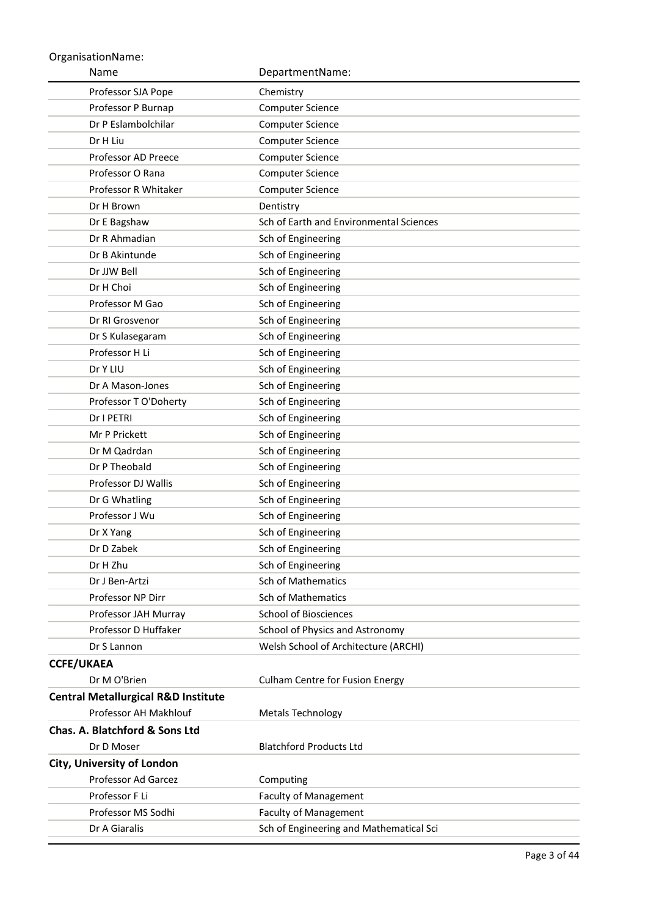OrganisationName:

| Name | DepartmentName: |
|---|---|
| Professor SJA Pope | Chemistry |
| Professor P Burnap | Computer Science |
| Dr P Eslambolchilar | Computer Science |
| Dr H Liu | Computer Science |
| Professor AD Preece | Computer Science |
| Professor O Rana | Computer Science |
| Professor R Whitaker | Computer Science |
| Dr H Brown | Dentistry |
| Dr E Bagshaw | Sch of Earth and Environmental Sciences |
| Dr R Ahmadian | Sch of Engineering |
| Dr B Akintunde | Sch of Engineering |
| Dr JJW Bell | Sch of Engineering |
| Dr H Choi | Sch of Engineering |
| Professor M Gao | Sch of Engineering |
| Dr RI Grosvenor | Sch of Engineering |
| Dr S Kulasegaram | Sch of Engineering |
| Professor H Li | Sch of Engineering |
| Dr Y LIU | Sch of Engineering |
| Dr A Mason-Jones | Sch of Engineering |
| Professor T O'Doherty | Sch of Engineering |
| Dr I PETRI | Sch of Engineering |
| Mr P Prickett | Sch of Engineering |
| Dr M Qadrdan | Sch of Engineering |
| Dr P Theobald | Sch of Engineering |
| Professor DJ Wallis | Sch of Engineering |
| Dr G Whatling | Sch of Engineering |
| Professor J Wu | Sch of Engineering |
| Dr X Yang | Sch of Engineering |
| Dr D Zabek | Sch of Engineering |
| Dr H Zhu | Sch of Engineering |
| Dr J Ben-Artzi | Sch of Mathematics |
| Professor NP Dirr | Sch of Mathematics |
| Professor JAH Murray | School of Biosciences |
| Professor D Huffaker | School of Physics and Astronomy |
| Dr S Lannon | Welsh School of Architecture (ARCHI) |
| **CCFE/UKAEA** | |
| Dr M O'Brien | Culham Centre for Fusion Energy |
| **Central Metallurgical R&D Institute** | |
| Professor AH Makhlouf | Metals Technology |
| **Chas. A. Blatchford & Sons Ltd** | |
| Dr D Moser | Blatchford Products Ltd |
| **City, University of London** | |
| Professor Ad Garcez | Computing |
| Professor F Li | Faculty of Management |
| Professor MS Sodhi | Faculty of Management |
| Dr A Giaralis | Sch of Engineering and Mathematical Sci |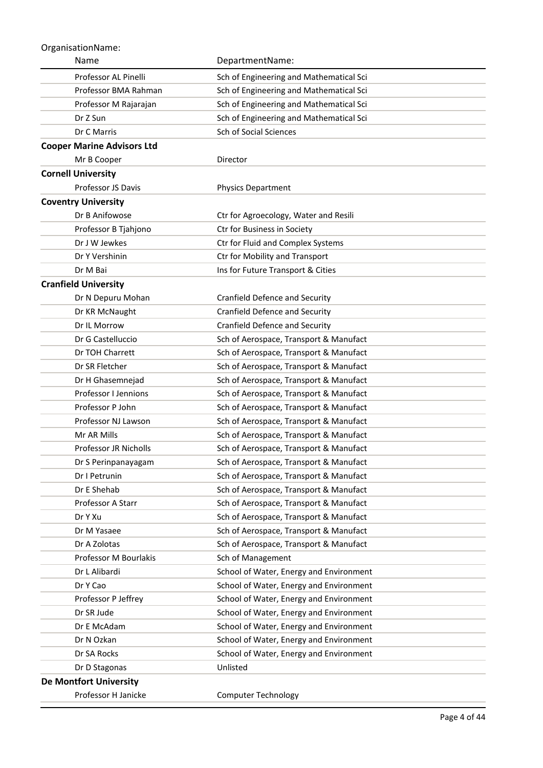| OrganisationName: | |
|---|---|
| Name | DepartmentName: |
| Professor AL Pinelli | Sch of Engineering and Mathematical Sci |
| Professor BMA Rahman | Sch of Engineering and Mathematical Sci |
| Professor M Rajarajan | Sch of Engineering and Mathematical Sci |
| Dr Z Sun | Sch of Engineering and Mathematical Sci |
| Dr C Marris | Sch of Social Sciences |
| **Cooper Marine Advisors Ltd** | |
| Mr B Cooper | Director |
| **Cornell University** | |
| Professor JS Davis | Physics Department |
| **Coventry University** | |
| Dr B Anifowose | Ctr for Agroecology, Water and Resili |
| Professor B Tjahjono | Ctr for Business in Society |
| Dr J W Jewkes | Ctr for Fluid and Complex Systems |
| Dr Y Vershinin | Ctr for Mobility and Transport |
| Dr M Bai | Ins for Future Transport & Cities |
| **Cranfield University** | |
| Dr N Depuru Mohan | Cranfield Defence and Security |
| Dr KR McNaught | Cranfield Defence and Security |
| Dr IL Morrow | Cranfield Defence and Security |
| Dr G Castelluccio | Sch of Aerospace, Transport & Manufact |
| Dr TOH Charrett | Sch of Aerospace, Transport & Manufact |
| Dr SR Fletcher | Sch of Aerospace, Transport & Manufact |
| Dr H Ghasemnejad | Sch of Aerospace, Transport & Manufact |
| Professor I Jennions | Sch of Aerospace, Transport & Manufact |
| Professor P John | Sch of Aerospace, Transport & Manufact |
| Professor NJ Lawson | Sch of Aerospace, Transport & Manufact |
| Mr AR Mills | Sch of Aerospace, Transport & Manufact |
| Professor JR Nicholls | Sch of Aerospace, Transport & Manufact |
| Dr S Perinpanayagam | Sch of Aerospace, Transport & Manufact |
| Dr I Petrunin | Sch of Aerospace, Transport & Manufact |
| Dr E Shehab | Sch of Aerospace, Transport & Manufact |
| Professor A Starr | Sch of Aerospace, Transport & Manufact |
| Dr Y Xu | Sch of Aerospace, Transport & Manufact |
| Dr M Yasaee | Sch of Aerospace, Transport & Manufact |
| Dr A Zolotas | Sch of Aerospace, Transport & Manufact |
| Professor M Bourlakis | Sch of Management |
| Dr L Alibardi | School of Water, Energy and Environment |
| Dr Y Cao | School of Water, Energy and Environment |
| Professor P Jeffrey | School of Water, Energy and Environment |
| Dr SR Jude | School of Water, Energy and Environment |
| Dr E McAdam | School of Water, Energy and Environment |
| Dr N Ozkan | School of Water, Energy and Environment |
| Dr SA Rocks | School of Water, Energy and Environment |
| Dr D Stagonas | Unlisted |
| **De Montfort University** | |
| Professor H Janicke | Computer Technology |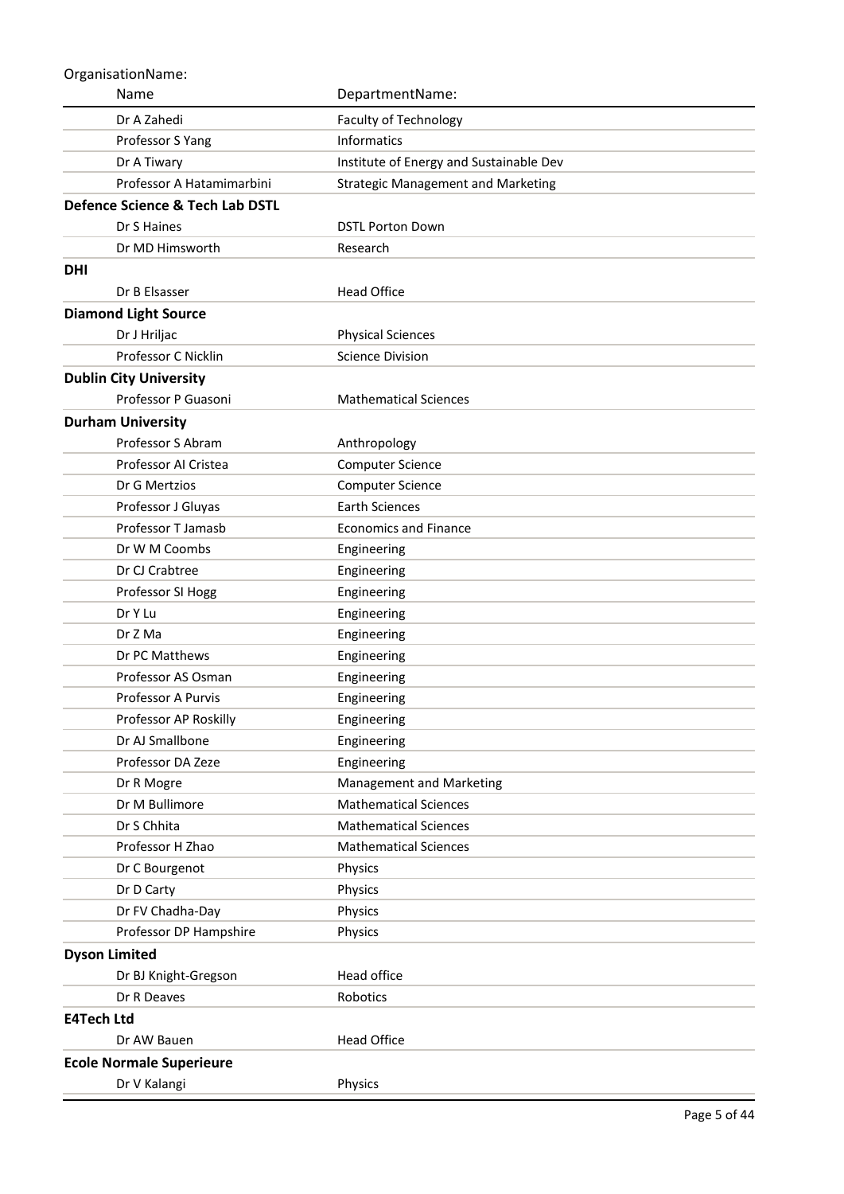OrganisationName:

| Name | DepartmentName: |
| --- | --- |
| Dr A Zahedi | Faculty of Technology |
| Professor S Yang | Informatics |
| Dr A Tiwary | Institute of Energy and Sustainable Dev |
| Professor A Hatamimarbini | Strategic Management and Marketing |
| **Defence Science & Tech Lab DSTL** | |
| Dr S Haines | DSTL Porton Down |
| Dr MD Himsworth | Research |
| **DHI** | |
| Dr B Elsasser | Head Office |
| **Diamond Light Source** | |
| Dr J Hriljac | Physical Sciences |
| Professor C Nicklin | Science Division |
| **Dublin City University** | |
| Professor P Guasoni | Mathematical Sciences |
| **Durham University** | |
| Professor S Abram | Anthropology |
| Professor AI Cristea | Computer Science |
| Dr G Mertzios | Computer Science |
| Professor J Gluyas | Earth Sciences |
| Professor T Jamasb | Economics and Finance |
| Dr W M Coombs | Engineering |
| Dr CJ Crabtree | Engineering |
| Professor SI Hogg | Engineering |
| Dr Y Lu | Engineering |
| Dr Z Ma | Engineering |
| Dr PC Matthews | Engineering |
| Professor AS Osman | Engineering |
| Professor A Purvis | Engineering |
| Professor AP Roskilly | Engineering |
| Dr AJ Smallbone | Engineering |
| Professor DA Zeze | Engineering |
| Dr R Mogre | Management and Marketing |
| Dr M Bullimore | Mathematical Sciences |
| Dr S Chhita | Mathematical Sciences |
| Professor H Zhao | Mathematical Sciences |
| Dr C Bourgenot | Physics |
| Dr D Carty | Physics |
| Dr FV Chadha-Day | Physics |
| Professor DP Hampshire | Physics |
| **Dyson Limited** | |
| Dr BJ Knight-Gregson | Head office |
| Dr R Deaves | Robotics |
| **E4Tech Ltd** | |
| Dr AW Bauen | Head Office |
| **Ecole Normale Superieure** | |
| Dr V Kalangi | Physics |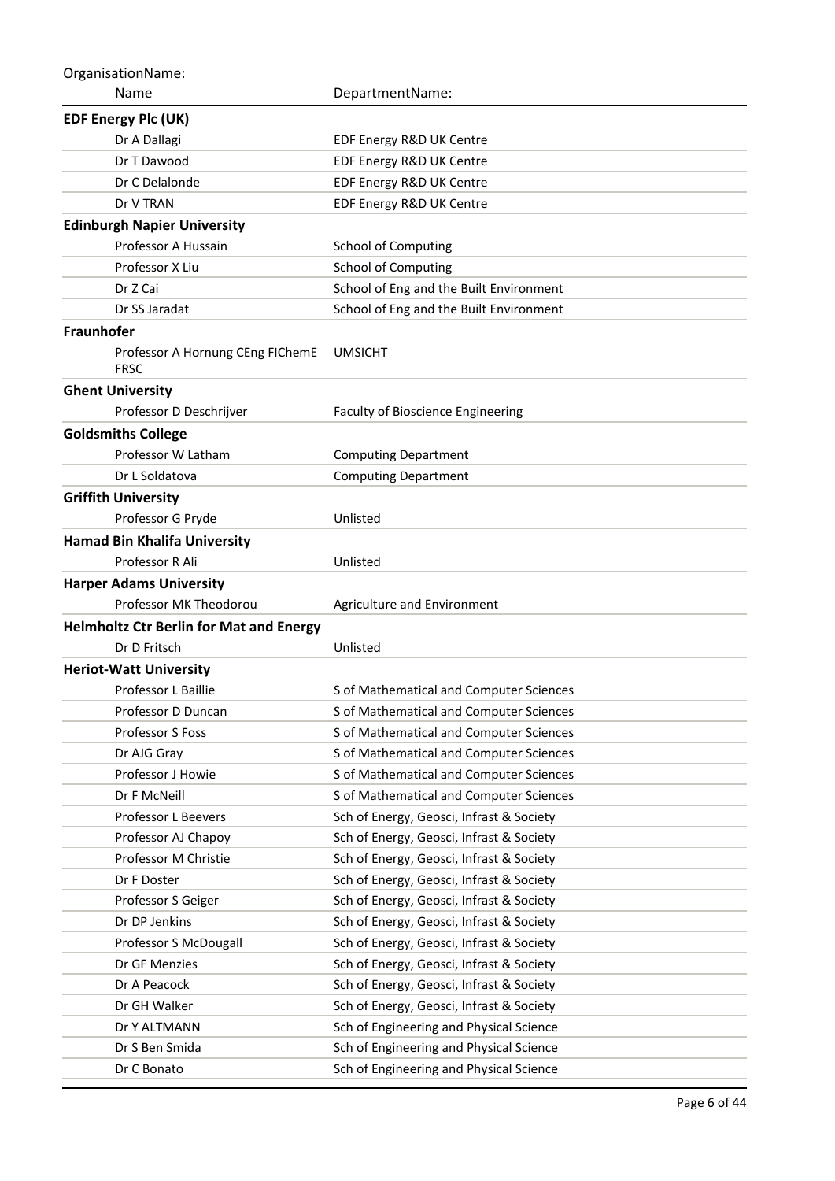| OrganisationName: Name | DepartmentName: |
|---|---|
| **EDF Energy Plc (UK)** | |
| Dr A Dallagi | EDF Energy R&D UK Centre |
| Dr T Dawood | EDF Energy R&D UK Centre |
| Dr C Delalonde | EDF Energy R&D UK Centre |
| Dr V TRAN | EDF Energy R&D UK Centre |
| **Edinburgh Napier University** | |
| Professor A Hussain | School of Computing |
| Professor X Liu | School of Computing |
| Dr Z Cai | School of Eng and the Built Environment |
| Dr SS Jaradat | School of Eng and the Built Environment |
| **Fraunhofer** | |
| Professor A Hornung CEng FIChemE FRSC | UMSICHT |
| **Ghent University** | |
| Professor D Deschrijver | Faculty of Bioscience Engineering |
| **Goldsmiths College** | |
| Professor W Latham | Computing Department |
| Dr L Soldatova | Computing Department |
| **Griffith University** | |
| Professor G Pryde | Unlisted |
| **Hamad Bin Khalifa University** | |
| Professor R Ali | Unlisted |
| **Harper Adams University** | |
| Professor MK Theodorou | Agriculture and Environment |
| **Helmholtz Ctr Berlin for Mat and Energy** | |
| Dr D Fritsch | Unlisted |
| **Heriot-Watt University** | |
| Professor L Baillie | S of Mathematical and Computer Sciences |
| Professor D Duncan | S of Mathematical and Computer Sciences |
| Professor S Foss | S of Mathematical and Computer Sciences |
| Dr AJG Gray | S of Mathematical and Computer Sciences |
| Professor J Howie | S of Mathematical and Computer Sciences |
| Dr F McNeill | S of Mathematical and Computer Sciences |
| Professor L Beevers | Sch of Energy, Geosci, Infrast & Society |
| Professor AJ Chapoy | Sch of Energy, Geosci, Infrast & Society |
| Professor M Christie | Sch of Energy, Geosci, Infrast & Society |
| Dr F Doster | Sch of Energy, Geosci, Infrast & Society |
| Professor S Geiger | Sch of Energy, Geosci, Infrast & Society |
| Dr DP Jenkins | Sch of Energy, Geosci, Infrast & Society |
| Professor S McDougall | Sch of Energy, Geosci, Infrast & Society |
| Dr GF Menzies | Sch of Energy, Geosci, Infrast & Society |
| Dr A Peacock | Sch of Energy, Geosci, Infrast & Society |
| Dr GH Walker | Sch of Energy, Geosci, Infrast & Society |
| Dr Y ALTMANN | Sch of Engineering and Physical Science |
| Dr S Ben Smida | Sch of Engineering and Physical Science |
| Dr C Bonato | Sch of Engineering and Physical Science |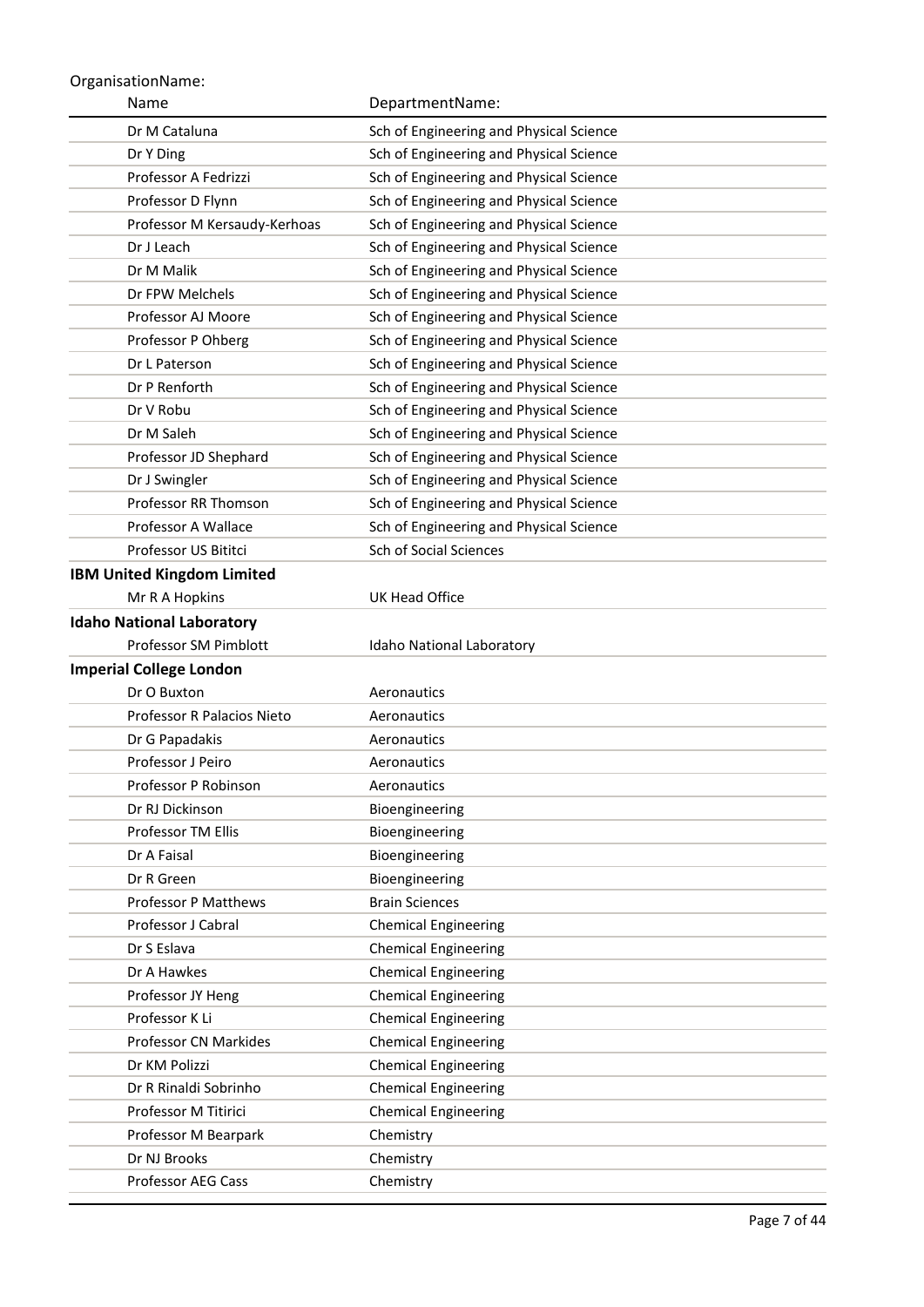OrganisationName:

| Name | DepartmentName: |
|---|---|
| Dr M Cataluna | Sch of Engineering and Physical Science |
| Dr Y Ding | Sch of Engineering and Physical Science |
| Professor A Fedrizzi | Sch of Engineering and Physical Science |
| Professor D Flynn | Sch of Engineering and Physical Science |
| Professor M Kersaudy-Kerhoas | Sch of Engineering and Physical Science |
| Dr J Leach | Sch of Engineering and Physical Science |
| Dr M Malik | Sch of Engineering and Physical Science |
| Dr FPW Melchels | Sch of Engineering and Physical Science |
| Professor AJ Moore | Sch of Engineering and Physical Science |
| Professor P Ohberg | Sch of Engineering and Physical Science |
| Dr L Paterson | Sch of Engineering and Physical Science |
| Dr P Renforth | Sch of Engineering and Physical Science |
| Dr V Robu | Sch of Engineering and Physical Science |
| Dr M Saleh | Sch of Engineering and Physical Science |
| Professor JD Shephard | Sch of Engineering and Physical Science |
| Dr J Swingler | Sch of Engineering and Physical Science |
| Professor RR Thomson | Sch of Engineering and Physical Science |
| Professor A Wallace | Sch of Engineering and Physical Science |
| Professor US Bititci | Sch of Social Sciences |
| **IBM United Kingdom Limited** | |
| Mr R A Hopkins | UK Head Office |
| **Idaho National Laboratory** | |
| Professor SM Pimblott | Idaho National Laboratory |
| **Imperial College London** | |
| Dr O Buxton | Aeronautics |
| Professor R Palacios Nieto | Aeronautics |
| Dr G Papadakis | Aeronautics |
| Professor J Peiro | Aeronautics |
| Professor P Robinson | Aeronautics |
| Dr RJ Dickinson | Bioengineering |
| Professor TM Ellis | Bioengineering |
| Dr A Faisal | Bioengineering |
| Dr R Green | Bioengineering |
| Professor P Matthews | Brain Sciences |
| Professor J Cabral | Chemical Engineering |
| Dr S Eslava | Chemical Engineering |
| Dr A Hawkes | Chemical Engineering |
| Professor JY Heng | Chemical Engineering |
| Professor K Li | Chemical Engineering |
| Professor CN Markides | Chemical Engineering |
| Dr KM Polizzi | Chemical Engineering |
| Dr R Rinaldi Sobrinho | Chemical Engineering |
| Professor M Titirici | Chemical Engineering |
| Professor M Bearpark | Chemistry |
| Dr NJ Brooks | Chemistry |
| Professor AEG Cass | Chemistry |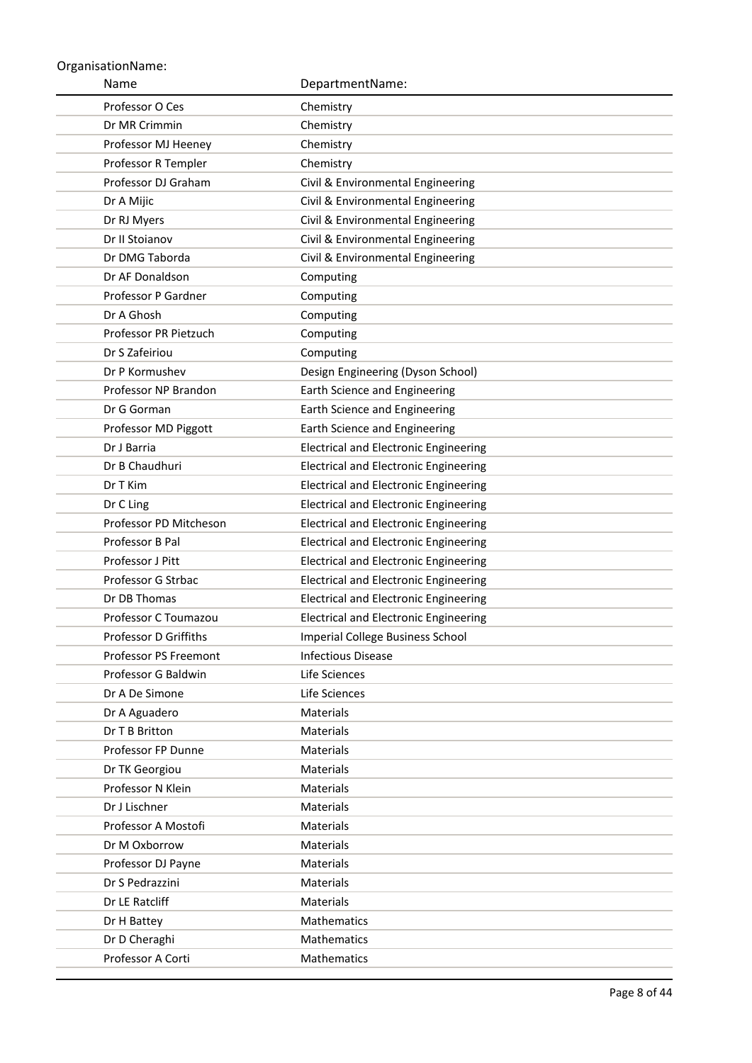OrganisationName:

| Name | DepartmentName: |
|---|---|
| Professor O Ces | Chemistry |
| Dr MR Crimmin | Chemistry |
| Professor MJ Heeney | Chemistry |
| Professor R Templer | Chemistry |
| Professor DJ Graham | Civil & Environmental Engineering |
| Dr A Mijic | Civil & Environmental Engineering |
| Dr RJ Myers | Civil & Environmental Engineering |
| Dr II Stoianov | Civil & Environmental Engineering |
| Dr DMG Taborda | Civil & Environmental Engineering |
| Dr AF Donaldson | Computing |
| Professor P Gardner | Computing |
| Dr A Ghosh | Computing |
| Professor PR Pietzuch | Computing |
| Dr S Zafeiriou | Computing |
| Dr P Kormushev | Design Engineering (Dyson School) |
| Professor NP Brandon | Earth Science and Engineering |
| Dr G Gorman | Earth Science and Engineering |
| Professor MD Piggott | Earth Science and Engineering |
| Dr J Barria | Electrical and Electronic Engineering |
| Dr B Chaudhuri | Electrical and Electronic Engineering |
| Dr T Kim | Electrical and Electronic Engineering |
| Dr C Ling | Electrical and Electronic Engineering |
| Professor PD Mitcheson | Electrical and Electronic Engineering |
| Professor B Pal | Electrical and Electronic Engineering |
| Professor J Pitt | Electrical and Electronic Engineering |
| Professor G Strbac | Electrical and Electronic Engineering |
| Dr DB Thomas | Electrical and Electronic Engineering |
| Professor C Toumazou | Electrical and Electronic Engineering |
| Professor D Griffiths | Imperial College Business School |
| Professor PS Freemont | Infectious Disease |
| Professor G Baldwin | Life Sciences |
| Dr A De Simone | Life Sciences |
| Dr A Aguadero | Materials |
| Dr T B Britton | Materials |
| Professor FP Dunne | Materials |
| Dr TK Georgiou | Materials |
| Professor N Klein | Materials |
| Dr J Lischner | Materials |
| Professor A Mostofi | Materials |
| Dr M Oxborrow | Materials |
| Professor DJ Payne | Materials |
| Dr S Pedrazzini | Materials |
| Dr LE Ratcliff | Materials |
| Dr H Battey | Mathematics |
| Dr D Cheraghi | Mathematics |
| Professor A Corti | Mathematics |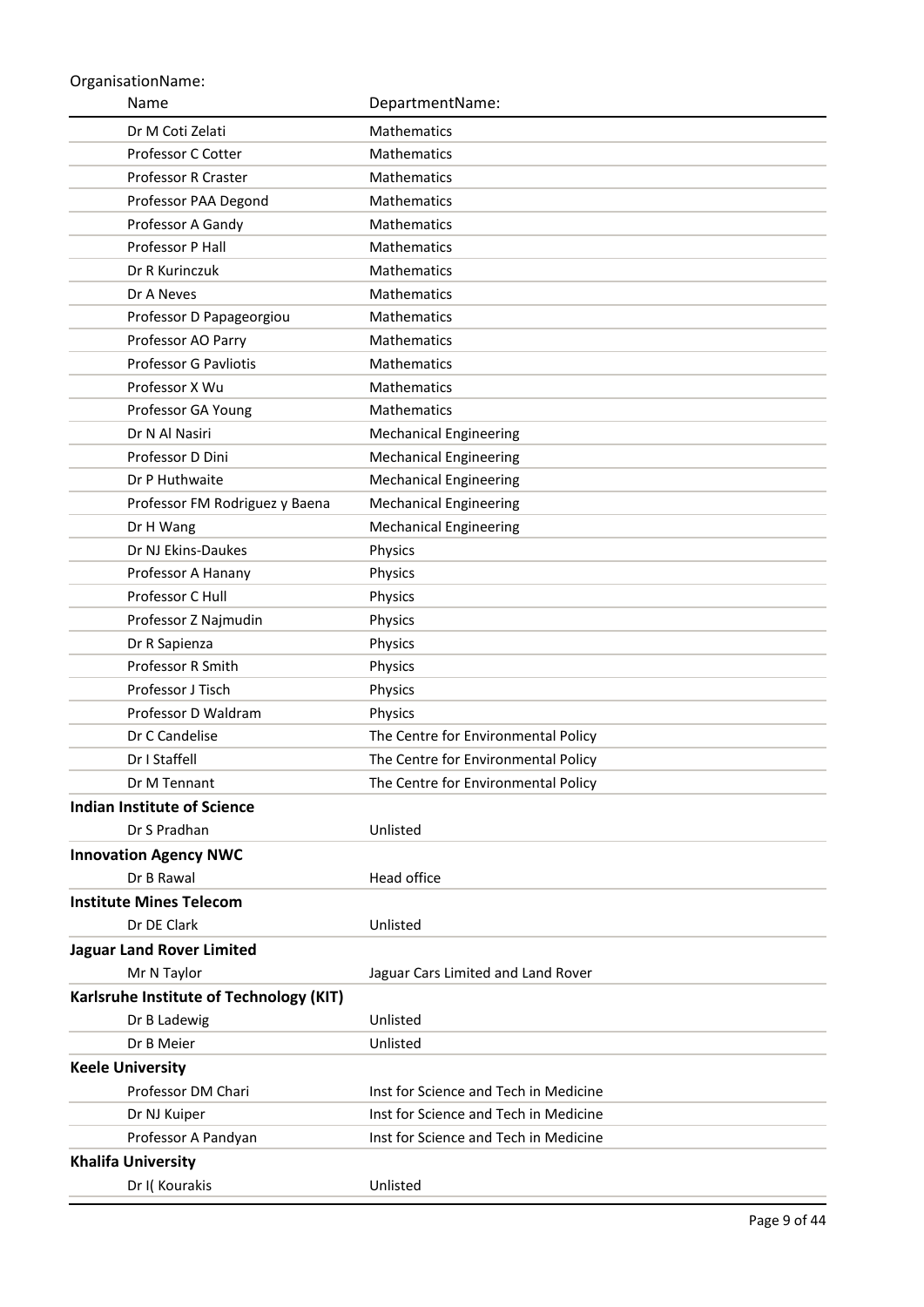OrganisationName:

| Name | DepartmentName: |
|---|---|
| Dr M Coti Zelati | Mathematics |
| Professor C Cotter | Mathematics |
| Professor R Craster | Mathematics |
| Professor PAA Degond | Mathematics |
| Professor A Gandy | Mathematics |
| Professor P Hall | Mathematics |
| Dr R Kurinczuk | Mathematics |
| Dr A Neves | Mathematics |
| Professor D Papageorgiou | Mathematics |
| Professor AO Parry | Mathematics |
| Professor G Pavliotis | Mathematics |
| Professor X Wu | Mathematics |
| Professor GA Young | Mathematics |
| Dr N Al Nasiri | Mechanical Engineering |
| Professor D Dini | Mechanical Engineering |
| Dr P Huthwaite | Mechanical Engineering |
| Professor FM Rodriguez y Baena | Mechanical Engineering |
| Dr H Wang | Mechanical Engineering |
| Dr NJ Ekins-Daukes | Physics |
| Professor A Hanany | Physics |
| Professor C Hull | Physics |
| Professor Z Najmudin | Physics |
| Dr R Sapienza | Physics |
| Professor R Smith | Physics |
| Professor J Tisch | Physics |
| Professor D Waldram | Physics |
| Dr C Candelise | The Centre for Environmental Policy |
| Dr I Staffell | The Centre for Environmental Policy |
| Dr M Tennant | The Centre for Environmental Policy |
| **Indian Institute of Science** | |
| Dr S Pradhan | Unlisted |
| **Innovation Agency NWC** | |
| Dr B Rawal | Head office |
| **Institute Mines Telecom** | |
| Dr DE Clark | Unlisted |
| **Jaguar Land Rover Limited** | |
| Mr N Taylor | Jaguar Cars Limited and Land Rover |
| **Karlsruhe Institute of Technology (KIT)** | |
| Dr B Ladewig | Unlisted |
| Dr B Meier | Unlisted |
| **Keele University** | |
| Professor DM Chari | Inst for Science and Tech in Medicine |
| Dr NJ Kuiper | Inst for Science and Tech in Medicine |
| Professor A Pandyan | Inst for Science and Tech in Medicine |
| **Khalifa University** | |
| Dr I( Kourakis | Unlisted |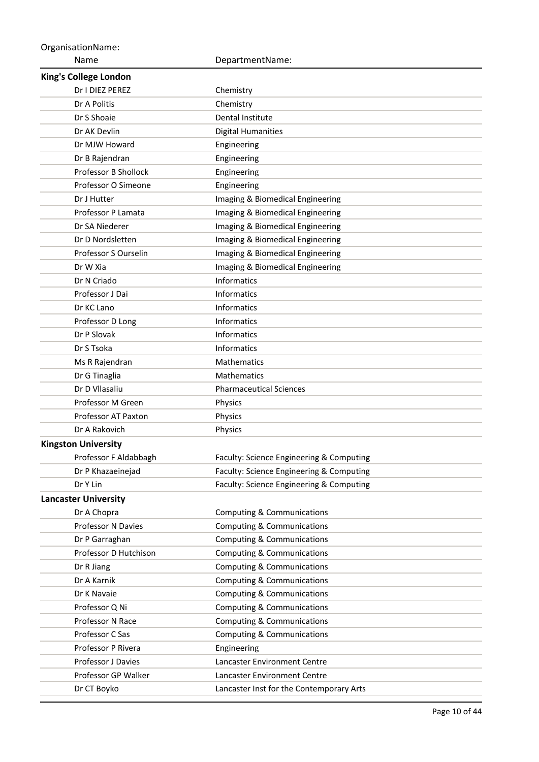| OrganisationName: Name | DepartmentName: |
|---|---|
| **King's College London** | |
| Dr I DIEZ PEREZ | Chemistry |
| Dr A Politis | Chemistry |
| Dr S Shoaie | Dental Institute |
| Dr AK Devlin | Digital Humanities |
| Dr MJW Howard | Engineering |
| Dr B Rajendran | Engineering |
| Professor B Shollock | Engineering |
| Professor O Simeone | Engineering |
| Dr J Hutter | Imaging & Biomedical Engineering |
| Professor P Lamata | Imaging & Biomedical Engineering |
| Dr SA Niederer | Imaging & Biomedical Engineering |
| Dr D Nordsletten | Imaging & Biomedical Engineering |
| Professor S Ourselin | Imaging & Biomedical Engineering |
| Dr W Xia | Imaging & Biomedical Engineering |
| Dr N Criado | Informatics |
| Professor J Dai | Informatics |
| Dr KC Lano | Informatics |
| Professor D Long | Informatics |
| Dr P Slovak | Informatics |
| Dr S Tsoka | Informatics |
| Ms R Rajendran | Mathematics |
| Dr G Tinaglia | Mathematics |
| Dr D Vllasaliu | Pharmaceutical Sciences |
| Professor M Green | Physics |
| Professor AT Paxton | Physics |
| Dr A Rakovich | Physics |
| **Kingston University** | |
| Professor F Aldabbagh | Faculty: Science Engineering & Computing |
| Dr P Khazaeinejad | Faculty: Science Engineering & Computing |
| Dr Y Lin | Faculty: Science Engineering & Computing |
| **Lancaster University** | |
| Dr A Chopra | Computing & Communications |
| Professor N Davies | Computing & Communications |
| Dr P Garraghan | Computing & Communications |
| Professor D Hutchison | Computing & Communications |
| Dr R Jiang | Computing & Communications |
| Dr A Karnik | Computing & Communications |
| Dr K Navaie | Computing & Communications |
| Professor Q Ni | Computing & Communications |
| Professor N Race | Computing & Communications |
| Professor C Sas | Computing & Communications |
| Professor P Rivera | Engineering |
| Professor J Davies | Lancaster Environment Centre |
| Professor GP Walker | Lancaster Environment Centre |
| Dr CT Boyko | Lancaster Inst for the Contemporary Arts |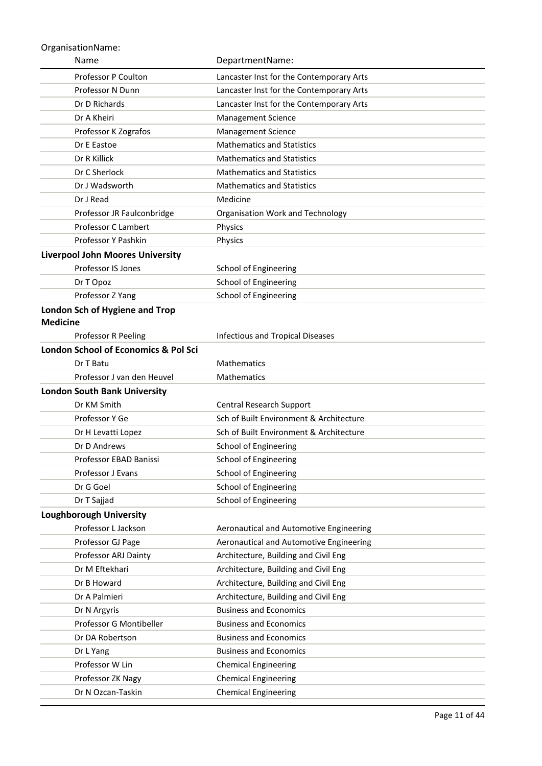| OrganisationName: Name | DepartmentName: |
| --- | --- |
| Professor P Coulton | Lancaster Inst for the Contemporary Arts |
| Professor N Dunn | Lancaster Inst for the Contemporary Arts |
| Dr D Richards | Lancaster Inst for the Contemporary Arts |
| Dr A Kheiri | Management Science |
| Professor K Zografos | Management Science |
| Dr E Eastoe | Mathematics and Statistics |
| Dr R Killick | Mathematics and Statistics |
| Dr C Sherlock | Mathematics and Statistics |
| Dr J Wadsworth | Mathematics and Statistics |
| Dr J Read | Medicine |
| Professor JR Faulconbridge | Organisation Work and Technology |
| Professor C Lambert | Physics |
| Professor Y Pashkin | Physics |
| **Liverpool John Moores University** | |
| Professor IS Jones | School of Engineering |
| Dr T Opoz | School of Engineering |
| Professor Z Yang | School of Engineering |
| **London Sch of Hygiene and Trop Medicine** | |
| Professor R Peeling | Infectious and Tropical Diseases |
| **London School of Economics & Pol Sci** | |
| Dr T Batu | Mathematics |
| Professor J van den Heuvel | Mathematics |
| **London South Bank University** | |
| Dr KM Smith | Central Research Support |
| Professor Y Ge | Sch of Built Environment & Architecture |
| Dr H Levatti Lopez | Sch of Built Environment & Architecture |
| Dr D Andrews | School of Engineering |
| Professor EBAD Banissi | School of Engineering |
| Professor J Evans | School of Engineering |
| Dr G Goel | School of Engineering |
| Dr T Sajjad | School of Engineering |
| **Loughborough University** | |
| Professor L Jackson | Aeronautical and Automotive Engineering |
| Professor GJ Page | Aeronautical and Automotive Engineering |
| Professor ARJ Dainty | Architecture, Building and Civil Eng |
| Dr M Eftekhari | Architecture, Building and Civil Eng |
| Dr B Howard | Architecture, Building and Civil Eng |
| Dr A Palmieri | Architecture, Building and Civil Eng |
| Dr N Argyris | Business and Economics |
| Professor G Montibeller | Business and Economics |
| Dr DA Robertson | Business and Economics |
| Dr L Yang | Business and Economics |
| Professor W Lin | Chemical Engineering |
| Professor ZK Nagy | Chemical Engineering |
| Dr N Ozcan-Taskin | Chemical Engineering |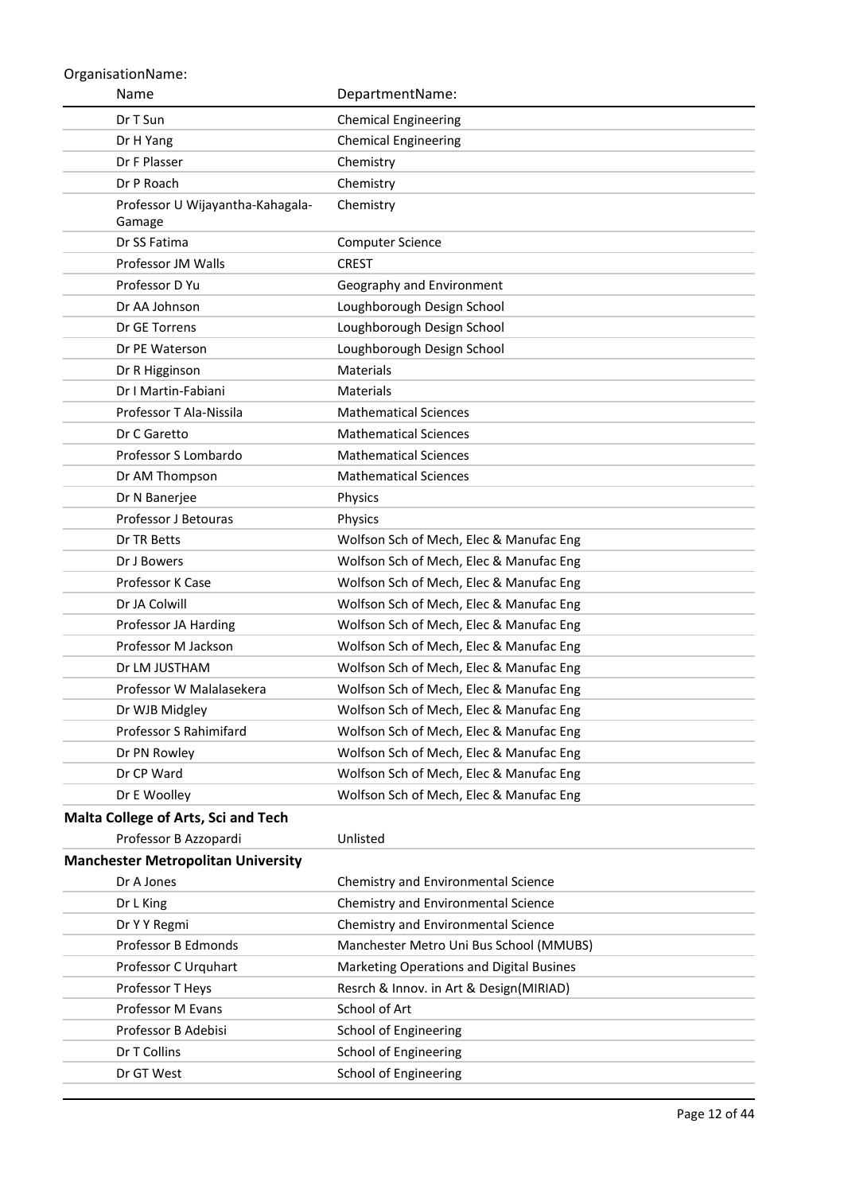OrganisationName:

| Name | DepartmentName: |
| --- | --- |
| Dr T Sun | Chemical Engineering |
| Dr H Yang | Chemical Engineering |
| Dr F Plasser | Chemistry |
| Dr P Roach | Chemistry |
| Professor U Wijayantha-Kahagala-Gamage | Chemistry |
| Dr SS Fatima | Computer Science |
| Professor JM Walls | CREST |
| Professor D Yu | Geography and Environment |
| Dr AA Johnson | Loughborough Design School |
| Dr GE Torrens | Loughborough Design School |
| Dr PE Waterson | Loughborough Design School |
| Dr R Higginson | Materials |
| Dr I Martin-Fabiani | Materials |
| Professor T Ala-Nissila | Mathematical Sciences |
| Dr C Garetto | Mathematical Sciences |
| Professor S Lombardo | Mathematical Sciences |
| Dr AM Thompson | Mathematical Sciences |
| Dr N Banerjee | Physics |
| Professor J Betouras | Physics |
| Dr TR Betts | Wolfson Sch of Mech, Elec & Manufac Eng |
| Dr J Bowers | Wolfson Sch of Mech, Elec & Manufac Eng |
| Professor K Case | Wolfson Sch of Mech, Elec & Manufac Eng |
| Dr JA Colwill | Wolfson Sch of Mech, Elec & Manufac Eng |
| Professor JA Harding | Wolfson Sch of Mech, Elec & Manufac Eng |
| Professor M Jackson | Wolfson Sch of Mech, Elec & Manufac Eng |
| Dr LM JUSTHAM | Wolfson Sch of Mech, Elec & Manufac Eng |
| Professor W Malalasekera | Wolfson Sch of Mech, Elec & Manufac Eng |
| Dr WJB Midgley | Wolfson Sch of Mech, Elec & Manufac Eng |
| Professor S Rahimifard | Wolfson Sch of Mech, Elec & Manufac Eng |
| Dr PN Rowley | Wolfson Sch of Mech, Elec & Manufac Eng |
| Dr CP Ward | Wolfson Sch of Mech, Elec & Manufac Eng |
| Dr E Woolley | Wolfson Sch of Mech, Elec & Manufac Eng |
| **Malta College of Arts, Sci and Tech** | |
| Professor B Azzopardi | Unlisted |
| **Manchester Metropolitan University** | |
| Dr A Jones | Chemistry and Environmental Science |
| Dr L King | Chemistry and Environmental Science |
| Dr Y Y Regmi | Chemistry and Environmental Science |
| Professor B Edmonds | Manchester Metro Uni Bus School (MMUBS) |
| Professor C Urquhart | Marketing Operations and Digital Busines |
| Professor T Heys | Resrch & Innov. in Art & Design(MIRIAD) |
| Professor M Evans | School of Art |
| Professor B Adebisi | School of Engineering |
| Dr T Collins | School of Engineering |
| Dr GT West | School of Engineering |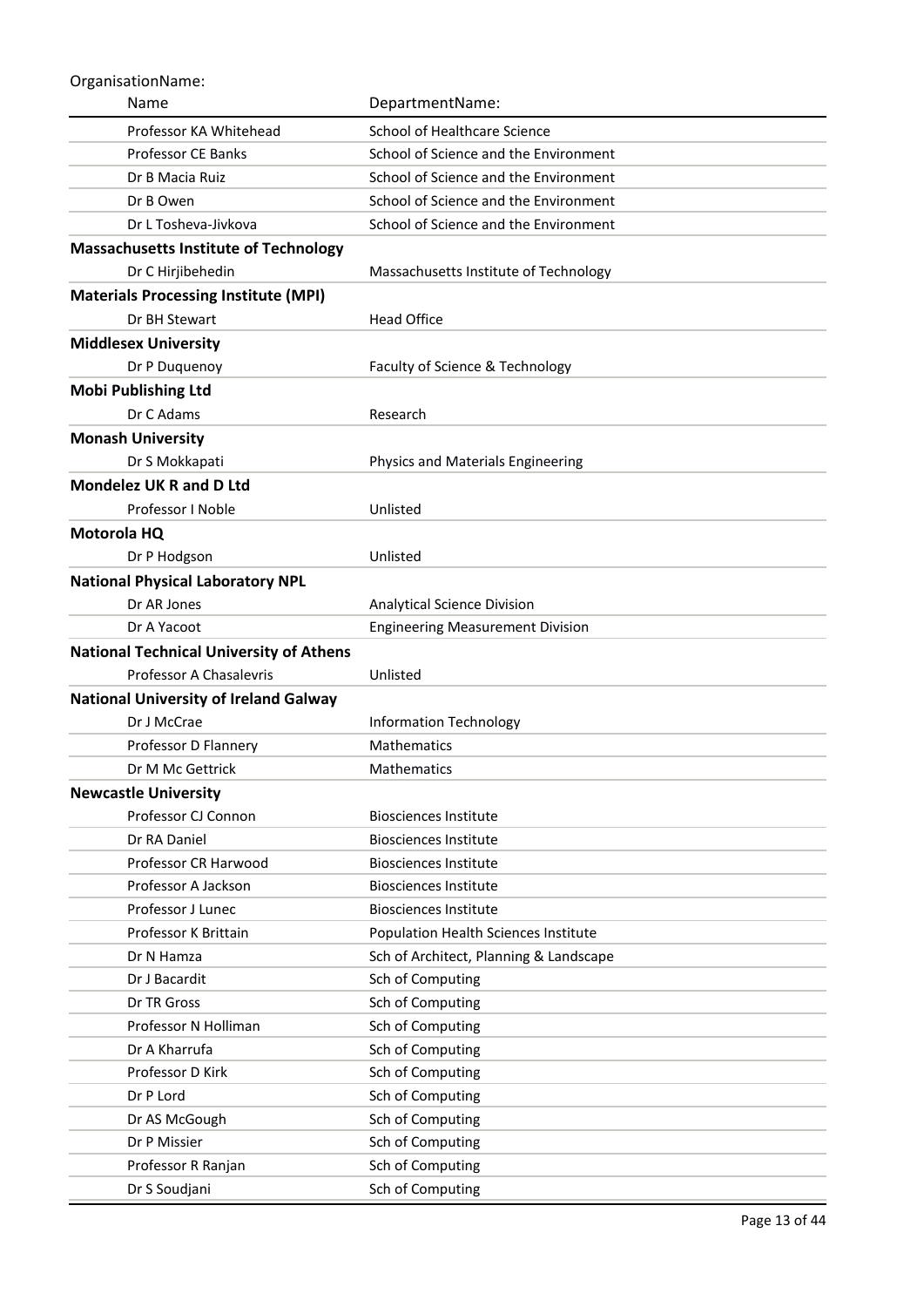OrganisationName:

| Name | DepartmentName: |
|---|---|
| Professor KA Whitehead | School of Healthcare Science |
| Professor CE Banks | School of Science and the Environment |
| Dr B Macia Ruiz | School of Science and the Environment |
| Dr B Owen | School of Science and the Environment |
| Dr L Tosheva-Jivkova | School of Science and the Environment |
| **Massachusetts Institute of Technology** | |
| Dr C Hirjibehedin | Massachusetts Institute of Technology |
| **Materials Processing Institute (MPI)** | |
| Dr BH Stewart | Head Office |
| **Middlesex University** | |
| Dr P Duquenoy | Faculty of Science & Technology |
| **Mobi Publishing Ltd** | |
| Dr C Adams | Research |
| **Monash University** | |
| Dr S Mokkapati | Physics and Materials Engineering |
| **Mondelez UK R and D Ltd** | |
| Professor I Noble | Unlisted |
| **Motorola HQ** | |
| Dr P Hodgson | Unlisted |
| **National Physical Laboratory NPL** | |
| Dr AR Jones | Analytical Science Division |
| Dr A Yacoot | Engineering Measurement Division |
| **National Technical University of Athens** | |
| Professor A Chasalevris | Unlisted |
| **National University of Ireland Galway** | |
| Dr J McCrae | Information Technology |
| Professor D Flannery | Mathematics |
| Dr M Mc Gettrick | Mathematics |
| **Newcastle University** | |
| Professor CJ Connon | Biosciences Institute |
| Dr RA Daniel | Biosciences Institute |
| Professor CR Harwood | Biosciences Institute |
| Professor A Jackson | Biosciences Institute |
| Professor J Lunec | Biosciences Institute |
| Professor K Brittain | Population Health Sciences Institute |
| Dr N Hamza | Sch of Architect, Planning & Landscape |
| Dr J Bacardit | Sch of Computing |
| Dr TR Gross | Sch of Computing |
| Professor N Holliman | Sch of Computing |
| Dr A Kharrufa | Sch of Computing |
| Professor D Kirk | Sch of Computing |
| Dr P Lord | Sch of Computing |
| Dr AS McGough | Sch of Computing |
| Dr P Missier | Sch of Computing |
| Professor R Ranjan | Sch of Computing |
| Dr S Soudjani | Sch of Computing |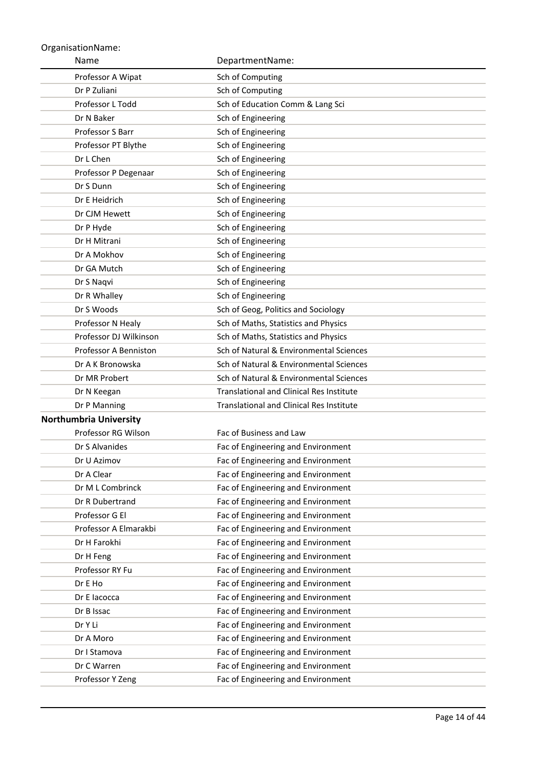OrganisationName:

| Name | DepartmentName: |
|---|---|
| Professor A Wipat | Sch of Computing |
| Dr P Zuliani | Sch of Computing |
| Professor L Todd | Sch of Education Comm & Lang Sci |
| Dr N Baker | Sch of Engineering |
| Professor S Barr | Sch of Engineering |
| Professor PT Blythe | Sch of Engineering |
| Dr L Chen | Sch of Engineering |
| Professor P Degenaar | Sch of Engineering |
| Dr S Dunn | Sch of Engineering |
| Dr E Heidrich | Sch of Engineering |
| Dr CJM Hewett | Sch of Engineering |
| Dr P Hyde | Sch of Engineering |
| Dr H Mitrani | Sch of Engineering |
| Dr A Mokhov | Sch of Engineering |
| Dr GA Mutch | Sch of Engineering |
| Dr S Naqvi | Sch of Engineering |
| Dr R Whalley | Sch of Engineering |
| Dr S Woods | Sch of Geog, Politics and Sociology |
| Professor N Healy | Sch of Maths, Statistics and Physics |
| Professor DJ Wilkinson | Sch of Maths, Statistics and Physics |
| Professor A Benniston | Sch of Natural & Environmental Sciences |
| Dr A K Bronowska | Sch of Natural & Environmental Sciences |
| Dr MR Probert | Sch of Natural & Environmental Sciences |
| Dr N Keegan | Translational and Clinical Res Institute |
| Dr P Manning | Translational and Clinical Res Institute |
| **Northumbria University** | |
| Professor RG Wilson | Fac of Business and Law |
| Dr S Alvanides | Fac of Engineering and Environment |
| Dr U Azimov | Fac of Engineering and Environment |
| Dr A Clear | Fac of Engineering and Environment |
| Dr M L Combrinck | Fac of Engineering and Environment |
| Dr R Dubertrand | Fac of Engineering and Environment |
| Professor G El | Fac of Engineering and Environment |
| Professor A Elmarakbi | Fac of Engineering and Environment |
| Dr H Farokhi | Fac of Engineering and Environment |
| Dr H Feng | Fac of Engineering and Environment |
| Professor RY Fu | Fac of Engineering and Environment |
| Dr E Ho | Fac of Engineering and Environment |
| Dr E Iacocca | Fac of Engineering and Environment |
| Dr B Issac | Fac of Engineering and Environment |
| Dr Y Li | Fac of Engineering and Environment |
| Dr A Moro | Fac of Engineering and Environment |
| Dr I Stamova | Fac of Engineering and Environment |
| Dr C Warren | Fac of Engineering and Environment |
| Professor Y Zeng | Fac of Engineering and Environment |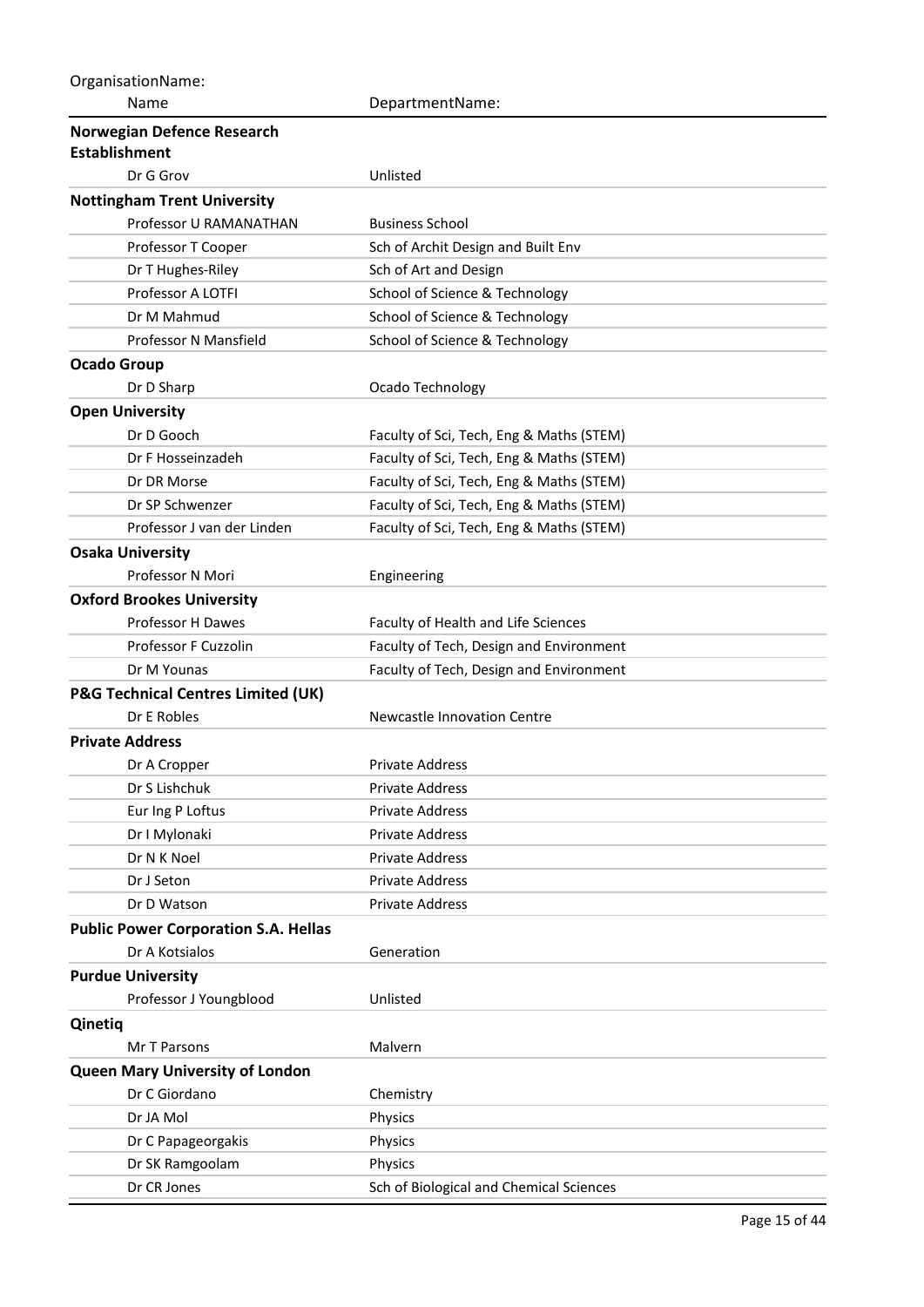| OrganisationName: Name | DepartmentName: |
|---|---|
| **Norwegian Defence Research Establishment** | |
| Dr G Grov | Unlisted |
| **Nottingham Trent University** | |
| Professor U RAMANATHAN | Business School |
| Professor T Cooper | Sch of Archit Design and Built Env |
| Dr T Hughes-Riley | Sch of Art and Design |
| Professor A LOTFI | School of Science & Technology |
| Dr M Mahmud | School of Science & Technology |
| Professor N Mansfield | School of Science & Technology |
| **Ocado Group** | |
| Dr D Sharp | Ocado Technology |
| **Open University** | |
| Dr D Gooch | Faculty of Sci, Tech, Eng & Maths (STEM) |
| Dr F Hosseinzadeh | Faculty of Sci, Tech, Eng & Maths (STEM) |
| Dr DR Morse | Faculty of Sci, Tech, Eng & Maths (STEM) |
| Dr SP Schwenzer | Faculty of Sci, Tech, Eng & Maths (STEM) |
| Professor J van der Linden | Faculty of Sci, Tech, Eng & Maths (STEM) |
| **Osaka University** | |
| Professor N Mori | Engineering |
| **Oxford Brookes University** | |
| Professor H Dawes | Faculty of Health and Life Sciences |
| Professor F Cuzzolin | Faculty of Tech, Design and Environment |
| Dr M Younas | Faculty of Tech, Design and Environment |
| **P&G Technical Centres Limited (UK)** | |
| Dr E Robles | Newcastle Innovation Centre |
| **Private Address** | |
| Dr A Cropper | Private Address |
| Dr S Lishchuk | Private Address |
| Eur Ing P Loftus | Private Address |
| Dr I Mylonaki | Private Address |
| Dr N K Noel | Private Address |
| Dr J Seton | Private Address |
| Dr D Watson | Private Address |
| **Public Power Corporation S.A. Hellas** | |
| Dr A Kotsialos | Generation |
| **Purdue University** | |
| Professor J Youngblood | Unlisted |
| **Qinetiq** | |
| Mr T Parsons | Malvern |
| **Queen Mary University of London** | |
| Dr C Giordano | Chemistry |
| Dr JA Mol | Physics |
| Dr C Papageorgakis | Physics |
| Dr SK Ramgoolam | Physics |
| Dr CR Jones | Sch of Biological and Chemical Sciences |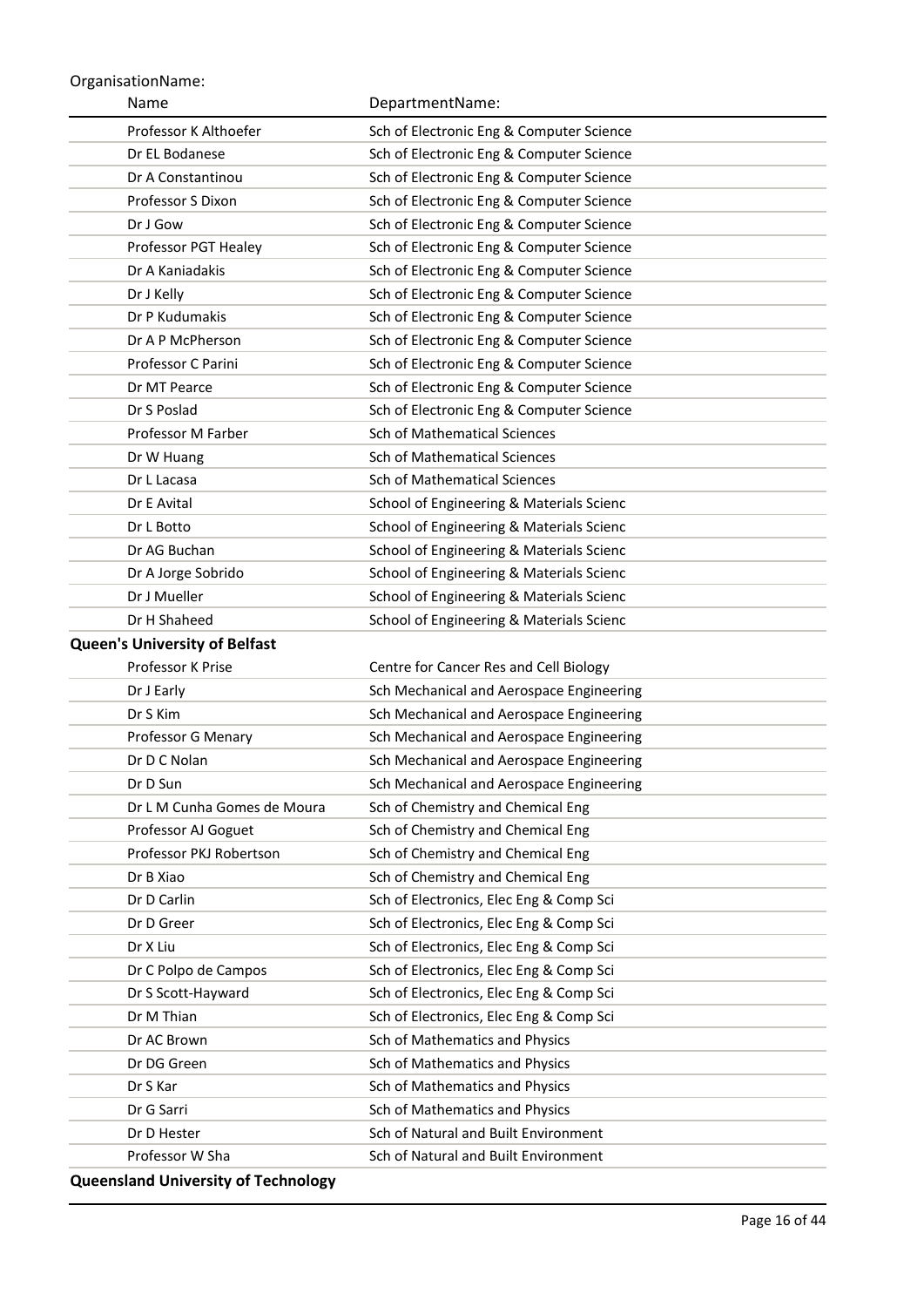OrganisationName:

| Name | DepartmentName: |
|---|---|
| Professor K Althoefer | Sch of Electronic Eng & Computer Science |
| Dr EL Bodanese | Sch of Electronic Eng & Computer Science |
| Dr A Constantinou | Sch of Electronic Eng & Computer Science |
| Professor S Dixon | Sch of Electronic Eng & Computer Science |
| Dr J Gow | Sch of Electronic Eng & Computer Science |
| Professor PGT Healey | Sch of Electronic Eng & Computer Science |
| Dr A Kaniadakis | Sch of Electronic Eng & Computer Science |
| Dr J Kelly | Sch of Electronic Eng & Computer Science |
| Dr P Kudumakis | Sch of Electronic Eng & Computer Science |
| Dr A P McPherson | Sch of Electronic Eng & Computer Science |
| Professor C Parini | Sch of Electronic Eng & Computer Science |
| Dr MT Pearce | Sch of Electronic Eng & Computer Science |
| Dr S Poslad | Sch of Electronic Eng & Computer Science |
| Professor M Farber | Sch of Mathematical Sciences |
| Dr W Huang | Sch of Mathematical Sciences |
| Dr L Lacasa | Sch of Mathematical Sciences |
| Dr E Avital | School of Engineering & Materials Scienc |
| Dr L Botto | School of Engineering & Materials Scienc |
| Dr AG Buchan | School of Engineering & Materials Scienc |
| Dr A Jorge Sobrido | School of Engineering & Materials Scienc |
| Dr J Mueller | School of Engineering & Materials Scienc |
| Dr H Shaheed | School of Engineering & Materials Scienc |

**Queen's University of Belfast**

| Name | DepartmentName: |
|---|---|
| Professor K Prise | Centre for Cancer Res and Cell Biology |
| Dr J Early | Sch Mechanical and Aerospace Engineering |
| Dr S Kim | Sch Mechanical and Aerospace Engineering |
| Professor G Menary | Sch Mechanical and Aerospace Engineering |
| Dr D C Nolan | Sch Mechanical and Aerospace Engineering |
| Dr D Sun | Sch Mechanical and Aerospace Engineering |
| Dr L M Cunha Gomes de Moura | Sch of Chemistry and Chemical Eng |
| Professor AJ Goguet | Sch of Chemistry and Chemical Eng |
| Professor PKJ Robertson | Sch of Chemistry and Chemical Eng |
| Dr B Xiao | Sch of Chemistry and Chemical Eng |
| Dr D Carlin | Sch of Electronics, Elec Eng & Comp Sci |
| Dr D Greer | Sch of Electronics, Elec Eng & Comp Sci |
| Dr X Liu | Sch of Electronics, Elec Eng & Comp Sci |
| Dr C Polpo de Campos | Sch of Electronics, Elec Eng & Comp Sci |
| Dr S Scott-Hayward | Sch of Electronics, Elec Eng & Comp Sci |
| Dr M Thian | Sch of Electronics, Elec Eng & Comp Sci |
| Dr AC Brown | Sch of Mathematics and Physics |
| Dr DG Green | Sch of Mathematics and Physics |
| Dr S Kar | Sch of Mathematics and Physics |
| Dr G Sarri | Sch of Mathematics and Physics |
| Dr D Hester | Sch of Natural and Built Environment |
| Professor W Sha | Sch of Natural and Built Environment |

**Queensland University of Technology**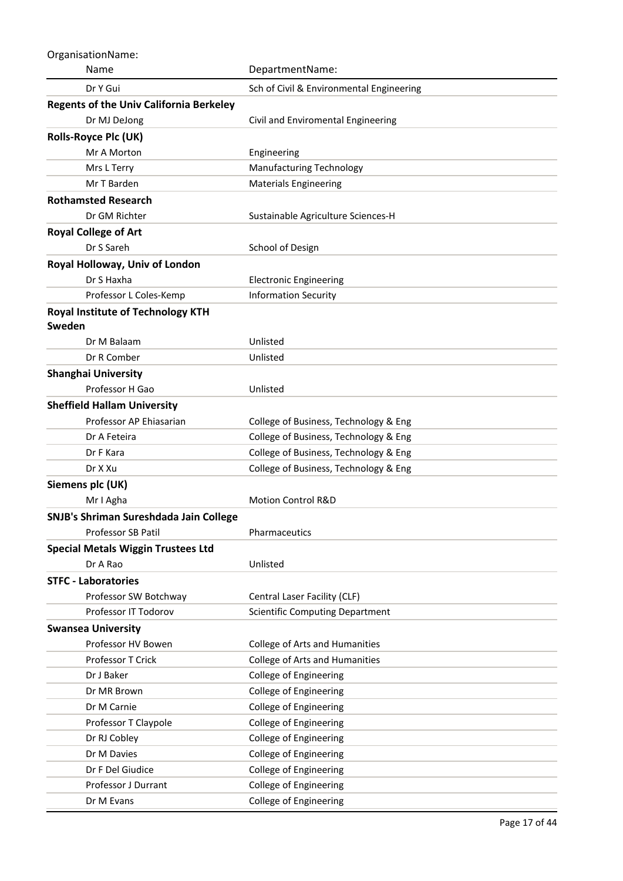| OrganisationName: Name | DepartmentName: |
|---|---|
| Dr Y Gui | Sch of Civil & Environmental Engineering |
| **Regents of the Univ California Berkeley** | |
| Dr MJ DeJong | Civil and Enviromental Engineering |
| **Rolls-Royce Plc (UK)** | |
| Mr A Morton | Engineering |
| Mrs L Terry | Manufacturing Technology |
| Mr T Barden | Materials Engineering |
| **Rothamsted Research** | |
| Dr GM Richter | Sustainable Agriculture Sciences-H |
| **Royal College of Art** | |
| Dr S Sareh | School of Design |
| **Royal Holloway, Univ of London** | |
| Dr S Haxha | Electronic Engineering |
| Professor L Coles-Kemp | Information Security |
| **Royal Institute of Technology KTH Sweden** | |
| Dr M Balaam | Unlisted |
| Dr R Comber | Unlisted |
| **Shanghai University** | |
| Professor H Gao | Unlisted |
| **Sheffield Hallam University** | |
| Professor AP Ehiasarian | College of Business, Technology & Eng |
| Dr A Feteira | College of Business, Technology & Eng |
| Dr F Kara | College of Business, Technology & Eng |
| Dr X Xu | College of Business, Technology & Eng |
| **Siemens plc (UK)** | |
| Mr I Agha | Motion Control R&D |
| **SNJB's Shriman Sureshdada Jain College** | |
| Professor SB Patil | Pharmaceutics |
| **Special Metals Wiggin Trustees Ltd** | |
| Dr A Rao | Unlisted |
| **STFC - Laboratories** | |
| Professor SW Botchway | Central Laser Facility (CLF) |
| Professor IT Todorov | Scientific Computing Department |
| **Swansea University** | |
| Professor HV Bowen | College of Arts and Humanities |
| Professor T Crick | College of Arts and Humanities |
| Dr J Baker | College of Engineering |
| Dr MR Brown | College of Engineering |
| Dr M Carnie | College of Engineering |
| Professor T Claypole | College of Engineering |
| Dr RJ Cobley | College of Engineering |
| Dr M Davies | College of Engineering |
| Dr F Del Giudice | College of Engineering |
| Professor J Durrant | College of Engineering |
| Dr M Evans | College of Engineering |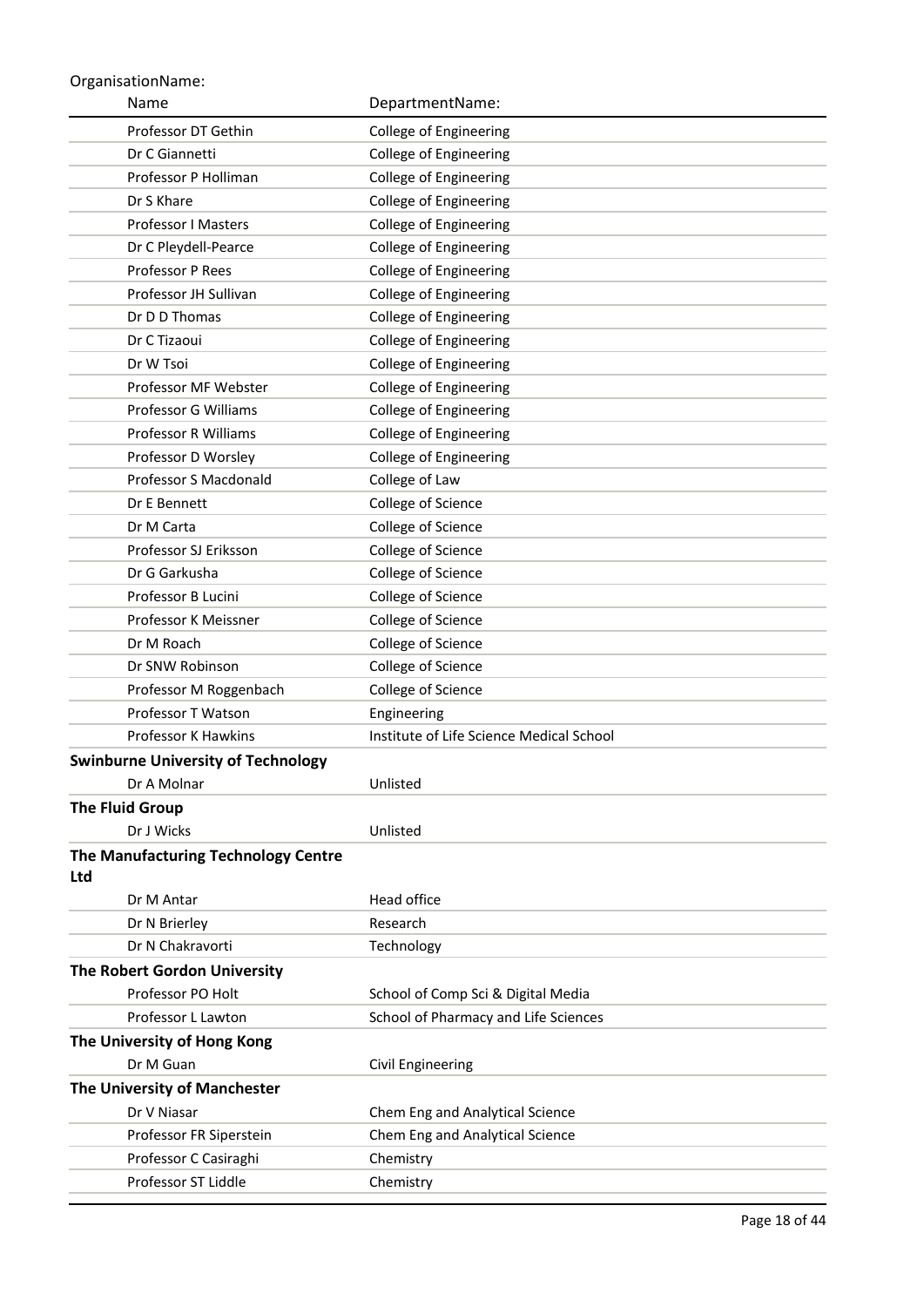OrganisationName:

| Name | DepartmentName: |
|---|---|
| Professor DT Gethin | College of Engineering |
| Dr C Giannetti | College of Engineering |
| Professor P Holliman | College of Engineering |
| Dr S Khare | College of Engineering |
| Professor I Masters | College of Engineering |
| Dr C Pleydell-Pearce | College of Engineering |
| Professor P Rees | College of Engineering |
| Professor JH Sullivan | College of Engineering |
| Dr D D Thomas | College of Engineering |
| Dr C Tizaoui | College of Engineering |
| Dr W Tsoi | College of Engineering |
| Professor MF Webster | College of Engineering |
| Professor G Williams | College of Engineering |
| Professor R Williams | College of Engineering |
| Professor D Worsley | College of Engineering |
| Professor S Macdonald | College of Law |
| Dr E Bennett | College of Science |
| Dr M Carta | College of Science |
| Professor SJ Eriksson | College of Science |
| Dr G Garkusha | College of Science |
| Professor B Lucini | College of Science |
| Professor K Meissner | College of Science |
| Dr M Roach | College of Science |
| Dr SNW Robinson | College of Science |
| Professor M Roggenbach | College of Science |
| Professor T Watson | Engineering |
| Professor K Hawkins | Institute of Life Science Medical School |
| **Swinburne University of Technology** | |
| Dr A Molnar | Unlisted |
| **The Fluid Group** | |
| Dr J Wicks | Unlisted |
| **The Manufacturing Technology Centre Ltd** | |
| Dr M Antar | Head office |
| Dr N Brierley | Research |
| Dr N Chakravorti | Technology |
| **The Robert Gordon University** | |
| Professor PO Holt | School of Comp Sci & Digital Media |
| Professor L Lawton | School of Pharmacy and Life Sciences |
| **The University of Hong Kong** | |
| Dr M Guan | Civil Engineering |
| **The University of Manchester** | |
| Dr V Niasar | Chem Eng and Analytical Science |
| Professor FR Siperstein | Chem Eng and Analytical Science |
| Professor C Casiraghi | Chemistry |
| Professor ST Liddle | Chemistry |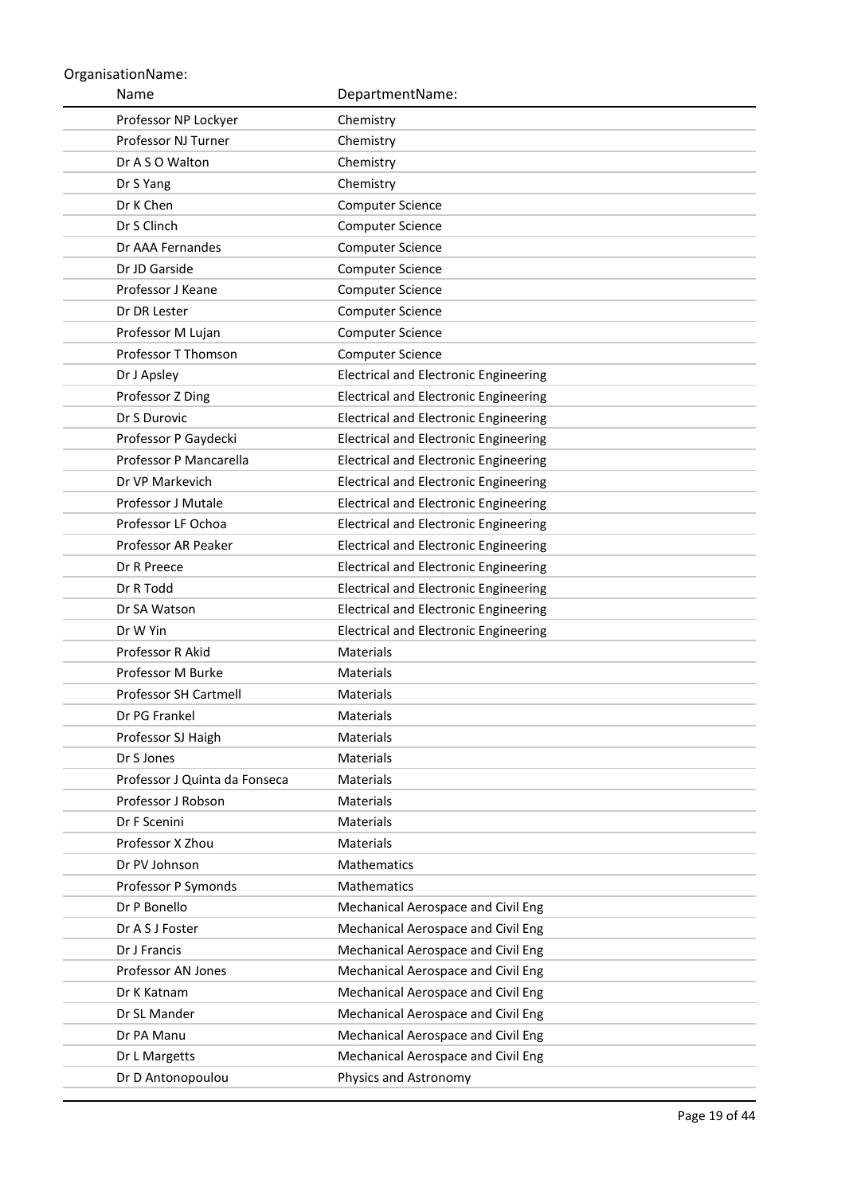OrganisationName:

| Name | DepartmentName: |
|---|---|
| Professor NP Lockyer | Chemistry |
| Professor NJ Turner | Chemistry |
| Dr A S O Walton | Chemistry |
| Dr S Yang | Chemistry |
| Dr K Chen | Computer Science |
| Dr S Clinch | Computer Science |
| Dr AAA Fernandes | Computer Science |
| Dr JD Garside | Computer Science |
| Professor J Keane | Computer Science |
| Dr DR Lester | Computer Science |
| Professor M Lujan | Computer Science |
| Professor T Thomson | Computer Science |
| Dr J Apsley | Electrical and Electronic Engineering |
| Professor Z Ding | Electrical and Electronic Engineering |
| Dr S Durovic | Electrical and Electronic Engineering |
| Professor P Gaydecki | Electrical and Electronic Engineering |
| Professor P Mancarella | Electrical and Electronic Engineering |
| Dr VP Markevich | Electrical and Electronic Engineering |
| Professor J Mutale | Electrical and Electronic Engineering |
| Professor LF Ochoa | Electrical and Electronic Engineering |
| Professor AR Peaker | Electrical and Electronic Engineering |
| Dr R Preece | Electrical and Electronic Engineering |
| Dr R Todd | Electrical and Electronic Engineering |
| Dr SA Watson | Electrical and Electronic Engineering |
| Dr W Yin | Electrical and Electronic Engineering |
| Professor R Akid | Materials |
| Professor M Burke | Materials |
| Professor SH Cartmell | Materials |
| Dr PG Frankel | Materials |
| Professor SJ Haigh | Materials |
| Dr S Jones | Materials |
| Professor J Quinta da Fonseca | Materials |
| Professor J Robson | Materials |
| Dr F Scenini | Materials |
| Professor X Zhou | Materials |
| Dr PV Johnson | Mathematics |
| Professor P Symonds | Mathematics |
| Dr P Bonello | Mechanical Aerospace and Civil Eng |
| Dr A S J Foster | Mechanical Aerospace and Civil Eng |
| Dr J Francis | Mechanical Aerospace and Civil Eng |
| Professor AN Jones | Mechanical Aerospace and Civil Eng |
| Dr K Katnam | Mechanical Aerospace and Civil Eng |
| Dr SL Mander | Mechanical Aerospace and Civil Eng |
| Dr PA Manu | Mechanical Aerospace and Civil Eng |
| Dr L Margetts | Mechanical Aerospace and Civil Eng |
| Dr D Antonopoulou | Physics and Astronomy |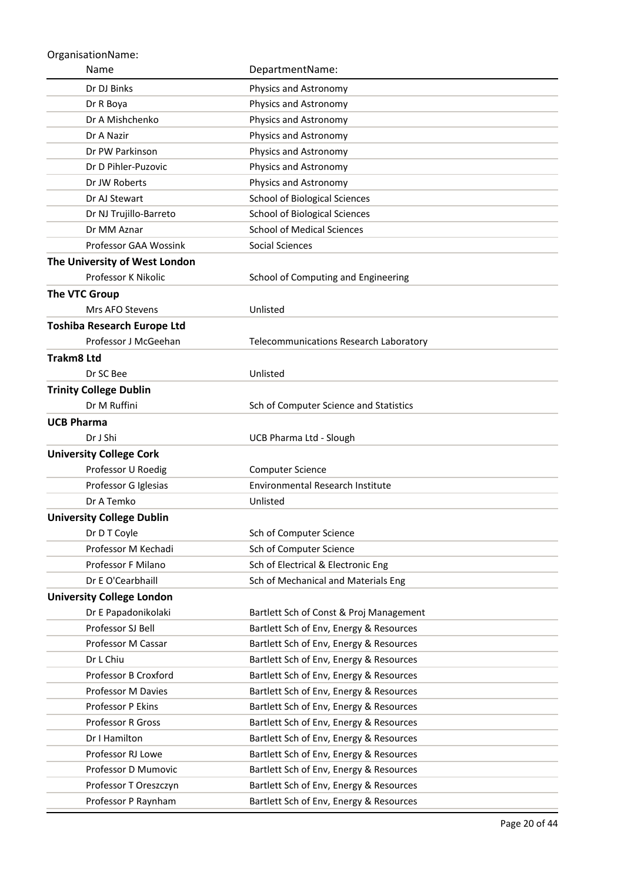| OrganisationName: | |
|---|---|
| Name | DepartmentName: |
| Dr DJ Binks | Physics and Astronomy |
| Dr R Boya | Physics and Astronomy |
| Dr A Mishchenko | Physics and Astronomy |
| Dr A Nazir | Physics and Astronomy |
| Dr PW Parkinson | Physics and Astronomy |
| Dr D Pihler-Puzovic | Physics and Astronomy |
| Dr JW Roberts | Physics and Astronomy |
| Dr AJ Stewart | School of Biological Sciences |
| Dr NJ Trujillo-Barreto | School of Biological Sciences |
| Dr MM Aznar | School of Medical Sciences |
| Professor GAA Wossink | Social Sciences |
| **The University of West London** | |
| Professor K Nikolic | School of Computing and Engineering |
| **The VTC Group** | |
| Mrs AFO Stevens | Unlisted |
| **Toshiba Research Europe Ltd** | |
| Professor J McGeehan | Telecommunications Research Laboratory |
| **Trakm8 Ltd** | |
| Dr SC Bee | Unlisted |
| **Trinity College Dublin** | |
| Dr M Ruffini | Sch of Computer Science and Statistics |
| **UCB Pharma** | |
| Dr J Shi | UCB Pharma Ltd - Slough |
| **University College Cork** | |
| Professor U Roedig | Computer Science |
| Professor G Iglesias | Environmental Research Institute |
| Dr A Temko | Unlisted |
| **University College Dublin** | |
| Dr D T Coyle | Sch of Computer Science |
| Professor M Kechadi | Sch of Computer Science |
| Professor F Milano | Sch of Electrical & Electronic Eng |
| Dr E O'Cearbhaill | Sch of Mechanical and Materials Eng |
| **University College London** | |
| Dr E Papadonikolaki | Bartlett Sch of Const & Proj Management |
| Professor SJ Bell | Bartlett Sch of Env, Energy & Resources |
| Professor M Cassar | Bartlett Sch of Env, Energy & Resources |
| Dr L Chiu | Bartlett Sch of Env, Energy & Resources |
| Professor B Croxford | Bartlett Sch of Env, Energy & Resources |
| Professor M Davies | Bartlett Sch of Env, Energy & Resources |
| Professor P Ekins | Bartlett Sch of Env, Energy & Resources |
| Professor R Gross | Bartlett Sch of Env, Energy & Resources |
| Dr I Hamilton | Bartlett Sch of Env, Energy & Resources |
| Professor RJ Lowe | Bartlett Sch of Env, Energy & Resources |
| Professor D Mumovic | Bartlett Sch of Env, Energy & Resources |
| Professor T Oreszczyn | Bartlett Sch of Env, Energy & Resources |
| Professor P Raynham | Bartlett Sch of Env, Energy & Resources |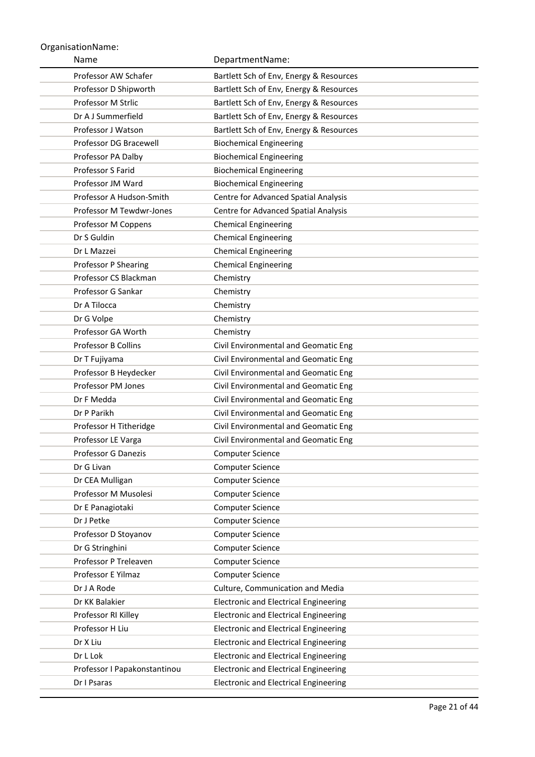OrganisationName:

| Name | DepartmentName: |
|---|---|
| Professor AW Schafer | Bartlett Sch of Env, Energy & Resources |
| Professor D Shipworth | Bartlett Sch of Env, Energy & Resources |
| Professor M Strlic | Bartlett Sch of Env, Energy & Resources |
| Dr A J Summerfield | Bartlett Sch of Env, Energy & Resources |
| Professor J Watson | Bartlett Sch of Env, Energy & Resources |
| Professor DG Bracewell | Biochemical Engineering |
| Professor PA Dalby | Biochemical Engineering |
| Professor S Farid | Biochemical Engineering |
| Professor JM Ward | Biochemical Engineering |
| Professor A Hudson-Smith | Centre for Advanced Spatial Analysis |
| Professor M Tewdwr-Jones | Centre for Advanced Spatial Analysis |
| Professor M Coppens | Chemical Engineering |
| Dr S Guldin | Chemical Engineering |
| Dr L Mazzei | Chemical Engineering |
| Professor P Shearing | Chemical Engineering |
| Professor CS Blackman | Chemistry |
| Professor G Sankar | Chemistry |
| Dr A Tilocca | Chemistry |
| Dr G Volpe | Chemistry |
| Professor GA Worth | Chemistry |
| Professor B Collins | Civil Environmental and Geomatic Eng |
| Dr T Fujiyama | Civil Environmental and Geomatic Eng |
| Professor B Heydecker | Civil Environmental and Geomatic Eng |
| Professor PM Jones | Civil Environmental and Geomatic Eng |
| Dr F Medda | Civil Environmental and Geomatic Eng |
| Dr P Parikh | Civil Environmental and Geomatic Eng |
| Professor H Titheridge | Civil Environmental and Geomatic Eng |
| Professor LE Varga | Civil Environmental and Geomatic Eng |
| Professor G Danezis | Computer Science |
| Dr G Livan | Computer Science |
| Dr CEA Mulligan | Computer Science |
| Professor M Musolesi | Computer Science |
| Dr E Panagiotaki | Computer Science |
| Dr J Petke | Computer Science |
| Professor D Stoyanov | Computer Science |
| Dr G Stringhini | Computer Science |
| Professor P Treleaven | Computer Science |
| Professor E Yilmaz | Computer Science |
| Dr J A Rode | Culture, Communication and Media |
| Dr KK Balakier | Electronic and Electrical Engineering |
| Professor RI Killey | Electronic and Electrical Engineering |
| Professor H Liu | Electronic and Electrical Engineering |
| Dr X Liu | Electronic and Electrical Engineering |
| Dr L Lok | Electronic and Electrical Engineering |
| Professor I Papakonstantinou | Electronic and Electrical Engineering |
| Dr I Psaras | Electronic and Electrical Engineering |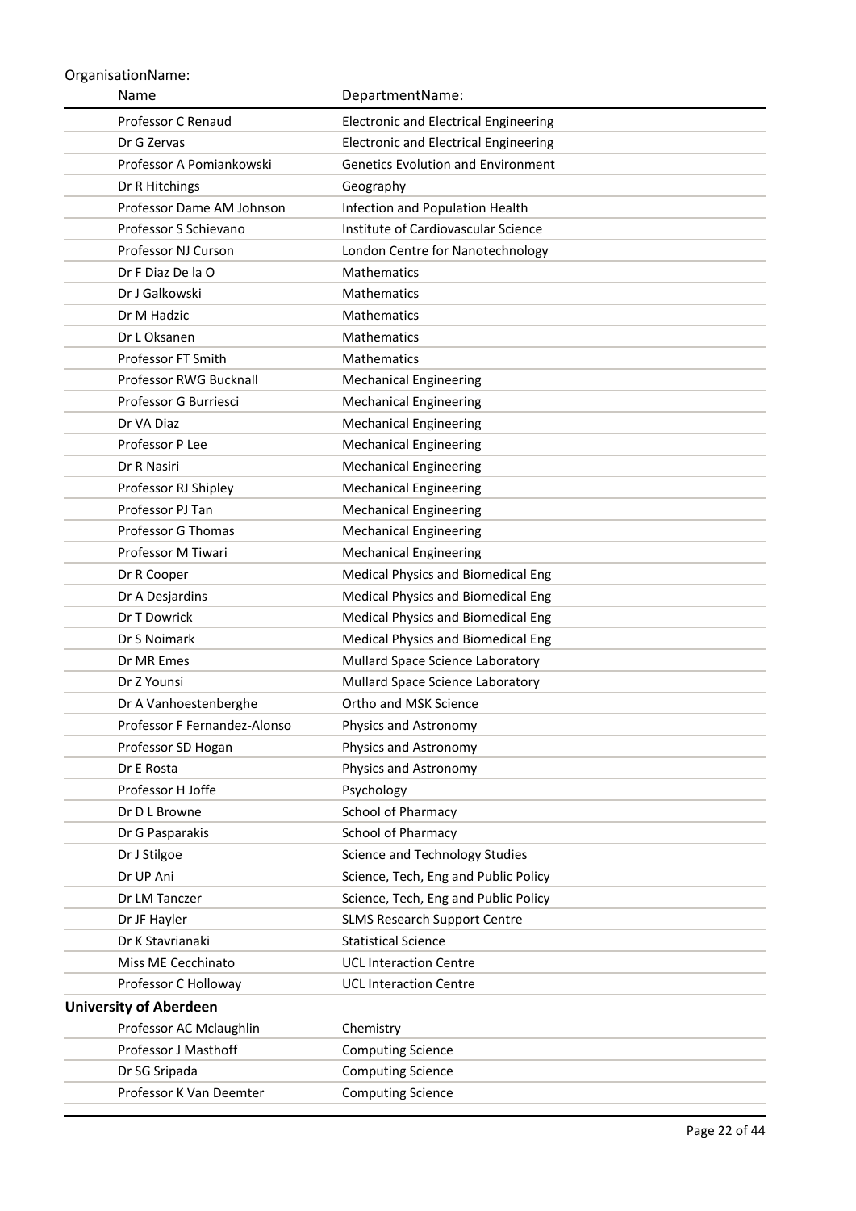OrganisationName:

| Name | DepartmentName: |
|---|---|
| Professor C Renaud | Electronic and Electrical Engineering |
| Dr G Zervas | Electronic and Electrical Engineering |
| Professor A Pomiankowski | Genetics Evolution and Environment |
| Dr R Hitchings | Geography |
| Professor Dame AM Johnson | Infection and Population Health |
| Professor S Schievano | Institute of Cardiovascular Science |
| Professor NJ Curson | London Centre for Nanotechnology |
| Dr F Diaz De la O | Mathematics |
| Dr J Galkowski | Mathematics |
| Dr M Hadzic | Mathematics |
| Dr L Oksanen | Mathematics |
| Professor FT Smith | Mathematics |
| Professor RWG Bucknall | Mechanical Engineering |
| Professor G Burriesci | Mechanical Engineering |
| Dr VA Diaz | Mechanical Engineering |
| Professor P Lee | Mechanical Engineering |
| Dr R Nasiri | Mechanical Engineering |
| Professor RJ Shipley | Mechanical Engineering |
| Professor PJ Tan | Mechanical Engineering |
| Professor G Thomas | Mechanical Engineering |
| Professor M Tiwari | Mechanical Engineering |
| Dr R Cooper | Medical Physics and Biomedical Eng |
| Dr A Desjardins | Medical Physics and Biomedical Eng |
| Dr T Dowrick | Medical Physics and Biomedical Eng |
| Dr S Noimark | Medical Physics and Biomedical Eng |
| Dr MR Emes | Mullard Space Science Laboratory |
| Dr Z Younsi | Mullard Space Science Laboratory |
| Dr A Vanhoestenberghe | Ortho and MSK Science |
| Professor F Fernandez-Alonso | Physics and Astronomy |
| Professor SD Hogan | Physics and Astronomy |
| Dr E Rosta | Physics and Astronomy |
| Professor H Joffe | Psychology |
| Dr D L Browne | School of Pharmacy |
| Dr G Pasparakis | School of Pharmacy |
| Dr J Stilgoe | Science and Technology Studies |
| Dr UP Ani | Science, Tech, Eng and Public Policy |
| Dr LM Tanczer | Science, Tech, Eng and Public Policy |
| Dr JF Hayler | SLMS Research Support Centre |
| Dr K Stavrianaki | Statistical Science |
| Miss ME Cecchinato | UCL Interaction Centre |
| Professor C Holloway | UCL Interaction Centre |
| **University of Aberdeen** | |
| Professor AC Mclaughlin | Chemistry |
| Professor J Masthoff | Computing Science |
| Dr SG Sripada | Computing Science |
| Professor K Van Deemter | Computing Science |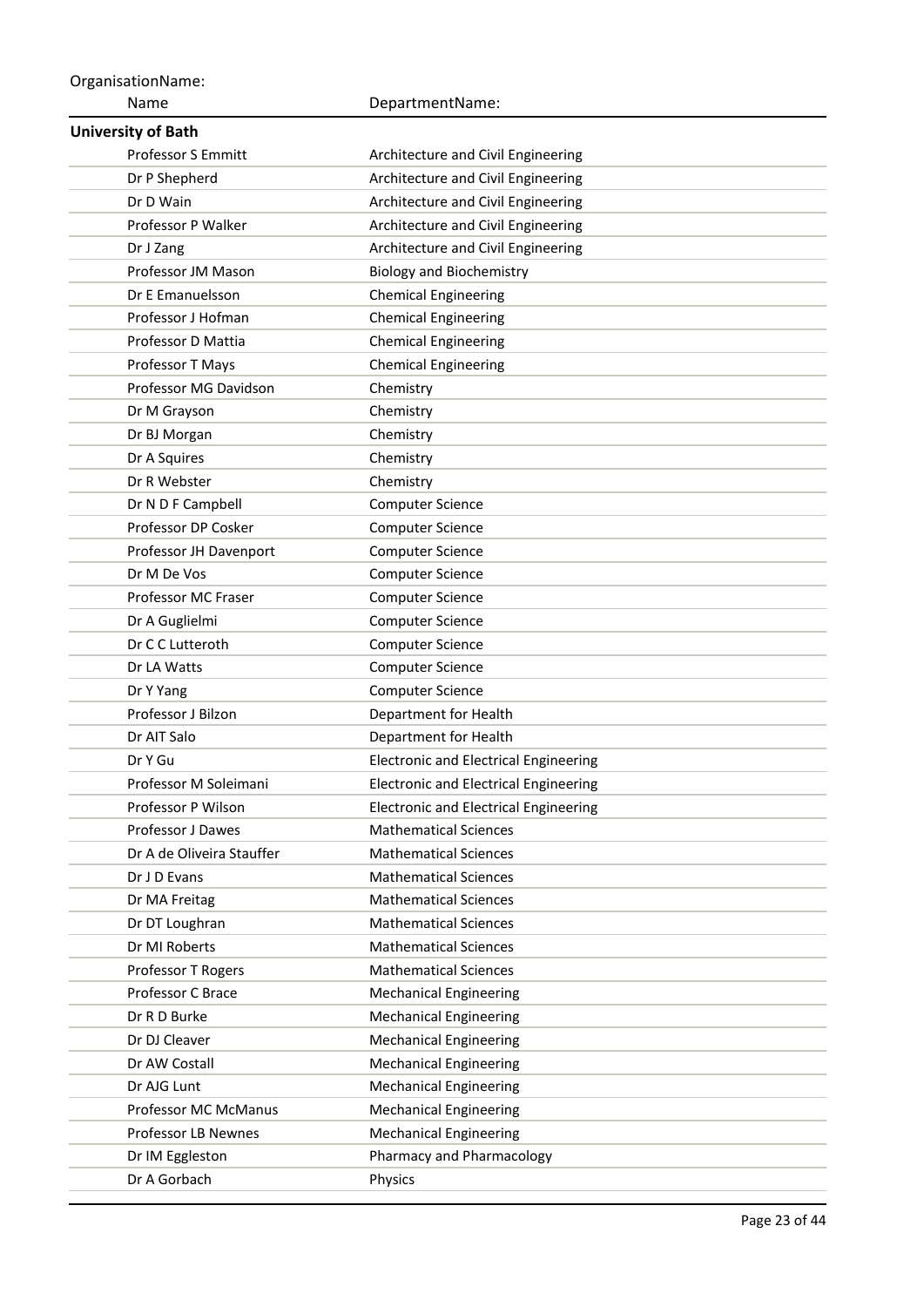OrganisationName:

| Name | DepartmentName: |
|---|---|
| **University of Bath** | |
| Professor S Emmitt | Architecture and Civil Engineering |
| Dr P Shepherd | Architecture and Civil Engineering |
| Dr D Wain | Architecture and Civil Engineering |
| Professor P Walker | Architecture and Civil Engineering |
| Dr J Zang | Architecture and Civil Engineering |
| Professor JM Mason | Biology and Biochemistry |
| Dr E Emanuelsson | Chemical Engineering |
| Professor J Hofman | Chemical Engineering |
| Professor D Mattia | Chemical Engineering |
| Professor T Mays | Chemical Engineering |
| Professor MG Davidson | Chemistry |
| Dr M Grayson | Chemistry |
| Dr BJ Morgan | Chemistry |
| Dr A Squires | Chemistry |
| Dr R Webster | Chemistry |
| Dr N D F Campbell | Computer Science |
| Professor DP Cosker | Computer Science |
| Professor JH Davenport | Computer Science |
| Dr M De Vos | Computer Science |
| Professor MC Fraser | Computer Science |
| Dr A Guglielmi | Computer Science |
| Dr C C Lutteroth | Computer Science |
| Dr LA Watts | Computer Science |
| Dr Y Yang | Computer Science |
| Professor J Bilzon | Department for Health |
| Dr AIT Salo | Department for Health |
| Dr Y Gu | Electronic and Electrical Engineering |
| Professor M Soleimani | Electronic and Electrical Engineering |
| Professor P Wilson | Electronic and Electrical Engineering |
| Professor J Dawes | Mathematical Sciences |
| Dr A de Oliveira Stauffer | Mathematical Sciences |
| Dr J D Evans | Mathematical Sciences |
| Dr MA Freitag | Mathematical Sciences |
| Dr DT Loughran | Mathematical Sciences |
| Dr MI Roberts | Mathematical Sciences |
| Professor T Rogers | Mathematical Sciences |
| Professor C Brace | Mechanical Engineering |
| Dr R D Burke | Mechanical Engineering |
| Dr DJ Cleaver | Mechanical Engineering |
| Dr AW Costall | Mechanical Engineering |
| Dr AJG Lunt | Mechanical Engineering |
| Professor MC McManus | Mechanical Engineering |
| Professor LB Newnes | Mechanical Engineering |
| Dr IM Eggleston | Pharmacy and Pharmacology |
| Dr A Gorbach | Physics |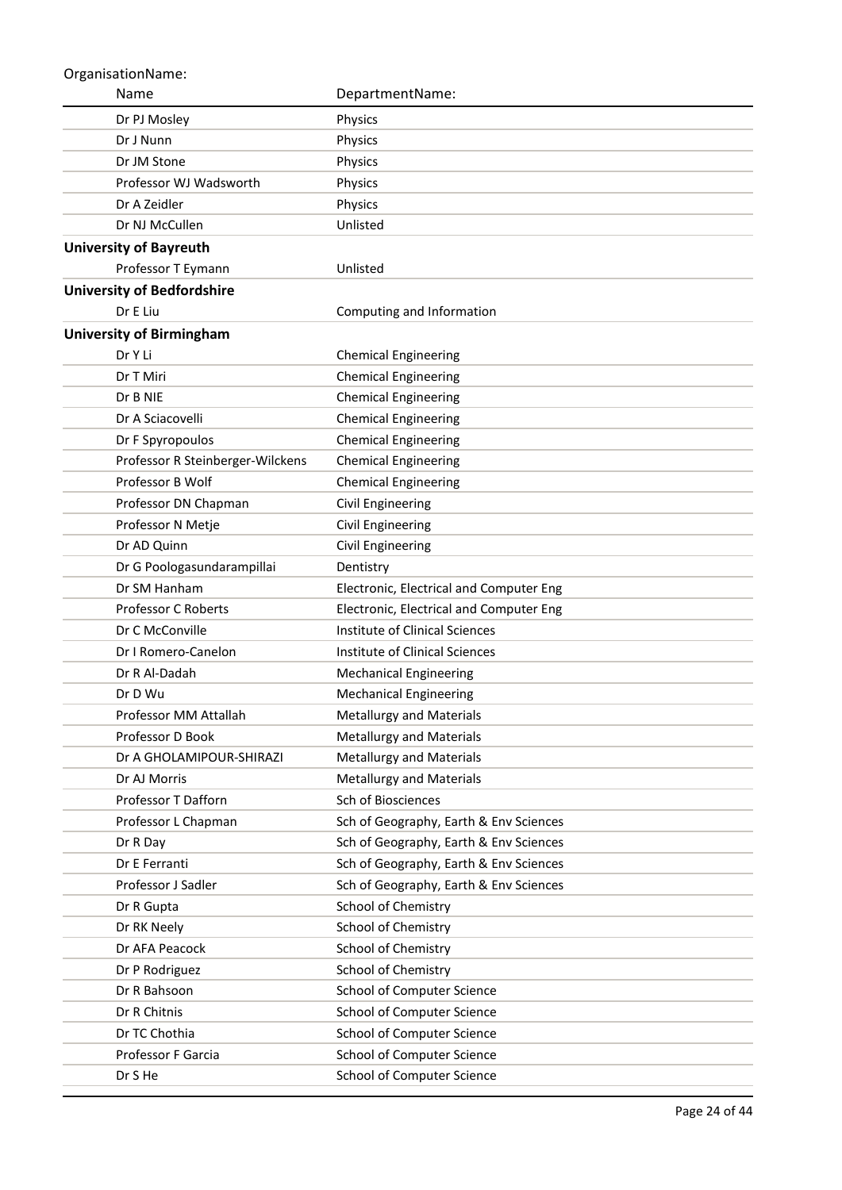OrganisationName:

| Name | DepartmentName: |
|---|---|
| Dr PJ Mosley | Physics |
| Dr J Nunn | Physics |
| Dr JM Stone | Physics |
| Professor WJ Wadsworth | Physics |
| Dr A Zeidler | Physics |
| Dr NJ McCullen | Unlisted |
| **University of Bayreuth** | |
| Professor T Eymann | Unlisted |
| **University of Bedfordshire** | |
| Dr E Liu | Computing and Information |
| **University of Birmingham** | |
| Dr Y Li | Chemical Engineering |
| Dr T Miri | Chemical Engineering |
| Dr B NIE | Chemical Engineering |
| Dr A Sciacovelli | Chemical Engineering |
| Dr F Spyropoulos | Chemical Engineering |
| Professor R Steinberger-Wilckens | Chemical Engineering |
| Professor B Wolf | Chemical Engineering |
| Professor DN Chapman | Civil Engineering |
| Professor N Metje | Civil Engineering |
| Dr AD Quinn | Civil Engineering |
| Dr G Poologasundarampillai | Dentistry |
| Dr SM Hanham | Electronic, Electrical and Computer Eng |
| Professor C Roberts | Electronic, Electrical and Computer Eng |
| Dr C McConville | Institute of Clinical Sciences |
| Dr I Romero-Canelon | Institute of Clinical Sciences |
| Dr R Al-Dadah | Mechanical Engineering |
| Dr D Wu | Mechanical Engineering |
| Professor MM Attallah | Metallurgy and Materials |
| Professor D Book | Metallurgy and Materials |
| Dr A GHOLAMIPOUR-SHIRAZI | Metallurgy and Materials |
| Dr AJ Morris | Metallurgy and Materials |
| Professor T Dafforn | Sch of Biosciences |
| Professor L Chapman | Sch of Geography, Earth & Env Sciences |
| Dr R Day | Sch of Geography, Earth & Env Sciences |
| Dr E Ferranti | Sch of Geography, Earth & Env Sciences |
| Professor J Sadler | Sch of Geography, Earth & Env Sciences |
| Dr R Gupta | School of Chemistry |
| Dr RK Neely | School of Chemistry |
| Dr AFA Peacock | School of Chemistry |
| Dr P Rodriguez | School of Chemistry |
| Dr R Bahsoon | School of Computer Science |
| Dr R Chitnis | School of Computer Science |
| Dr TC Chothia | School of Computer Science |
| Professor F Garcia | School of Computer Science |
| Dr S He | School of Computer Science |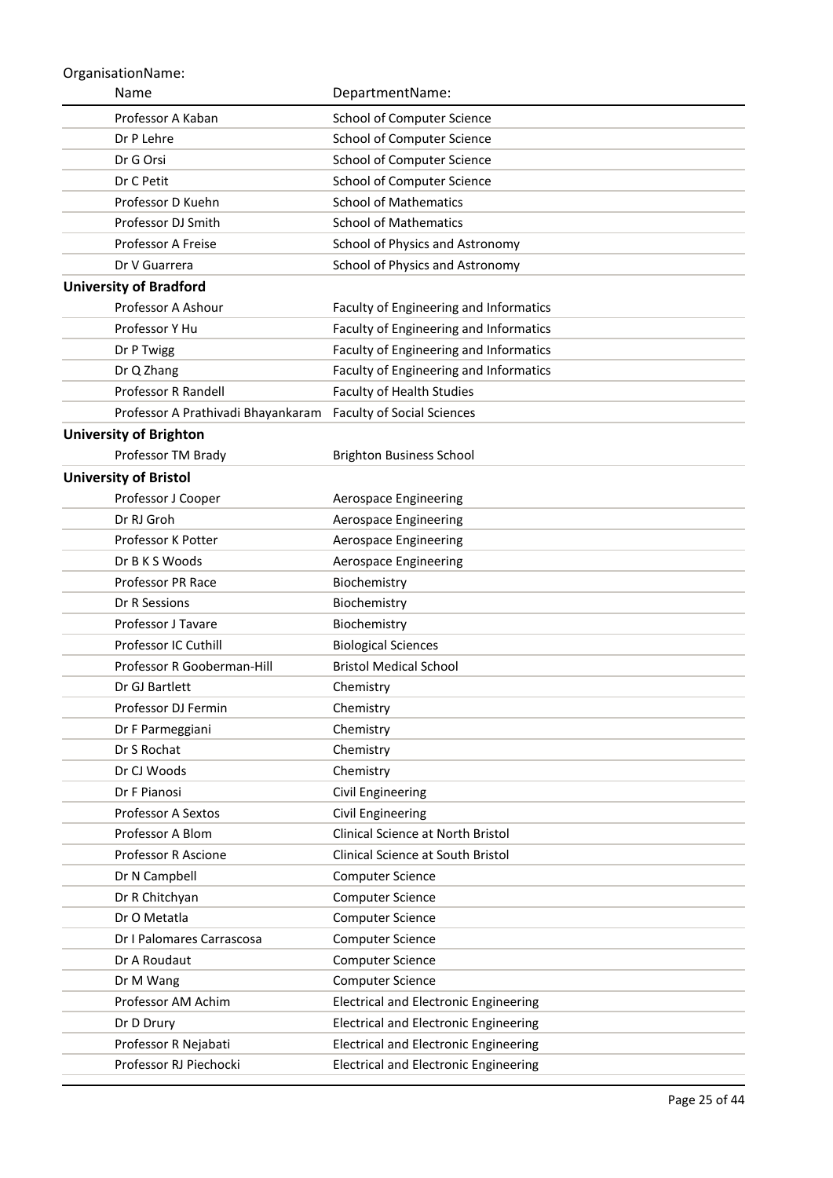OrganisationName:

| Name | DepartmentName: |
|---|---|
| Professor A Kaban | School of Computer Science |
| Dr P Lehre | School of Computer Science |
| Dr G Orsi | School of Computer Science |
| Dr C Petit | School of Computer Science |
| Professor D Kuehn | School of Mathematics |
| Professor DJ Smith | School of Mathematics |
| Professor A Freise | School of Physics and Astronomy |
| Dr V Guarrera | School of Physics and Astronomy |
| **University of Bradford** | |
| Professor A Ashour | Faculty of Engineering and Informatics |
| Professor Y Hu | Faculty of Engineering and Informatics |
| Dr P Twigg | Faculty of Engineering and Informatics |
| Dr Q Zhang | Faculty of Engineering and Informatics |
| Professor R Randell | Faculty of Health Studies |
| Professor A Prathivadi Bhayankaram | Faculty of Social Sciences |
| **University of Brighton** | |
| Professor TM Brady | Brighton Business School |
| **University of Bristol** | |
| Professor J Cooper | Aerospace Engineering |
| Dr RJ Groh | Aerospace Engineering |
| Professor K Potter | Aerospace Engineering |
| Dr B K S Woods | Aerospace Engineering |
| Professor PR Race | Biochemistry |
| Dr R Sessions | Biochemistry |
| Professor J Tavare | Biochemistry |
| Professor IC Cuthill | Biological Sciences |
| Professor R Gooberman-Hill | Bristol Medical School |
| Dr GJ Bartlett | Chemistry |
| Professor DJ Fermin | Chemistry |
| Dr F Parmeggiani | Chemistry |
| Dr S Rochat | Chemistry |
| Dr CJ Woods | Chemistry |
| Dr F Pianosi | Civil Engineering |
| Professor A Sextos | Civil Engineering |
| Professor A Blom | Clinical Science at North Bristol |
| Professor R Ascione | Clinical Science at South Bristol |
| Dr N Campbell | Computer Science |
| Dr R Chitchyan | Computer Science |
| Dr O Metatla | Computer Science |
| Dr I Palomares Carrascosa | Computer Science |
| Dr A Roudaut | Computer Science |
| Dr M Wang | Computer Science |
| Professor AM Achim | Electrical and Electronic Engineering |
| Dr D Drury | Electrical and Electronic Engineering |
| Professor R Nejabati | Electrical and Electronic Engineering |
| Professor RJ Piechocki | Electrical and Electronic Engineering |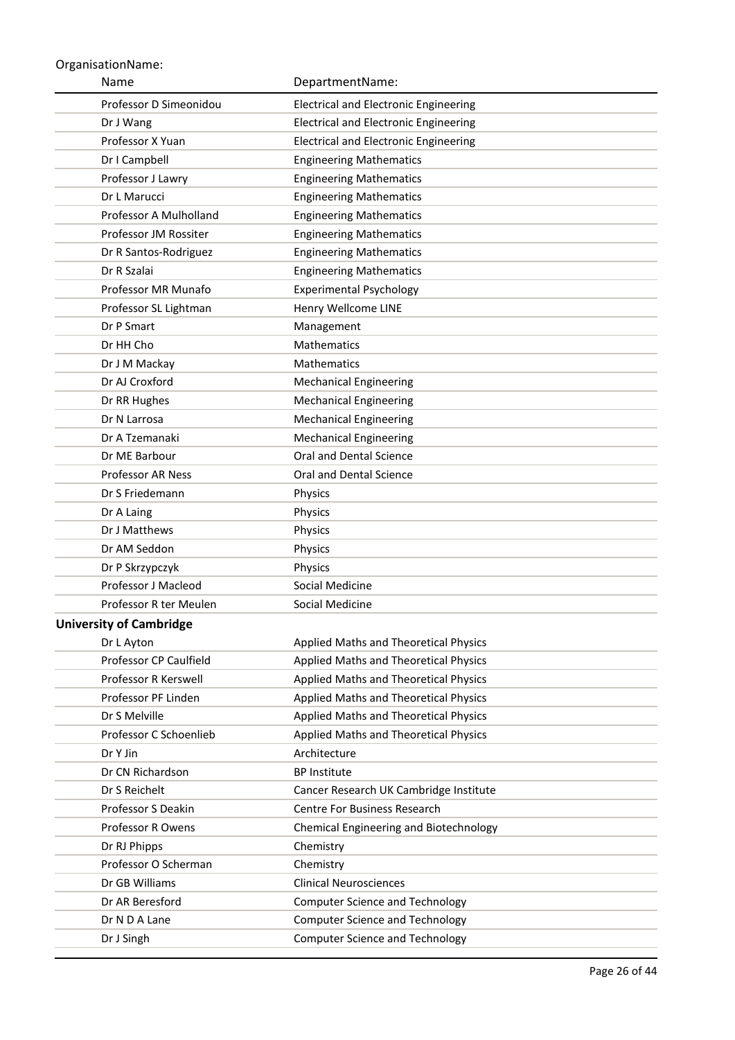OrganisationName:

| Name | DepartmentName: |
| --- | --- |
| Professor D Simeonidou | Electrical and Electronic Engineering |
| Dr J Wang | Electrical and Electronic Engineering |
| Professor X Yuan | Electrical and Electronic Engineering |
| Dr I Campbell | Engineering Mathematics |
| Professor J Lawry | Engineering Mathematics |
| Dr L Marucci | Engineering Mathematics |
| Professor A Mulholland | Engineering Mathematics |
| Professor JM Rossiter | Engineering Mathematics |
| Dr R Santos-Rodriguez | Engineering Mathematics |
| Dr R Szalai | Engineering Mathematics |
| Professor MR Munafo | Experimental Psychology |
| Professor SL Lightman | Henry Wellcome LINE |
| Dr P Smart | Management |
| Dr HH Cho | Mathematics |
| Dr J M Mackay | Mathematics |
| Dr AJ Croxford | Mechanical Engineering |
| Dr RR Hughes | Mechanical Engineering |
| Dr N Larrosa | Mechanical Engineering |
| Dr A Tzemanaki | Mechanical Engineering |
| Dr ME Barbour | Oral and Dental Science |
| Professor AR Ness | Oral and Dental Science |
| Dr S Friedemann | Physics |
| Dr A Laing | Physics |
| Dr J Matthews | Physics |
| Dr AM Seddon | Physics |
| Dr P Skrzypczyk | Physics |
| Professor J Macleod | Social Medicine |
| Professor R ter Meulen | Social Medicine |

**University of Cambridge**

| Name | DepartmentName: |
| --- | --- |
| Dr L Ayton | Applied Maths and Theoretical Physics |
| Professor CP Caulfield | Applied Maths and Theoretical Physics |
| Professor R Kerswell | Applied Maths and Theoretical Physics |
| Professor PF Linden | Applied Maths and Theoretical Physics |
| Dr S Melville | Applied Maths and Theoretical Physics |
| Professor C Schoenlieb | Applied Maths and Theoretical Physics |
| Dr Y Jin | Architecture |
| Dr CN Richardson | BP Institute |
| Dr S Reichelt | Cancer Research UK Cambridge Institute |
| Professor S Deakin | Centre For Business Research |
| Professor R Owens | Chemical Engineering and Biotechnology |
| Dr RJ Phipps | Chemistry |
| Professor O Scherman | Chemistry |
| Dr GB Williams | Clinical Neurosciences |
| Dr AR Beresford | Computer Science and Technology |
| Dr N D A Lane | Computer Science and Technology |
| Dr J Singh | Computer Science and Technology |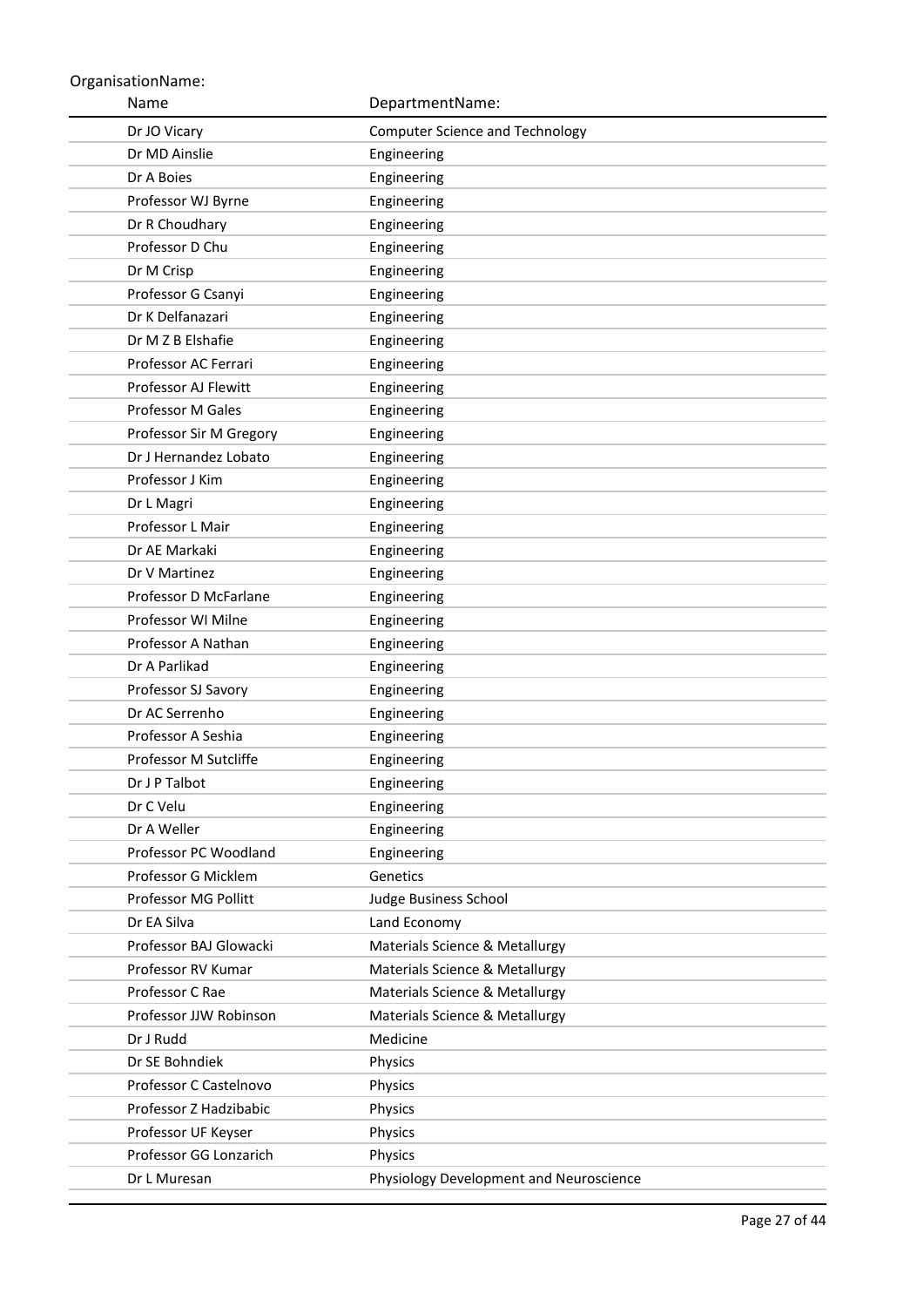OrganisationName:

| Name | DepartmentName: |
| --- | --- |
| Dr JO Vicary | Computer Science and Technology |
| Dr MD Ainslie | Engineering |
| Dr A Boies | Engineering |
| Professor WJ Byrne | Engineering |
| Dr R Choudhary | Engineering |
| Professor D Chu | Engineering |
| Dr M Crisp | Engineering |
| Professor G Csanyi | Engineering |
| Dr K Delfanazari | Engineering |
| Dr M Z B Elshafie | Engineering |
| Professor AC Ferrari | Engineering |
| Professor AJ Flewitt | Engineering |
| Professor M Gales | Engineering |
| Professor Sir M Gregory | Engineering |
| Dr J Hernandez Lobato | Engineering |
| Professor J Kim | Engineering |
| Dr L Magri | Engineering |
| Professor L Mair | Engineering |
| Dr AE Markaki | Engineering |
| Dr V Martinez | Engineering |
| Professor D McFarlane | Engineering |
| Professor WI Milne | Engineering |
| Professor A Nathan | Engineering |
| Dr A Parlikad | Engineering |
| Professor SJ Savory | Engineering |
| Dr AC Serrenho | Engineering |
| Professor A Seshia | Engineering |
| Professor M Sutcliffe | Engineering |
| Dr J P Talbot | Engineering |
| Dr C Velu | Engineering |
| Dr A Weller | Engineering |
| Professor PC Woodland | Engineering |
| Professor G Micklem | Genetics |
| Professor MG Pollitt | Judge Business School |
| Dr EA Silva | Land Economy |
| Professor BAJ Glowacki | Materials Science & Metallurgy |
| Professor RV Kumar | Materials Science & Metallurgy |
| Professor C Rae | Materials Science & Metallurgy |
| Professor JJW Robinson | Materials Science & Metallurgy |
| Dr J Rudd | Medicine |
| Dr SE Bohndiek | Physics |
| Professor C Castelnovo | Physics |
| Professor Z Hadzibabic | Physics |
| Professor UF Keyser | Physics |
| Professor GG Lonzarich | Physics |
| Dr L Muresan | Physiology Development and Neuroscience |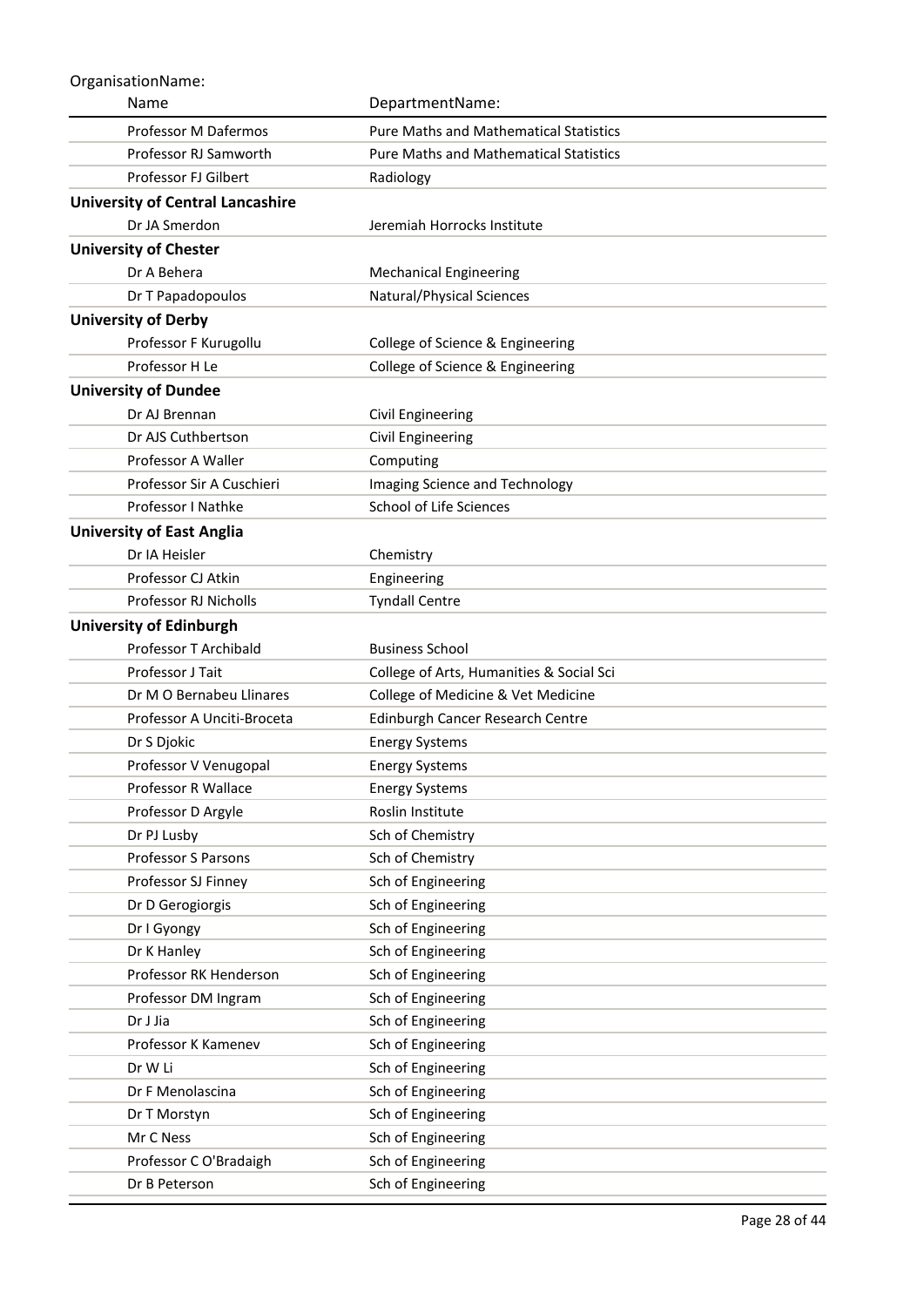OrganisationName:

| Name | DepartmentName: |
| --- | --- |
| Professor M Dafermos | Pure Maths and Mathematical Statistics |
| Professor RJ Samworth | Pure Maths and Mathematical Statistics |
| Professor FJ Gilbert | Radiology |
| **University of Central Lancashire** | |
| Dr JA Smerdon | Jeremiah Horrocks Institute |
| **University of Chester** | |
| Dr A Behera | Mechanical Engineering |
| Dr T Papadopoulos | Natural/Physical Sciences |
| **University of Derby** | |
| Professor F Kurugollu | College of Science & Engineering |
| Professor H Le | College of Science & Engineering |
| **University of Dundee** | |
| Dr AJ Brennan | Civil Engineering |
| Dr AJS Cuthbertson | Civil Engineering |
| Professor A Waller | Computing |
| Professor Sir A Cuschieri | Imaging Science and Technology |
| Professor I Nathke | School of Life Sciences |
| **University of East Anglia** | |
| Dr IA Heisler | Chemistry |
| Professor CJ Atkin | Engineering |
| Professor RJ Nicholls | Tyndall Centre |
| **University of Edinburgh** | |
| Professor T Archibald | Business School |
| Professor J Tait | College of Arts, Humanities & Social Sci |
| Dr M O Bernabeu Llinares | College of Medicine & Vet Medicine |
| Professor A Unciti-Broceta | Edinburgh Cancer Research Centre |
| Dr S Djokic | Energy Systems |
| Professor V Venugopal | Energy Systems |
| Professor R Wallace | Energy Systems |
| Professor D Argyle | Roslin Institute |
| Dr PJ Lusby | Sch of Chemistry |
| Professor S Parsons | Sch of Chemistry |
| Professor SJ Finney | Sch of Engineering |
| Dr D Gerogiorgis | Sch of Engineering |
| Dr I Gyongy | Sch of Engineering |
| Dr K Hanley | Sch of Engineering |
| Professor RK Henderson | Sch of Engineering |
| Professor DM Ingram | Sch of Engineering |
| Dr J Jia | Sch of Engineering |
| Professor K Kamenev | Sch of Engineering |
| Dr W Li | Sch of Engineering |
| Dr F Menolascina | Sch of Engineering |
| Dr T Morstyn | Sch of Engineering |
| Mr C Ness | Sch of Engineering |
| Professor C O'Bradaigh | Sch of Engineering |
| Dr B Peterson | Sch of Engineering |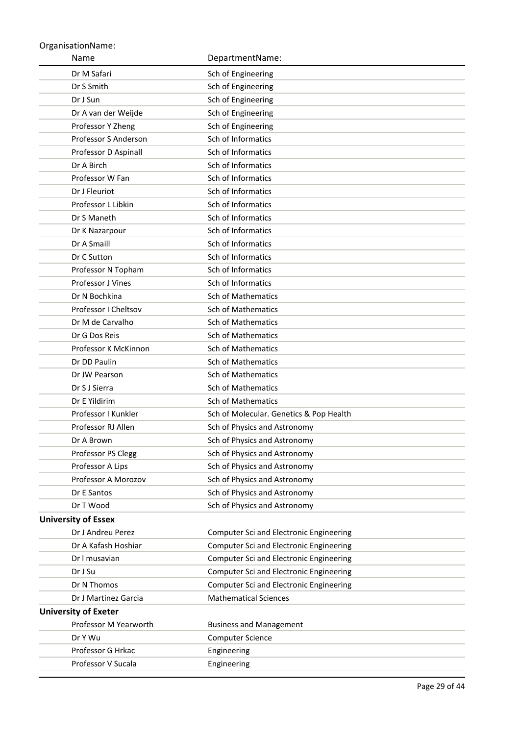OrganisationName:

| Name | DepartmentName: |
|---|---|
| Dr M Safari | Sch of Engineering |
| Dr S Smith | Sch of Engineering |
| Dr J Sun | Sch of Engineering |
| Dr A van der Weijde | Sch of Engineering |
| Professor Y Zheng | Sch of Engineering |
| Professor S Anderson | Sch of Informatics |
| Professor D Aspinall | Sch of Informatics |
| Dr A Birch | Sch of Informatics |
| Professor W Fan | Sch of Informatics |
| Dr J Fleuriot | Sch of Informatics |
| Professor L Libkin | Sch of Informatics |
| Dr S Maneth | Sch of Informatics |
| Dr K Nazarpour | Sch of Informatics |
| Dr A Smaill | Sch of Informatics |
| Dr C Sutton | Sch of Informatics |
| Professor N Topham | Sch of Informatics |
| Professor J Vines | Sch of Informatics |
| Dr N Bochkina | Sch of Mathematics |
| Professor I Cheltsov | Sch of Mathematics |
| Dr M de Carvalho | Sch of Mathematics |
| Dr G Dos Reis | Sch of Mathematics |
| Professor K McKinnon | Sch of Mathematics |
| Dr DD Paulin | Sch of Mathematics |
| Dr JW Pearson | Sch of Mathematics |
| Dr S J Sierra | Sch of Mathematics |
| Dr E Yildirim | Sch of Mathematics |
| Professor I Kunkler | Sch of Molecular. Genetics & Pop Health |
| Professor RJ Allen | Sch of Physics and Astronomy |
| Dr A Brown | Sch of Physics and Astronomy |
| Professor PS Clegg | Sch of Physics and Astronomy |
| Professor A Lips | Sch of Physics and Astronomy |
| Professor A Morozov | Sch of Physics and Astronomy |
| Dr E Santos | Sch of Physics and Astronomy |
| Dr T Wood | Sch of Physics and Astronomy |
| **University of Essex** | |
| Dr J Andreu Perez | Computer Sci and Electronic Engineering |
| Dr A Kafash Hoshiar | Computer Sci and Electronic Engineering |
| Dr l musavian | Computer Sci and Electronic Engineering |
| Dr J Su | Computer Sci and Electronic Engineering |
| Dr N Thomos | Computer Sci and Electronic Engineering |
| Dr J Martinez Garcia | Mathematical Sciences |
| **University of Exeter** | |
| Professor M Yearworth | Business and Management |
| Dr Y Wu | Computer Science |
| Professor G Hrkac | Engineering |
| Professor V Sucala | Engineering |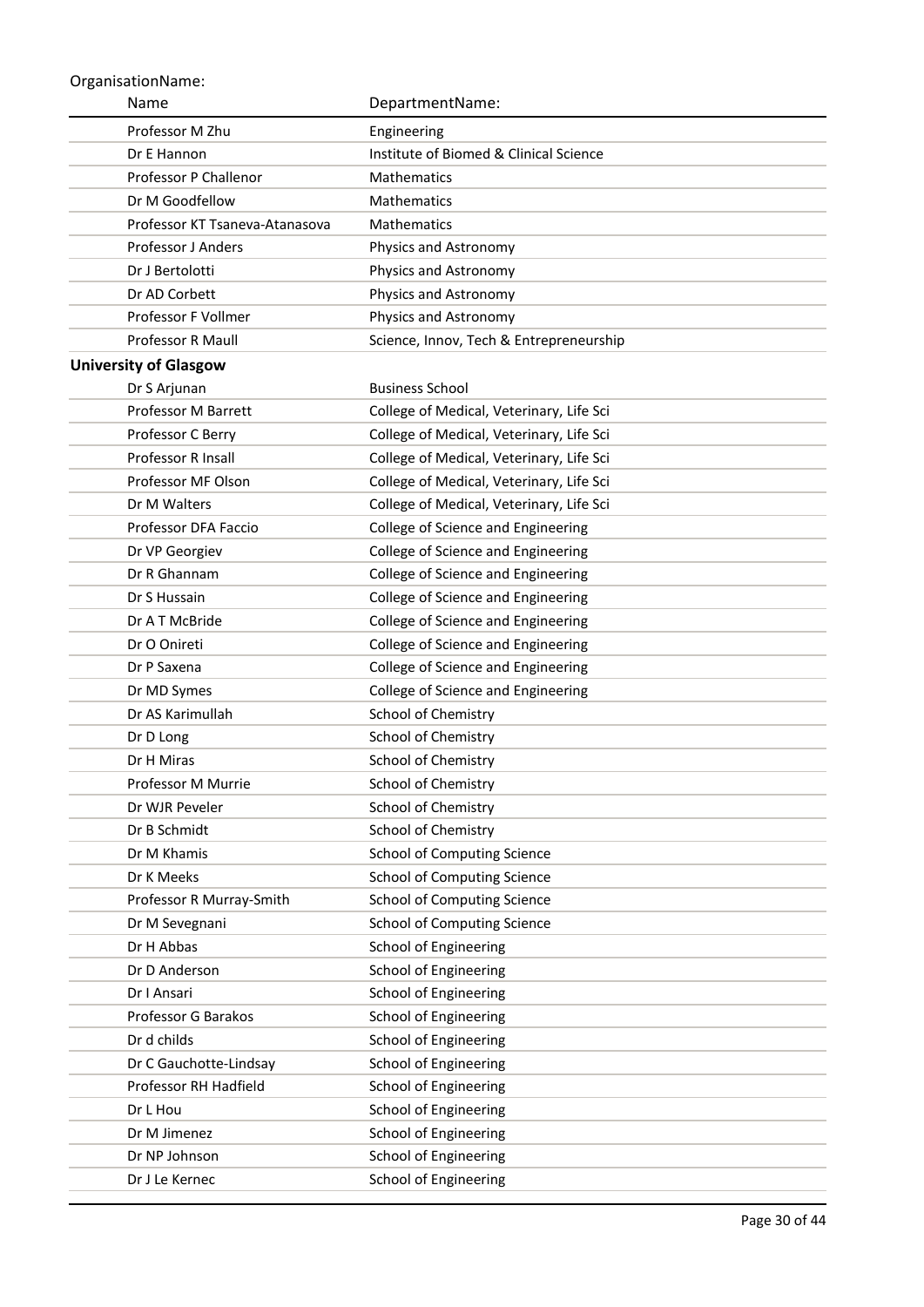OrganisationName:

| Name | DepartmentName: |
|---|---|
| Professor M Zhu | Engineering |
| Dr E Hannon | Institute of Biomed & Clinical Science |
| Professor P Challenor | Mathematics |
| Dr M Goodfellow | Mathematics |
| Professor KT Tsaneva-Atanasova | Mathematics |
| Professor J Anders | Physics and Astronomy |
| Dr J Bertolotti | Physics and Astronomy |
| Dr AD Corbett | Physics and Astronomy |
| Professor F Vollmer | Physics and Astronomy |
| Professor R Maull | Science, Innov, Tech & Entrepreneurship |
| **University of Glasgow** | |
| Dr S Arjunan | Business School |
| Professor M Barrett | College of Medical, Veterinary, Life Sci |
| Professor C Berry | College of Medical, Veterinary, Life Sci |
| Professor R Insall | College of Medical, Veterinary, Life Sci |
| Professor MF Olson | College of Medical, Veterinary, Life Sci |
| Dr M Walters | College of Medical, Veterinary, Life Sci |
| Professor DFA Faccio | College of Science and Engineering |
| Dr VP Georgiev | College of Science and Engineering |
| Dr R Ghannam | College of Science and Engineering |
| Dr S Hussain | College of Science and Engineering |
| Dr A T McBride | College of Science and Engineering |
| Dr O Onireti | College of Science and Engineering |
| Dr P Saxena | College of Science and Engineering |
| Dr MD Symes | College of Science and Engineering |
| Dr AS Karimullah | School of Chemistry |
| Dr D Long | School of Chemistry |
| Dr H Miras | School of Chemistry |
| Professor M Murrie | School of Chemistry |
| Dr WJR Peveler | School of Chemistry |
| Dr B Schmidt | School of Chemistry |
| Dr M Khamis | School of Computing Science |
| Dr K Meeks | School of Computing Science |
| Professor R Murray-Smith | School of Computing Science |
| Dr M Sevegnani | School of Computing Science |
| Dr H Abbas | School of Engineering |
| Dr D Anderson | School of Engineering |
| Dr I Ansari | School of Engineering |
| Professor G Barakos | School of Engineering |
| Dr d childs | School of Engineering |
| Dr C Gauchotte-Lindsay | School of Engineering |
| Professor RH Hadfield | School of Engineering |
| Dr L Hou | School of Engineering |
| Dr M Jimenez | School of Engineering |
| Dr NP Johnson | School of Engineering |
| Dr J Le Kernec | School of Engineering |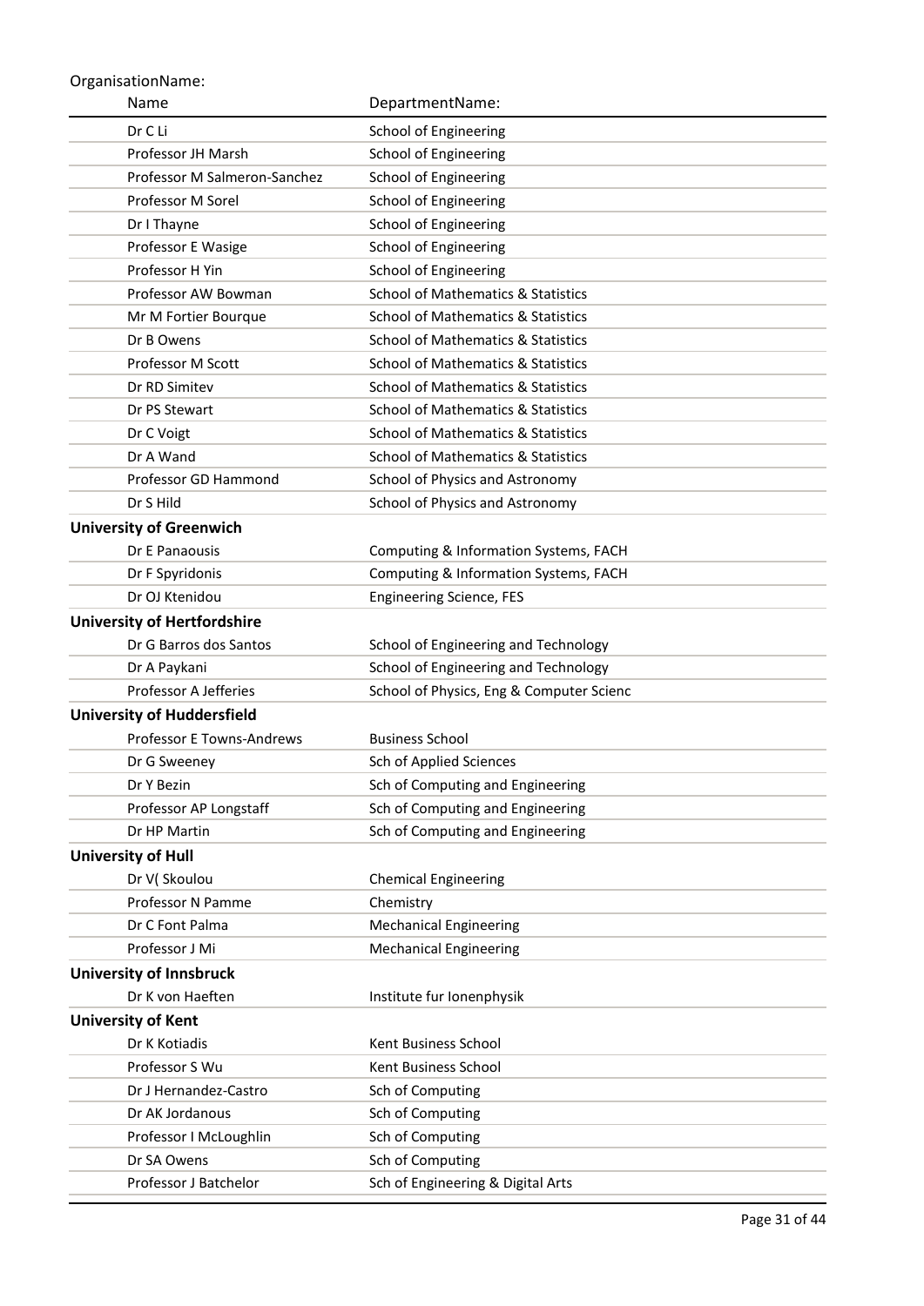OrganisationName:

| Name | DepartmentName: |
|---|---|
| Dr C Li | School of Engineering |
| Professor JH Marsh | School of Engineering |
| Professor M Salmeron-Sanchez | School of Engineering |
| Professor M Sorel | School of Engineering |
| Dr I Thayne | School of Engineering |
| Professor E Wasige | School of Engineering |
| Professor H Yin | School of Engineering |
| Professor AW Bowman | School of Mathematics & Statistics |
| Mr M Fortier Bourque | School of Mathematics & Statistics |
| Dr B Owens | School of Mathematics & Statistics |
| Professor M Scott | School of Mathematics & Statistics |
| Dr RD Simitev | School of Mathematics & Statistics |
| Dr PS Stewart | School of Mathematics & Statistics |
| Dr C Voigt | School of Mathematics & Statistics |
| Dr A Wand | School of Mathematics & Statistics |
| Professor GD Hammond | School of Physics and Astronomy |
| Dr S Hild | School of Physics and Astronomy |
| **University of Greenwich** | |
| Dr E Panaousis | Computing & Information Systems, FACH |
| Dr F Spyridonis | Computing & Information Systems, FACH |
| Dr OJ Ktenidou | Engineering Science, FES |
| **University of Hertfordshire** | |
| Dr G Barros dos Santos | School of Engineering and Technology |
| Dr A Paykani | School of Engineering and Technology |
| Professor A Jefferies | School of Physics, Eng & Computer Scienc |
| **University of Huddersfield** | |
| Professor E Towns-Andrews | Business School |
| Dr G Sweeney | Sch of Applied Sciences |
| Dr Y Bezin | Sch of Computing and Engineering |
| Professor AP Longstaff | Sch of Computing and Engineering |
| Dr HP Martin | Sch of Computing and Engineering |
| **University of Hull** | |
| Dr V( Skoulou | Chemical Engineering |
| Professor N Pamme | Chemistry |
| Dr C Font Palma | Mechanical Engineering |
| Professor J Mi | Mechanical Engineering |
| **University of Innsbruck** | |
| Dr K von Haeften | Institute fur Ionenphysik |
| **University of Kent** | |
| Dr K Kotiadis | Kent Business School |
| Professor S Wu | Kent Business School |
| Dr J Hernandez-Castro | Sch of Computing |
| Dr AK Jordanous | Sch of Computing |
| Professor I McLoughlin | Sch of Computing |
| Dr SA Owens | Sch of Computing |
| Professor J Batchelor | Sch of Engineering & Digital Arts |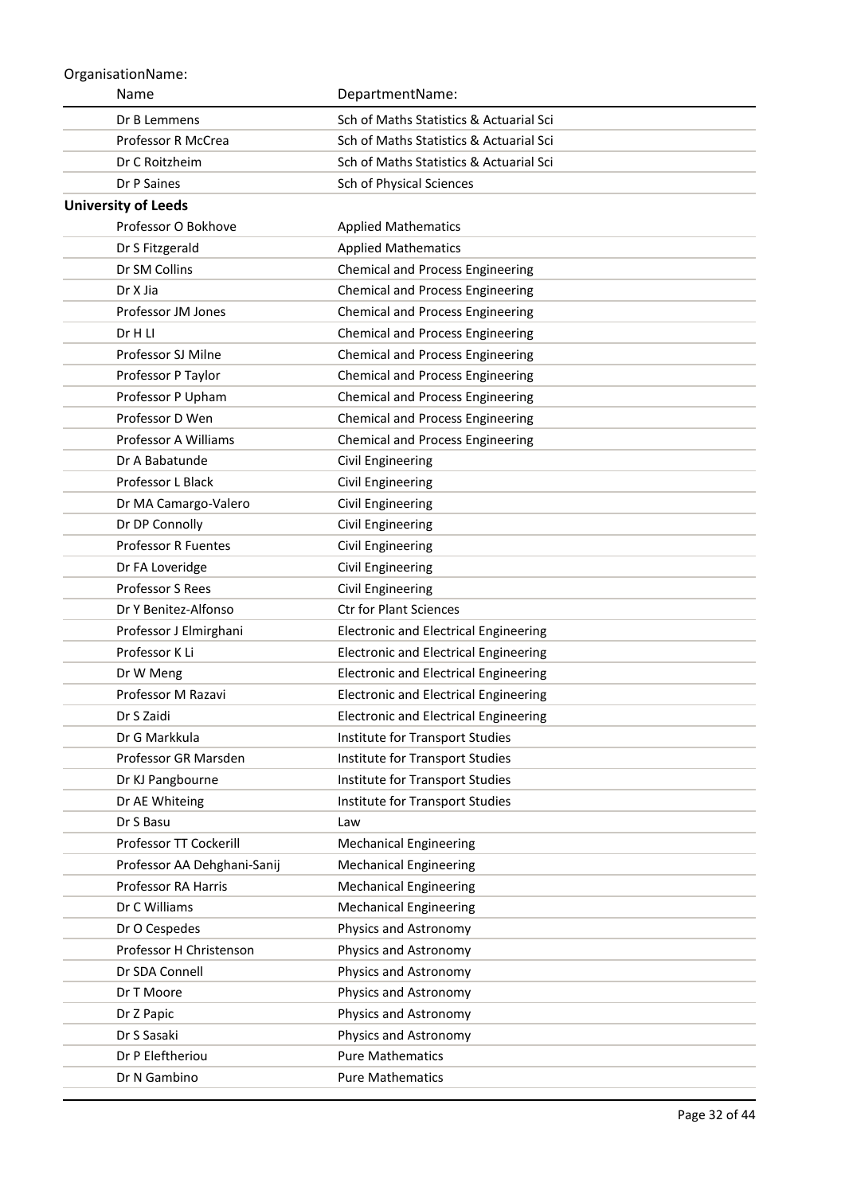OrganisationName:

| Name | DepartmentName: |
|---|---|
| Dr B Lemmens | Sch of Maths Statistics & Actuarial Sci |
| Professor R McCrea | Sch of Maths Statistics & Actuarial Sci |
| Dr C Roitzheim | Sch of Maths Statistics & Actuarial Sci |
| Dr P Saines | Sch of Physical Sciences |
| **University of Leeds** | |
| Professor O Bokhove | Applied Mathematics |
| Dr S Fitzgerald | Applied Mathematics |
| Dr SM Collins | Chemical and Process Engineering |
| Dr X Jia | Chemical and Process Engineering |
| Professor JM Jones | Chemical and Process Engineering |
| Dr H LI | Chemical and Process Engineering |
| Professor SJ Milne | Chemical and Process Engineering |
| Professor P Taylor | Chemical and Process Engineering |
| Professor P Upham | Chemical and Process Engineering |
| Professor D Wen | Chemical and Process Engineering |
| Professor A Williams | Chemical and Process Engineering |
| Dr A Babatunde | Civil Engineering |
| Professor L Black | Civil Engineering |
| Dr MA Camargo-Valero | Civil Engineering |
| Dr DP Connolly | Civil Engineering |
| Professor R Fuentes | Civil Engineering |
| Dr FA Loveridge | Civil Engineering |
| Professor S Rees | Civil Engineering |
| Dr Y Benitez-Alfonso | Ctr for Plant Sciences |
| Professor J Elmirghani | Electronic and Electrical Engineering |
| Professor K Li | Electronic and Electrical Engineering |
| Dr W Meng | Electronic and Electrical Engineering |
| Professor M Razavi | Electronic and Electrical Engineering |
| Dr S Zaidi | Electronic and Electrical Engineering |
| Dr G Markkula | Institute for Transport Studies |
| Professor GR Marsden | Institute for Transport Studies |
| Dr KJ Pangbourne | Institute for Transport Studies |
| Dr AE Whiteing | Institute for Transport Studies |
| Dr S Basu | Law |
| Professor TT Cockerill | Mechanical Engineering |
| Professor AA Dehghani-Sanij | Mechanical Engineering |
| Professor RA Harris | Mechanical Engineering |
| Dr C Williams | Mechanical Engineering |
| Dr O Cespedes | Physics and Astronomy |
| Professor H Christenson | Physics and Astronomy |
| Dr SDA Connell | Physics and Astronomy |
| Dr T Moore | Physics and Astronomy |
| Dr Z Papic | Physics and Astronomy |
| Dr S Sasaki | Physics and Astronomy |
| Dr P Eleftheriou | Pure Mathematics |
| Dr N Gambino | Pure Mathematics |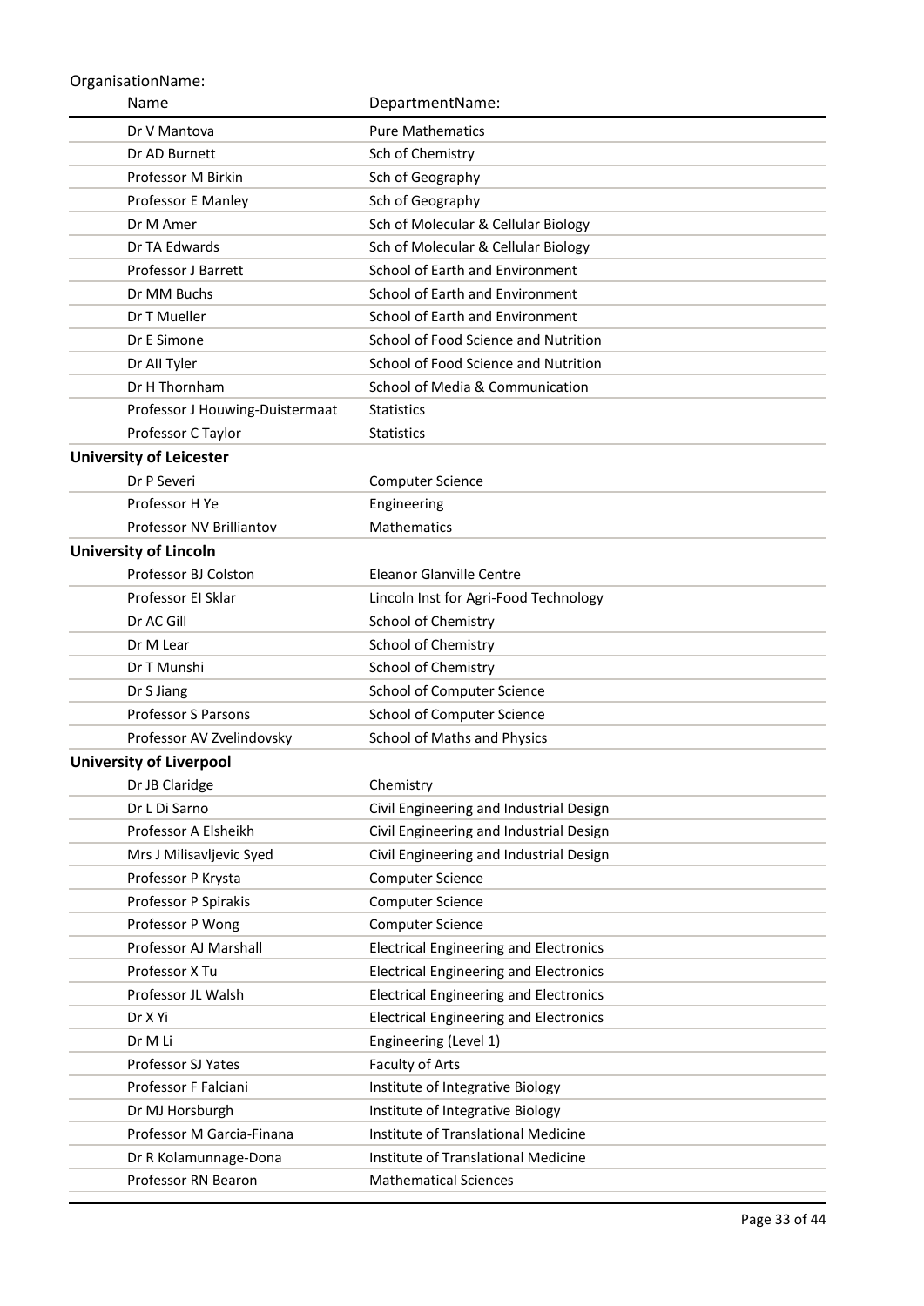OrganisationName:

| Name | DepartmentName: |
|---|---|
| Dr V Mantova | Pure Mathematics |
| Dr AD Burnett | Sch of Chemistry |
| Professor M Birkin | Sch of Geography |
| Professor E Manley | Sch of Geography |
| Dr M Amer | Sch of Molecular & Cellular Biology |
| Dr TA Edwards | Sch of Molecular & Cellular Biology |
| Professor J Barrett | School of Earth and Environment |
| Dr MM Buchs | School of Earth and Environment |
| Dr T Mueller | School of Earth and Environment |
| Dr E Simone | School of Food Science and Nutrition |
| Dr AII Tyler | School of Food Science and Nutrition |
| Dr H Thornham | School of Media & Communication |
| Professor J Houwing-Duistermaat | Statistics |
| Professor C Taylor | Statistics |
| **University of Leicester** | |
| Dr P Severi | Computer Science |
| Professor H Ye | Engineering |
| Professor NV Brilliantov | Mathematics |
| **University of Lincoln** | |
| Professor BJ Colston | Eleanor Glanville Centre |
| Professor EI Sklar | Lincoln Inst for Agri-Food Technology |
| Dr AC Gill | School of Chemistry |
| Dr M Lear | School of Chemistry |
| Dr T Munshi | School of Chemistry |
| Dr S Jiang | School of Computer Science |
| Professor S Parsons | School of Computer Science |
| Professor AV Zvelindovsky | School of Maths and Physics |
| **University of Liverpool** | |
| Dr JB Claridge | Chemistry |
| Dr L Di Sarno | Civil Engineering and Industrial Design |
| Professor A Elsheikh | Civil Engineering and Industrial Design |
| Mrs J Milisavljevic Syed | Civil Engineering and Industrial Design |
| Professor P Krysta | Computer Science |
| Professor P Spirakis | Computer Science |
| Professor P Wong | Computer Science |
| Professor AJ Marshall | Electrical Engineering and Electronics |
| Professor X Tu | Electrical Engineering and Electronics |
| Professor JL Walsh | Electrical Engineering and Electronics |
| Dr X Yi | Electrical Engineering and Electronics |
| Dr M Li | Engineering (Level 1) |
| Professor SJ Yates | Faculty of Arts |
| Professor F Falciani | Institute of Integrative Biology |
| Dr MJ Horsburgh | Institute of Integrative Biology |
| Professor M Garcia-Finana | Institute of Translational Medicine |
| Dr R Kolamunnage-Dona | Institute of Translational Medicine |
| Professor RN Bearon | Mathematical Sciences |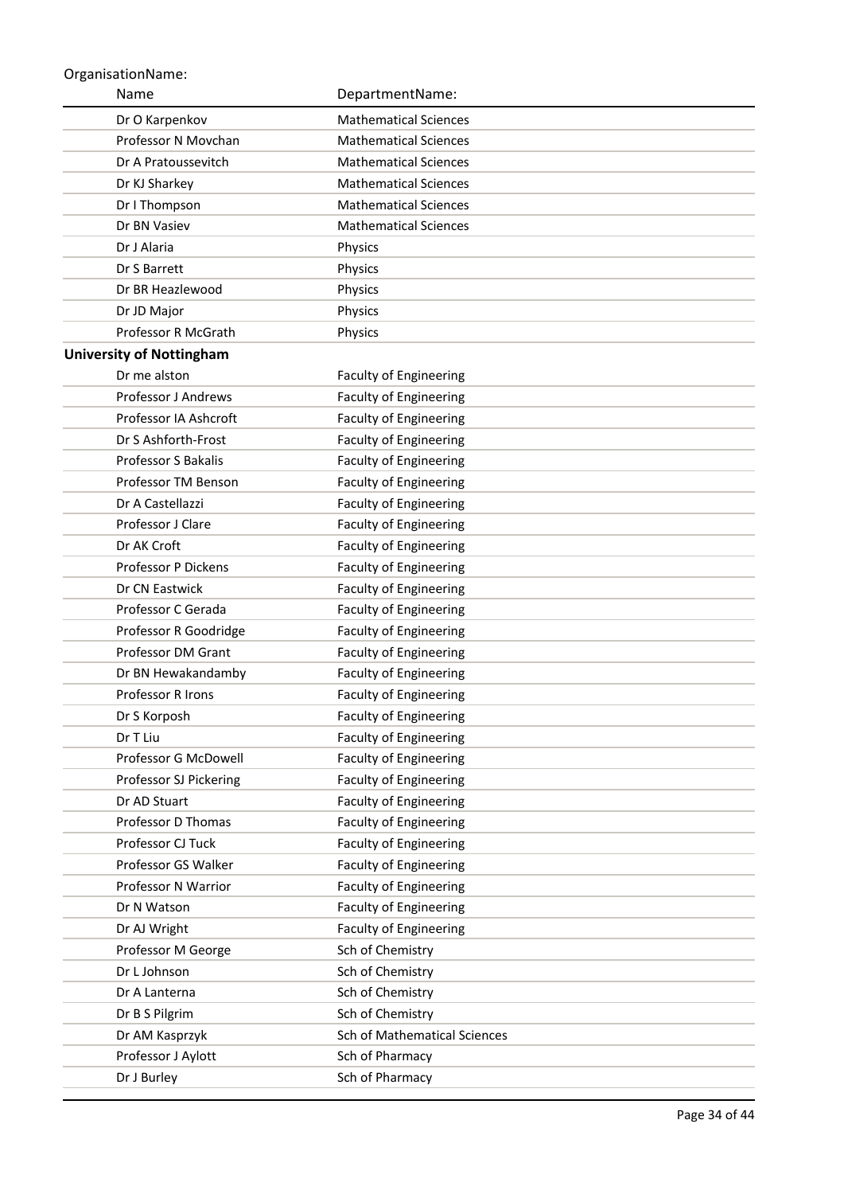| OrganisationName: | |
| --- | --- |
| Name | DepartmentName: |
| Dr O Karpenkov | Mathematical Sciences |
| Professor N Movchan | Mathematical Sciences |
| Dr A Pratoussevitch | Mathematical Sciences |
| Dr KJ Sharkey | Mathematical Sciences |
| Dr I Thompson | Mathematical Sciences |
| Dr BN Vasiev | Mathematical Sciences |
| Dr J Alaria | Physics |
| Dr S Barrett | Physics |
| Dr BR Heazlewood | Physics |
| Dr JD Major | Physics |
| Professor R McGrath | Physics |
| **University of Nottingham** | |
| Dr me alston | Faculty of Engineering |
| Professor J Andrews | Faculty of Engineering |
| Professor IA Ashcroft | Faculty of Engineering |
| Dr S Ashforth-Frost | Faculty of Engineering |
| Professor S Bakalis | Faculty of Engineering |
| Professor TM Benson | Faculty of Engineering |
| Dr A Castellazzi | Faculty of Engineering |
| Professor J Clare | Faculty of Engineering |
| Dr AK Croft | Faculty of Engineering |
| Professor P Dickens | Faculty of Engineering |
| Dr CN Eastwick | Faculty of Engineering |
| Professor C Gerada | Faculty of Engineering |
| Professor R Goodridge | Faculty of Engineering |
| Professor DM Grant | Faculty of Engineering |
| Dr BN Hewakandamby | Faculty of Engineering |
| Professor R Irons | Faculty of Engineering |
| Dr S Korposh | Faculty of Engineering |
| Dr T Liu | Faculty of Engineering |
| Professor G McDowell | Faculty of Engineering |
| Professor SJ Pickering | Faculty of Engineering |
| Dr AD Stuart | Faculty of Engineering |
| Professor D Thomas | Faculty of Engineering |
| Professor CJ Tuck | Faculty of Engineering |
| Professor GS Walker | Faculty of Engineering |
| Professor N Warrior | Faculty of Engineering |
| Dr N Watson | Faculty of Engineering |
| Dr AJ Wright | Faculty of Engineering |
| Professor M George | Sch of Chemistry |
| Dr L Johnson | Sch of Chemistry |
| Dr A Lanterna | Sch of Chemistry |
| Dr B S Pilgrim | Sch of Chemistry |
| Dr AM Kasprzyk | Sch of Mathematical Sciences |
| Professor J Aylott | Sch of Pharmacy |
| Dr J Burley | Sch of Pharmacy |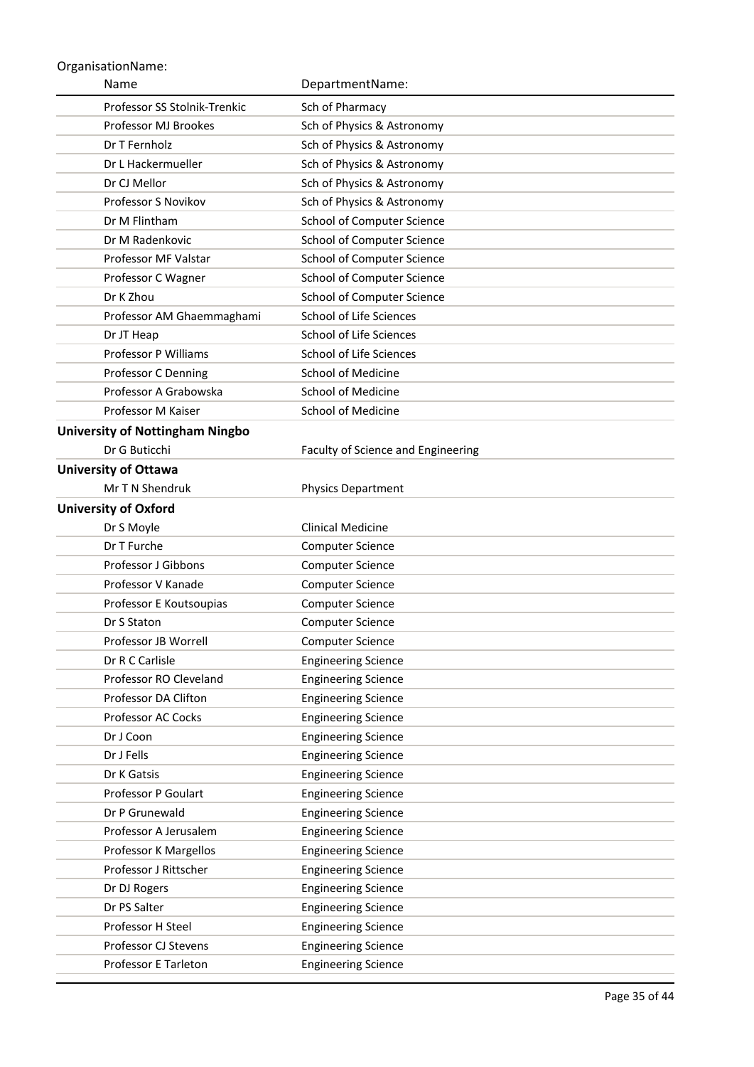OrganisationName:

| Name | DepartmentName: |
|---|---|
| Professor SS Stolnik-Trenkic | Sch of Pharmacy |
| Professor MJ Brookes | Sch of Physics & Astronomy |
| Dr T Fernholz | Sch of Physics & Astronomy |
| Dr L Hackermueller | Sch of Physics & Astronomy |
| Dr CJ Mellor | Sch of Physics & Astronomy |
| Professor S Novikov | Sch of Physics & Astronomy |
| Dr M Flintham | School of Computer Science |
| Dr M Radenkovic | School of Computer Science |
| Professor MF Valstar | School of Computer Science |
| Professor C Wagner | School of Computer Science |
| Dr K Zhou | School of Computer Science |
| Professor AM Ghaemmaghami | School of Life Sciences |
| Dr JT Heap | School of Life Sciences |
| Professor P Williams | School of Life Sciences |
| Professor C Denning | School of Medicine |
| Professor A Grabowska | School of Medicine |
| Professor M Kaiser | School of Medicine |
| **University of Nottingham Ningbo** | |
| Dr G Buticchi | Faculty of Science and Engineering |
| **University of Ottawa** | |
| Mr T N Shendruk | Physics Department |
| **University of Oxford** | |
| Dr S Moyle | Clinical Medicine |
| Dr T Furche | Computer Science |
| Professor J Gibbons | Computer Science |
| Professor V Kanade | Computer Science |
| Professor E Koutsoupias | Computer Science |
| Dr S Staton | Computer Science |
| Professor JB Worrell | Computer Science |
| Dr R C Carlisle | Engineering Science |
| Professor RO Cleveland | Engineering Science |
| Professor DA Clifton | Engineering Science |
| Professor AC Cocks | Engineering Science |
| Dr J Coon | Engineering Science |
| Dr J Fells | Engineering Science |
| Dr K Gatsis | Engineering Science |
| Professor P Goulart | Engineering Science |
| Dr P Grunewald | Engineering Science |
| Professor A Jerusalem | Engineering Science |
| Professor K Margellos | Engineering Science |
| Professor J Rittscher | Engineering Science |
| Dr DJ Rogers | Engineering Science |
| Dr PS Salter | Engineering Science |
| Professor H Steel | Engineering Science |
| Professor CJ Stevens | Engineering Science |
| Professor E Tarleton | Engineering Science |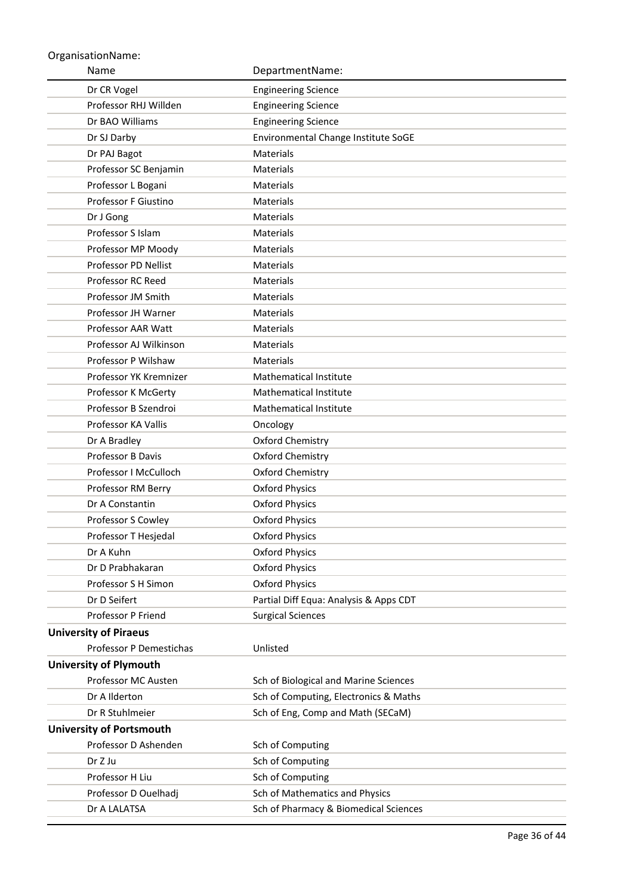OrganisationName:

| Name | DepartmentName: |
|---|---|
| Dr CR Vogel | Engineering Science |
| Professor RHJ Willden | Engineering Science |
| Dr BAO Williams | Engineering Science |
| Dr SJ Darby | Environmental Change Institute SoGE |
| Dr PAJ Bagot | Materials |
| Professor SC Benjamin | Materials |
| Professor L Bogani | Materials |
| Professor F Giustino | Materials |
| Dr J Gong | Materials |
| Professor S Islam | Materials |
| Professor MP Moody | Materials |
| Professor PD Nellist | Materials |
| Professor RC Reed | Materials |
| Professor JM Smith | Materials |
| Professor JH Warner | Materials |
| Professor AAR Watt | Materials |
| Professor AJ Wilkinson | Materials |
| Professor P Wilshaw | Materials |
| Professor YK Kremnizer | Mathematical Institute |
| Professor K McGerty | Mathematical Institute |
| Professor B Szendroi | Mathematical Institute |
| Professor KA Vallis | Oncology |
| Dr A Bradley | Oxford Chemistry |
| Professor B Davis | Oxford Chemistry |
| Professor I McCulloch | Oxford Chemistry |
| Professor RM Berry | Oxford Physics |
| Dr A Constantin | Oxford Physics |
| Professor S Cowley | Oxford Physics |
| Professor T Hesjedal | Oxford Physics |
| Dr A Kuhn | Oxford Physics |
| Dr D Prabhakaran | Oxford Physics |
| Professor S H Simon | Oxford Physics |
| Dr D Seifert | Partial Diff Equa: Analysis & Apps CDT |
| Professor P Friend | Surgical Sciences |
| **University of Piraeus** | |
| Professor P Demestichas | Unlisted |
| **University of Plymouth** | |
| Professor MC Austen | Sch of Biological and Marine Sciences |
| Dr A Ilderton | Sch of Computing, Electronics & Maths |
| Dr R Stuhlmeier | Sch of Eng, Comp and Math (SECaM) |
| **University of Portsmouth** | |
| Professor D Ashenden | Sch of Computing |
| Dr Z Ju | Sch of Computing |
| Professor H Liu | Sch of Computing |
| Professor D Ouelhadj | Sch of Mathematics and Physics |
| Dr A LALATSA | Sch of Pharmacy & Biomedical Sciences |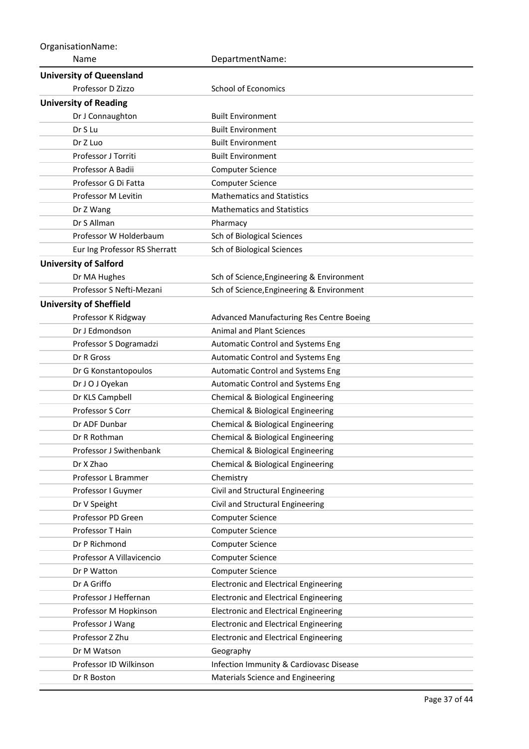| OrganisationName: Name | DepartmentName: |
|---|---|
| **University of Queensland** | |
| Professor D Zizzo | School of Economics |
| **University of Reading** | |
| Dr J Connaughton | Built Environment |
| Dr S Lu | Built Environment |
| Dr Z Luo | Built Environment |
| Professor J Torriti | Built Environment |
| Professor A Badii | Computer Science |
| Professor G Di Fatta | Computer Science |
| Professor M Levitin | Mathematics and Statistics |
| Dr Z Wang | Mathematics and Statistics |
| Dr S Allman | Pharmacy |
| Professor W Holderbaum | Sch of Biological Sciences |
| Eur Ing Professor RS Sherratt | Sch of Biological Sciences |
| **University of Salford** | |
| Dr MA Hughes | Sch of Science,Engineering & Environment |
| Professor S Nefti-Mezani | Sch of Science,Engineering & Environment |
| **University of Sheffield** | |
| Professor K Ridgway | Advanced Manufacturing Res Centre Boeing |
| Dr J Edmondson | Animal and Plant Sciences |
| Professor S Dogramadzi | Automatic Control and Systems Eng |
| Dr R Gross | Automatic Control and Systems Eng |
| Dr G Konstantopoulos | Automatic Control and Systems Eng |
| Dr J O J Oyekan | Automatic Control and Systems Eng |
| Dr KLS Campbell | Chemical & Biological Engineering |
| Professor S Corr | Chemical & Biological Engineering |
| Dr ADF Dunbar | Chemical & Biological Engineering |
| Dr R Rothman | Chemical & Biological Engineering |
| Professor J Swithenbank | Chemical & Biological Engineering |
| Dr X Zhao | Chemical & Biological Engineering |
| Professor L Brammer | Chemistry |
| Professor I Guymer | Civil and Structural Engineering |
| Dr V Speight | Civil and Structural Engineering |
| Professor PD Green | Computer Science |
| Professor T Hain | Computer Science |
| Dr P Richmond | Computer Science |
| Professor A Villavicencio | Computer Science |
| Dr P Watton | Computer Science |
| Dr A Griffo | Electronic and Electrical Engineering |
| Professor J Heffernan | Electronic and Electrical Engineering |
| Professor M Hopkinson | Electronic and Electrical Engineering |
| Professor J Wang | Electronic and Electrical Engineering |
| Professor Z Zhu | Electronic and Electrical Engineering |
| Dr M Watson | Geography |
| Professor ID Wilkinson | Infection Immunity & Cardiovasc Disease |
| Dr R Boston | Materials Science and Engineering |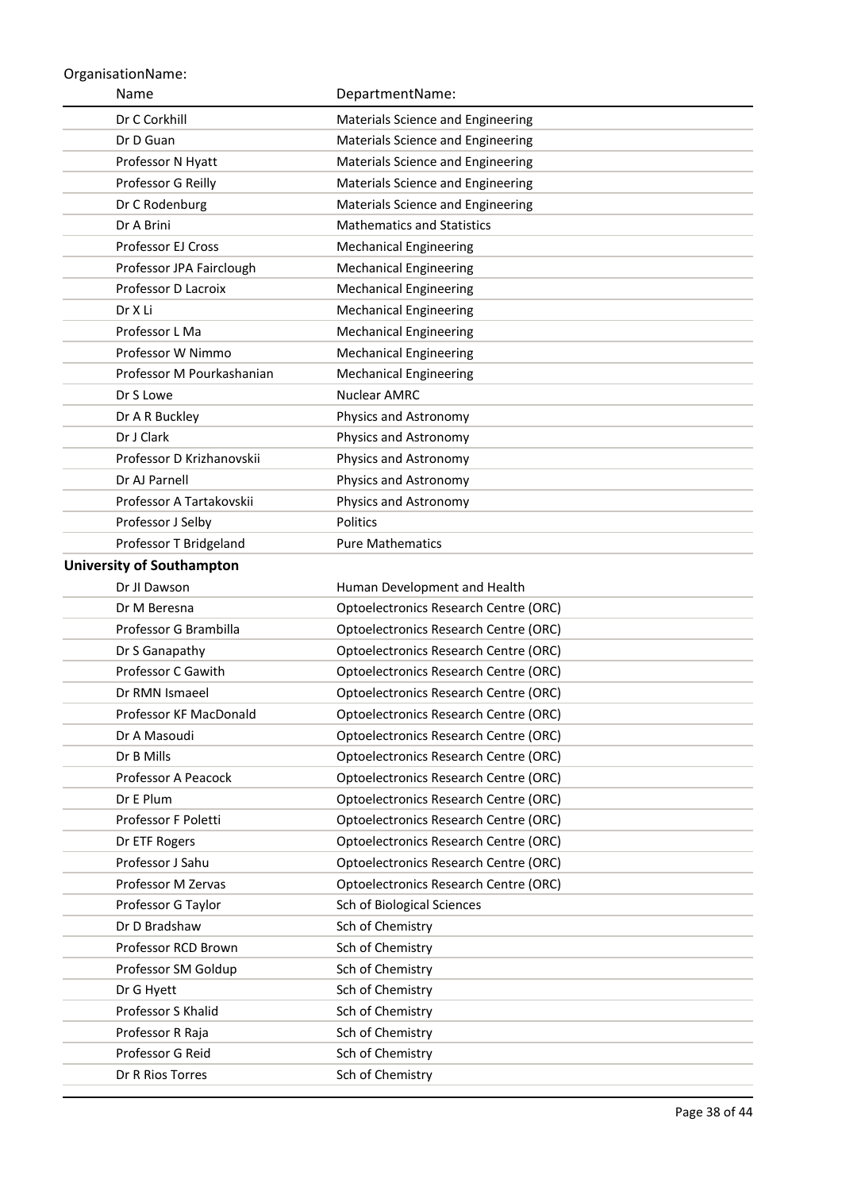| OrganisationName: | |
|---|---|
| Name | DepartmentName: |
| Dr C Corkhill | Materials Science and Engineering |
| Dr D Guan | Materials Science and Engineering |
| Professor N Hyatt | Materials Science and Engineering |
| Professor G Reilly | Materials Science and Engineering |
| Dr C Rodenburg | Materials Science and Engineering |
| Dr A Brini | Mathematics and Statistics |
| Professor EJ Cross | Mechanical Engineering |
| Professor JPA Fairclough | Mechanical Engineering |
| Professor D Lacroix | Mechanical Engineering |
| Dr X Li | Mechanical Engineering |
| Professor L Ma | Mechanical Engineering |
| Professor W Nimmo | Mechanical Engineering |
| Professor M Pourkashanian | Mechanical Engineering |
| Dr S Lowe | Nuclear AMRC |
| Dr A R Buckley | Physics and Astronomy |
| Dr J Clark | Physics and Astronomy |
| Professor D Krizhanovskii | Physics and Astronomy |
| Dr AJ Parnell | Physics and Astronomy |
| Professor A Tartakovskii | Physics and Astronomy |
| Professor J Selby | Politics |
| Professor T Bridgeland | Pure Mathematics |
| **University of Southampton** | |
| Dr JI Dawson | Human Development and Health |
| Dr M Beresna | Optoelectronics Research Centre (ORC) |
| Professor G Brambilla | Optoelectronics Research Centre (ORC) |
| Dr S Ganapathy | Optoelectronics Research Centre (ORC) |
| Professor C Gawith | Optoelectronics Research Centre (ORC) |
| Dr RMN Ismaeel | Optoelectronics Research Centre (ORC) |
| Professor KF MacDonald | Optoelectronics Research Centre (ORC) |
| Dr A Masoudi | Optoelectronics Research Centre (ORC) |
| Dr B Mills | Optoelectronics Research Centre (ORC) |
| Professor A Peacock | Optoelectronics Research Centre (ORC) |
| Dr E Plum | Optoelectronics Research Centre (ORC) |
| Professor F Poletti | Optoelectronics Research Centre (ORC) |
| Dr ETF Rogers | Optoelectronics Research Centre (ORC) |
| Professor J Sahu | Optoelectronics Research Centre (ORC) |
| Professor M Zervas | Optoelectronics Research Centre (ORC) |
| Professor G Taylor | Sch of Biological Sciences |
| Dr D Bradshaw | Sch of Chemistry |
| Professor RCD Brown | Sch of Chemistry |
| Professor SM Goldup | Sch of Chemistry |
| Dr G Hyett | Sch of Chemistry |
| Professor S Khalid | Sch of Chemistry |
| Professor R Raja | Sch of Chemistry |
| Professor G Reid | Sch of Chemistry |
| Dr R Rios Torres | Sch of Chemistry |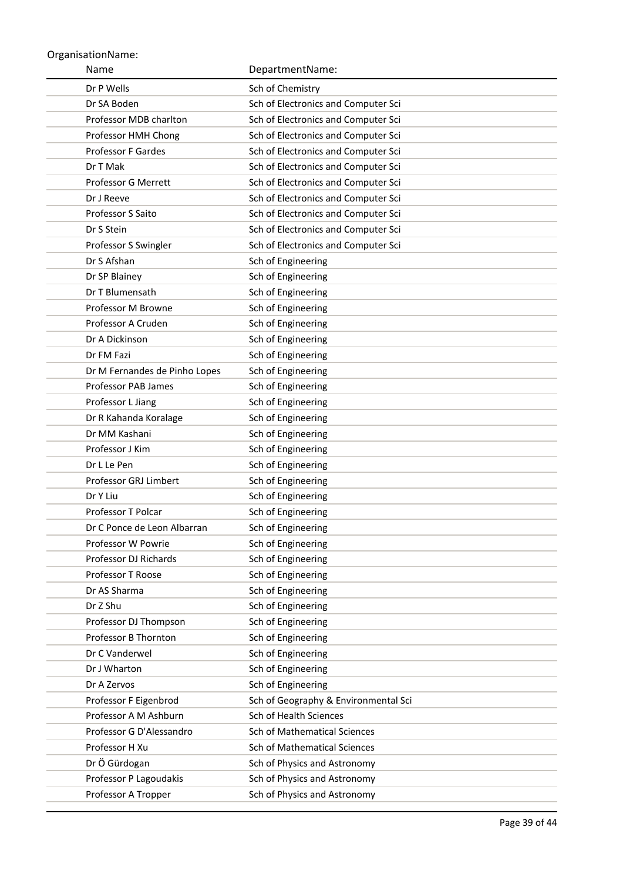OrganisationName:

| Name | DepartmentName: |
| --- | --- |
| Dr P Wells | Sch of Chemistry |
| Dr SA Boden | Sch of Electronics and Computer Sci |
| Professor MDB charlton | Sch of Electronics and Computer Sci |
| Professor HMH Chong | Sch of Electronics and Computer Sci |
| Professor F Gardes | Sch of Electronics and Computer Sci |
| Dr T Mak | Sch of Electronics and Computer Sci |
| Professor G Merrett | Sch of Electronics and Computer Sci |
| Dr J Reeve | Sch of Electronics and Computer Sci |
| Professor S Saito | Sch of Electronics and Computer Sci |
| Dr S Stein | Sch of Electronics and Computer Sci |
| Professor S Swingler | Sch of Electronics and Computer Sci |
| Dr S Afshan | Sch of Engineering |
| Dr SP Blainey | Sch of Engineering |
| Dr T Blumensath | Sch of Engineering |
| Professor M Browne | Sch of Engineering |
| Professor A Cruden | Sch of Engineering |
| Dr A Dickinson | Sch of Engineering |
| Dr FM Fazi | Sch of Engineering |
| Dr M Fernandes de Pinho Lopes | Sch of Engineering |
| Professor PAB James | Sch of Engineering |
| Professor L Jiang | Sch of Engineering |
| Dr R Kahanda Koralage | Sch of Engineering |
| Dr MM Kashani | Sch of Engineering |
| Professor J Kim | Sch of Engineering |
| Dr L Le Pen | Sch of Engineering |
| Professor GRJ Limbert | Sch of Engineering |
| Dr Y Liu | Sch of Engineering |
| Professor T Polcar | Sch of Engineering |
| Dr C Ponce de Leon Albarran | Sch of Engineering |
| Professor W Powrie | Sch of Engineering |
| Professor DJ Richards | Sch of Engineering |
| Professor T Roose | Sch of Engineering |
| Dr AS Sharma | Sch of Engineering |
| Dr Z Shu | Sch of Engineering |
| Professor DJ Thompson | Sch of Engineering |
| Professor B Thornton | Sch of Engineering |
| Dr C Vanderwel | Sch of Engineering |
| Dr J Wharton | Sch of Engineering |
| Dr A Zervos | Sch of Engineering |
| Professor F Eigenbrod | Sch of Geography & Environmental Sci |
| Professor A M Ashburn | Sch of Health Sciences |
| Professor G D'Alessandro | Sch of Mathematical Sciences |
| Professor H Xu | Sch of Mathematical Sciences |
| Dr Ö Gürdogan | Sch of Physics and Astronomy |
| Professor P Lagoudakis | Sch of Physics and Astronomy |
| Professor A Tropper | Sch of Physics and Astronomy |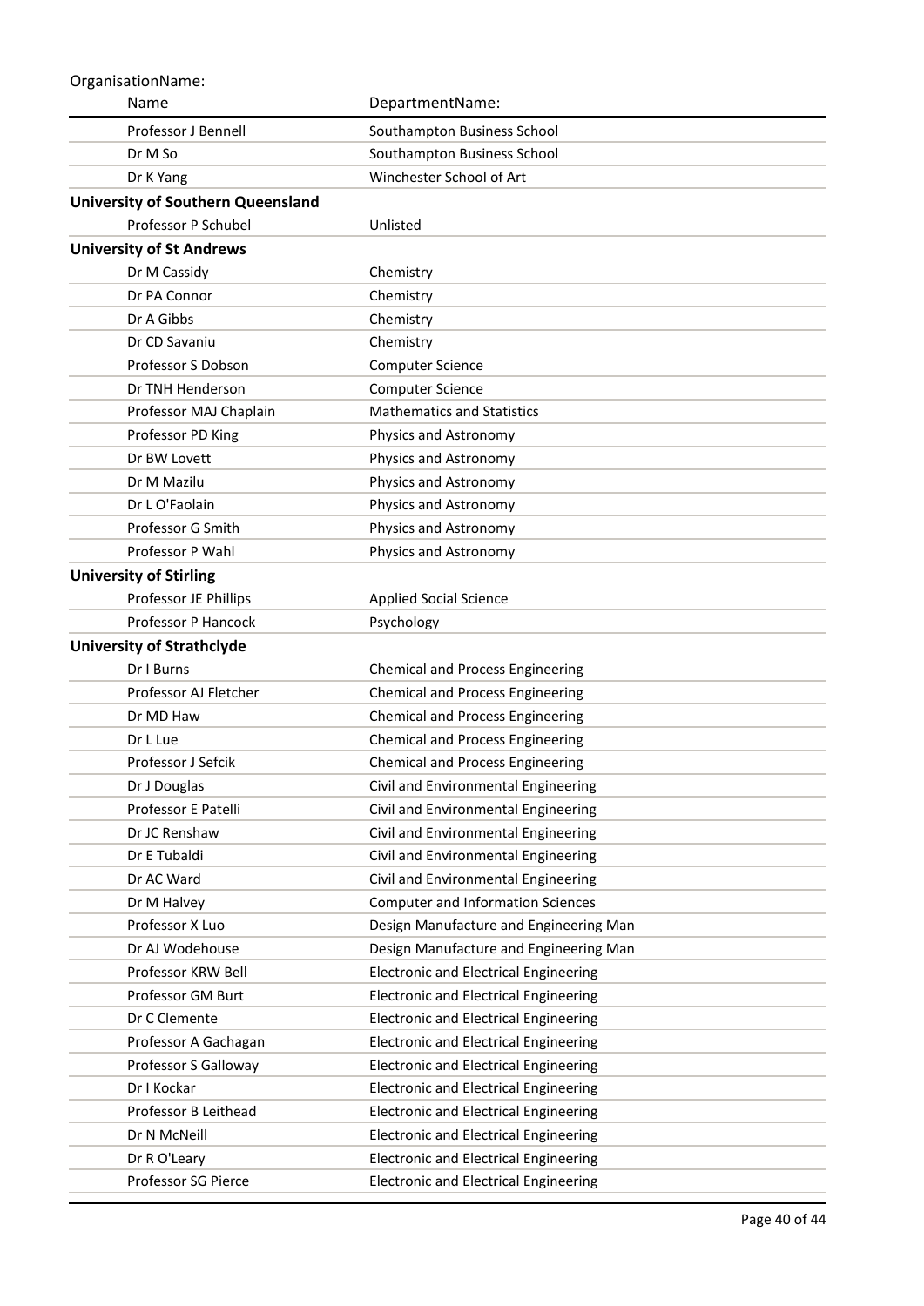| OrganisationName: | |
|---|---|
| Name | DepartmentName: |
| Professor J Bennell | Southampton Business School |
| Dr M So | Southampton Business School |
| Dr K Yang | Winchester School of Art |
| **University of Southern Queensland** | |
| Professor P Schubel | Unlisted |
| **University of St Andrews** | |
| Dr M Cassidy | Chemistry |
| Dr PA Connor | Chemistry |
| Dr A Gibbs | Chemistry |
| Dr CD Savaniu | Chemistry |
| Professor S Dobson | Computer Science |
| Dr TNH Henderson | Computer Science |
| Professor MAJ Chaplain | Mathematics and Statistics |
| Professor PD King | Physics and Astronomy |
| Dr BW Lovett | Physics and Astronomy |
| Dr M Mazilu | Physics and Astronomy |
| Dr L O'Faolain | Physics and Astronomy |
| Professor G Smith | Physics and Astronomy |
| Professor P Wahl | Physics and Astronomy |
| **University of Stirling** | |
| Professor JE Phillips | Applied Social Science |
| Professor P Hancock | Psychology |
| **University of Strathclyde** | |
| Dr I Burns | Chemical and Process Engineering |
| Professor AJ Fletcher | Chemical and Process Engineering |
| Dr MD Haw | Chemical and Process Engineering |
| Dr L Lue | Chemical and Process Engineering |
| Professor J Sefcik | Chemical and Process Engineering |
| Dr J Douglas | Civil and Environmental Engineering |
| Professor E Patelli | Civil and Environmental Engineering |
| Dr JC Renshaw | Civil and Environmental Engineering |
| Dr E Tubaldi | Civil and Environmental Engineering |
| Dr AC Ward | Civil and Environmental Engineering |
| Dr M Halvey | Computer and Information Sciences |
| Professor X Luo | Design Manufacture and Engineering Man |
| Dr AJ Wodehouse | Design Manufacture and Engineering Man |
| Professor KRW Bell | Electronic and Electrical Engineering |
| Professor GM Burt | Electronic and Electrical Engineering |
| Dr C Clemente | Electronic and Electrical Engineering |
| Professor A Gachagan | Electronic and Electrical Engineering |
| Professor S Galloway | Electronic and Electrical Engineering |
| Dr I Kockar | Electronic and Electrical Engineering |
| Professor B Leithead | Electronic and Electrical Engineering |
| Dr N McNeill | Electronic and Electrical Engineering |
| Dr R O'Leary | Electronic and Electrical Engineering |
| Professor SG Pierce | Electronic and Electrical Engineering |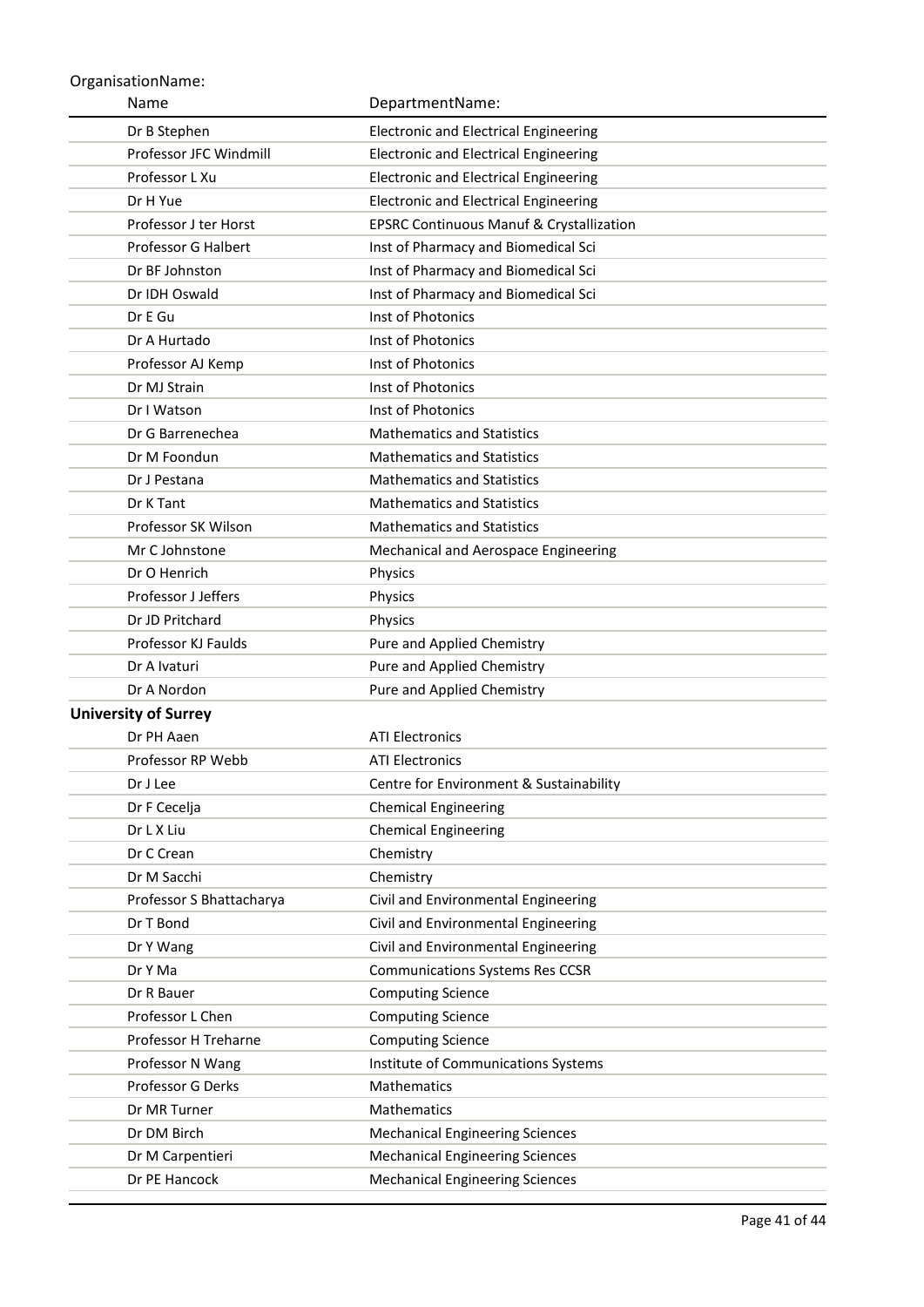OrganisationName:

| Name | DepartmentName: |
|---|---|
| Dr B Stephen | Electronic and Electrical Engineering |
| Professor JFC Windmill | Electronic and Electrical Engineering |
| Professor L Xu | Electronic and Electrical Engineering |
| Dr H Yue | Electronic and Electrical Engineering |
| Professor J ter Horst | EPSRC Continuous Manuf & Crystallization |
| Professor G Halbert | Inst of Pharmacy and Biomedical Sci |
| Dr BF Johnston | Inst of Pharmacy and Biomedical Sci |
| Dr IDH Oswald | Inst of Pharmacy and Biomedical Sci |
| Dr E Gu | Inst of Photonics |
| Dr A Hurtado | Inst of Photonics |
| Professor AJ Kemp | Inst of Photonics |
| Dr MJ Strain | Inst of Photonics |
| Dr I Watson | Inst of Photonics |
| Dr G Barrenechea | Mathematics and Statistics |
| Dr M Foondun | Mathematics and Statistics |
| Dr J Pestana | Mathematics and Statistics |
| Dr K Tant | Mathematics and Statistics |
| Professor SK Wilson | Mathematics and Statistics |
| Mr C Johnstone | Mechanical and Aerospace Engineering |
| Dr O Henrich | Physics |
| Professor J Jeffers | Physics |
| Dr JD Pritchard | Physics |
| Professor KJ Faulds | Pure and Applied Chemistry |
| Dr A Ivaturi | Pure and Applied Chemistry |
| Dr A Nordon | Pure and Applied Chemistry |
| **University of Surrey** | |
| Dr PH Aaen | ATI Electronics |
| Professor RP Webb | ATI Electronics |
| Dr J Lee | Centre for Environment & Sustainability |
| Dr F Cecelja | Chemical Engineering |
| Dr L X Liu | Chemical Engineering |
| Dr C Crean | Chemistry |
| Dr M Sacchi | Chemistry |
| Professor S Bhattacharya | Civil and Environmental Engineering |
| Dr T Bond | Civil and Environmental Engineering |
| Dr Y Wang | Civil and Environmental Engineering |
| Dr Y Ma | Communications Systems Res CCSR |
| Dr R Bauer | Computing Science |
| Professor L Chen | Computing Science |
| Professor H Treharne | Computing Science |
| Professor N Wang | Institute of Communications Systems |
| Professor G Derks | Mathematics |
| Dr MR Turner | Mathematics |
| Dr DM Birch | Mechanical Engineering Sciences |
| Dr M Carpentieri | Mechanical Engineering Sciences |
| Dr PE Hancock | Mechanical Engineering Sciences |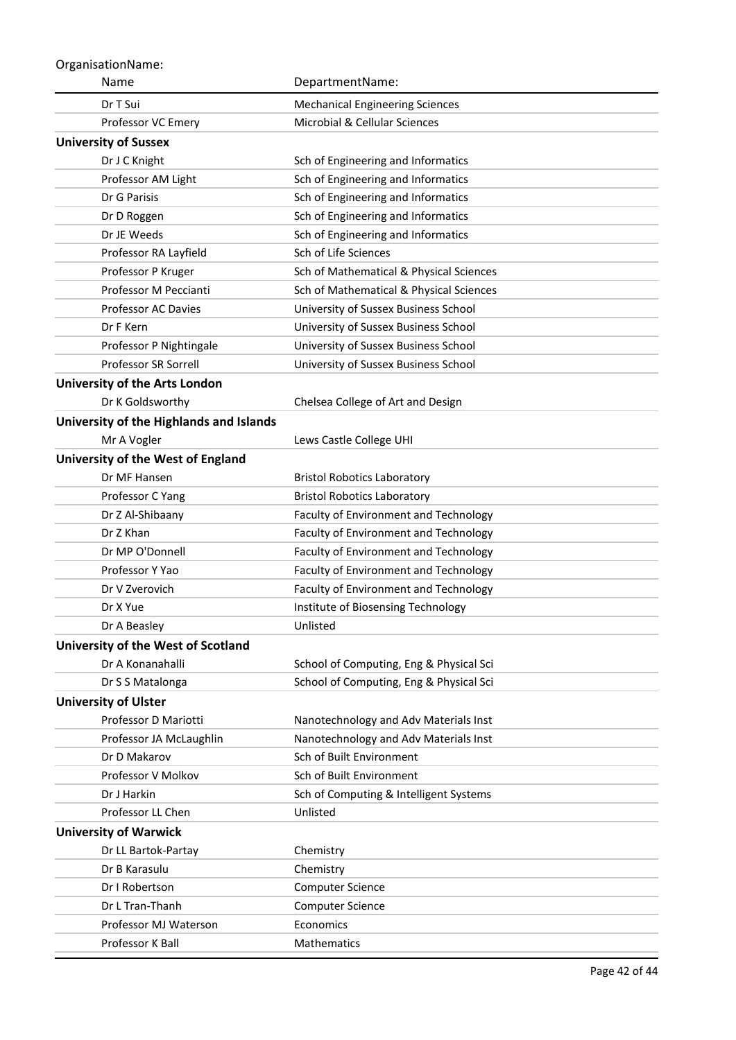OrganisationName:

| Name | DepartmentName: |
|---|---|
| Dr T Sui | Mechanical Engineering Sciences |
| Professor VC Emery | Microbial & Cellular Sciences |
| **University of Sussex** | |
| Dr J C Knight | Sch of Engineering and Informatics |
| Professor AM Light | Sch of Engineering and Informatics |
| Dr G Parisis | Sch of Engineering and Informatics |
| Dr D Roggen | Sch of Engineering and Informatics |
| Dr JE Weeds | Sch of Engineering and Informatics |
| Professor RA Layfield | Sch of Life Sciences |
| Professor P Kruger | Sch of Mathematical & Physical Sciences |
| Professor M Peccianti | Sch of Mathematical & Physical Sciences |
| Professor AC Davies | University of Sussex Business School |
| Dr F Kern | University of Sussex Business School |
| Professor P Nightingale | University of Sussex Business School |
| Professor SR Sorrell | University of Sussex Business School |
| **University of the Arts London** | |
| Dr K Goldsworthy | Chelsea College of Art and Design |
| **University of the Highlands and Islands** | |
| Mr A Vogler | Lews Castle College UHI |
| **University of the West of England** | |
| Dr MF Hansen | Bristol Robotics Laboratory |
| Professor C Yang | Bristol Robotics Laboratory |
| Dr Z Al-Shibaany | Faculty of Environment and Technology |
| Dr Z Khan | Faculty of Environment and Technology |
| Dr MP O'Donnell | Faculty of Environment and Technology |
| Professor Y Yao | Faculty of Environment and Technology |
| Dr V Zverovich | Faculty of Environment and Technology |
| Dr X Yue | Institute of Biosensing Technology |
| Dr A Beasley | Unlisted |
| **University of the West of Scotland** | |
| Dr A Konanahalli | School of Computing, Eng & Physical Sci |
| Dr S S Matalonga | School of Computing, Eng & Physical Sci |
| **University of Ulster** | |
| Professor D Mariotti | Nanotechnology and Adv Materials Inst |
| Professor JA McLaughlin | Nanotechnology and Adv Materials Inst |
| Dr D Makarov | Sch of Built Environment |
| Professor V Molkov | Sch of Built Environment |
| Dr J Harkin | Sch of Computing & Intelligent Systems |
| Professor LL Chen | Unlisted |
| **University of Warwick** | |
| Dr LL Bartok-Partay | Chemistry |
| Dr B Karasulu | Chemistry |
| Dr I Robertson | Computer Science |
| Dr L Tran-Thanh | Computer Science |
| Professor MJ Waterson | Economics |
| Professor K Ball | Mathematics |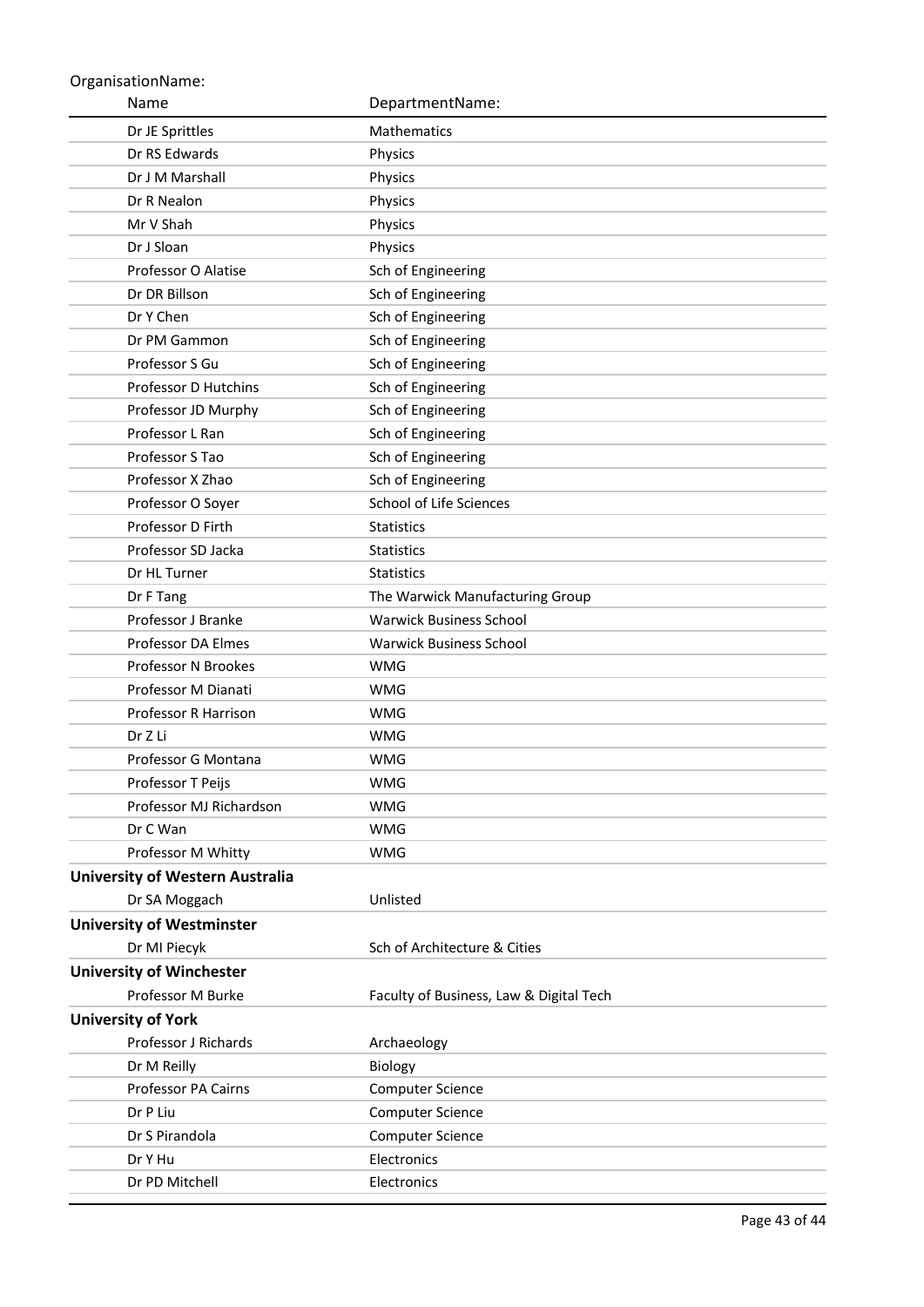OrganisationName:

| Name | DepartmentName: |
|---|---|
| Dr JE Sprittles | Mathematics |
| Dr RS Edwards | Physics |
| Dr J M Marshall | Physics |
| Dr R Nealon | Physics |
| Mr V Shah | Physics |
| Dr J Sloan | Physics |
| Professor O Alatise | Sch of Engineering |
| Dr DR Billson | Sch of Engineering |
| Dr Y Chen | Sch of Engineering |
| Dr PM Gammon | Sch of Engineering |
| Professor S Gu | Sch of Engineering |
| Professor D Hutchins | Sch of Engineering |
| Professor JD Murphy | Sch of Engineering |
| Professor L Ran | Sch of Engineering |
| Professor S Tao | Sch of Engineering |
| Professor X Zhao | Sch of Engineering |
| Professor O Soyer | School of Life Sciences |
| Professor D Firth | Statistics |
| Professor SD Jacka | Statistics |
| Dr HL Turner | Statistics |
| Dr F Tang | The Warwick Manufacturing Group |
| Professor J Branke | Warwick Business School |
| Professor DA Elmes | Warwick Business School |
| Professor N Brookes | WMG |
| Professor M Dianati | WMG |
| Professor R Harrison | WMG |
| Dr Z Li | WMG |
| Professor G Montana | WMG |
| Professor T Peijs | WMG |
| Professor MJ Richardson | WMG |
| Dr C Wan | WMG |
| Professor M Whitty | WMG |
| **University of Western Australia** | |
| Dr SA Moggach | Unlisted |
| **University of Westminster** | |
| Dr MI Piecyk | Sch of Architecture & Cities |
| **University of Winchester** | |
| Professor M Burke | Faculty of Business, Law & Digital Tech |
| **University of York** | |
| Professor J Richards | Archaeology |
| Dr M Reilly | Biology |
| Professor PA Cairns | Computer Science |
| Dr P Liu | Computer Science |
| Dr S Pirandola | Computer Science |
| Dr Y Hu | Electronics |
| Dr PD Mitchell | Electronics |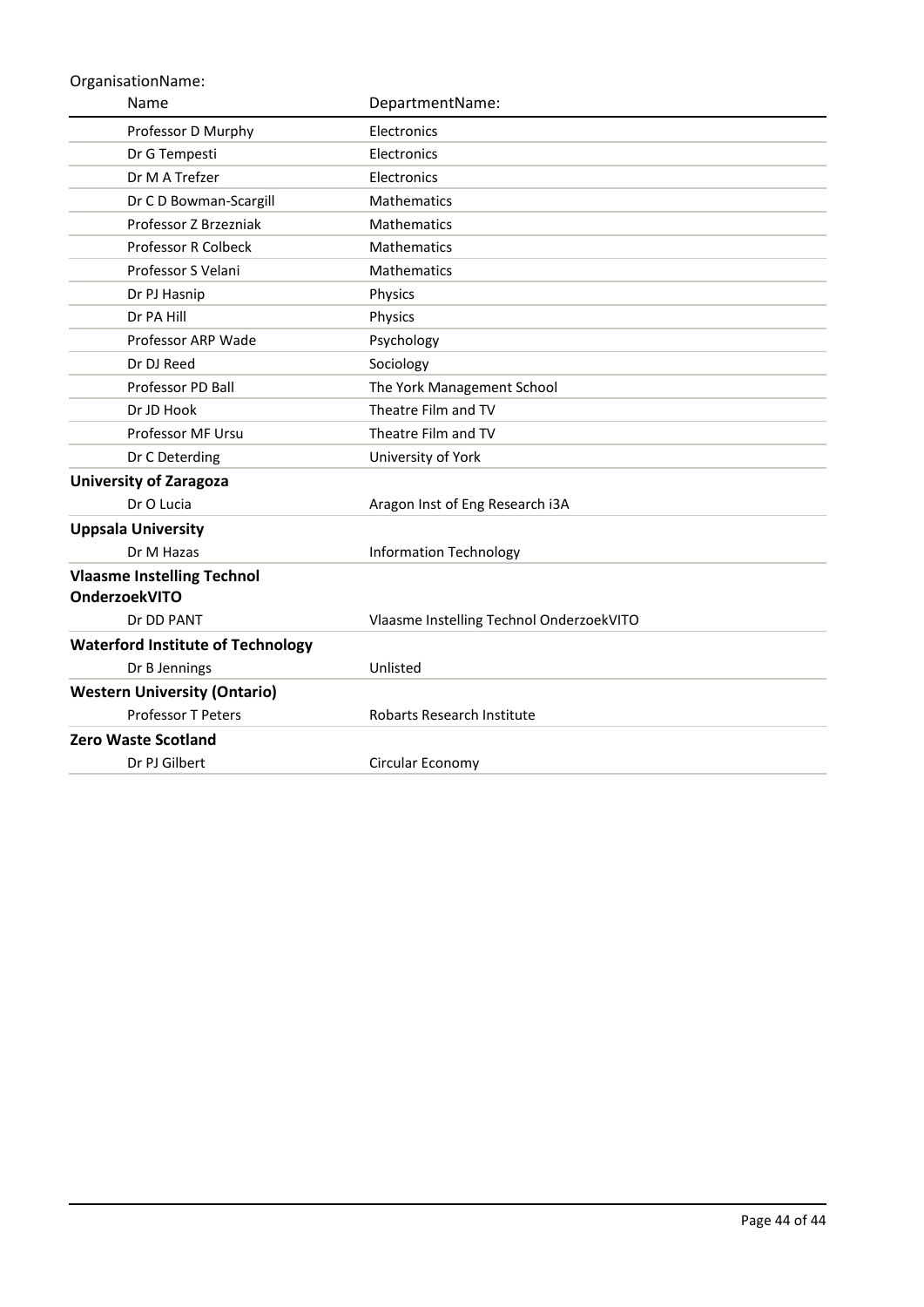OrganisationName:

| Name | DepartmentName: |
|---|---|
| Professor D Murphy | Electronics |
| Dr G Tempesti | Electronics |
| Dr M A Trefzer | Electronics |
| Dr C D Bowman-Scargill | Mathematics |
| Professor Z Brzezniak | Mathematics |
| Professor R Colbeck | Mathematics |
| Professor S Velani | Mathematics |
| Dr PJ Hasnip | Physics |
| Dr PA Hill | Physics |
| Professor ARP Wade | Psychology |
| Dr DJ Reed | Sociology |
| Professor PD Ball | The York Management School |
| Dr JD Hook | Theatre Film and TV |
| Professor MF Ursu | Theatre Film and TV |
| Dr C Deterding | University of York |
| **University of Zaragoza** | |
| Dr O Lucia | Aragon Inst of Eng Research i3A |
| **Uppsala University** | |
| Dr M Hazas | Information Technology |
| **Vlaasme Instelling Technol OnderzoekVITO** | |
| Dr DD PANT | Vlaasme Instelling Technol OnderzoekVITO |
| **Waterford Institute of Technology** | |
| Dr B Jennings | Unlisted |
| **Western University (Ontario)** | |
| Professor T Peters | Robarts Research Institute |
| **Zero Waste Scotland** | |
| Dr PJ Gilbert | Circular Economy |